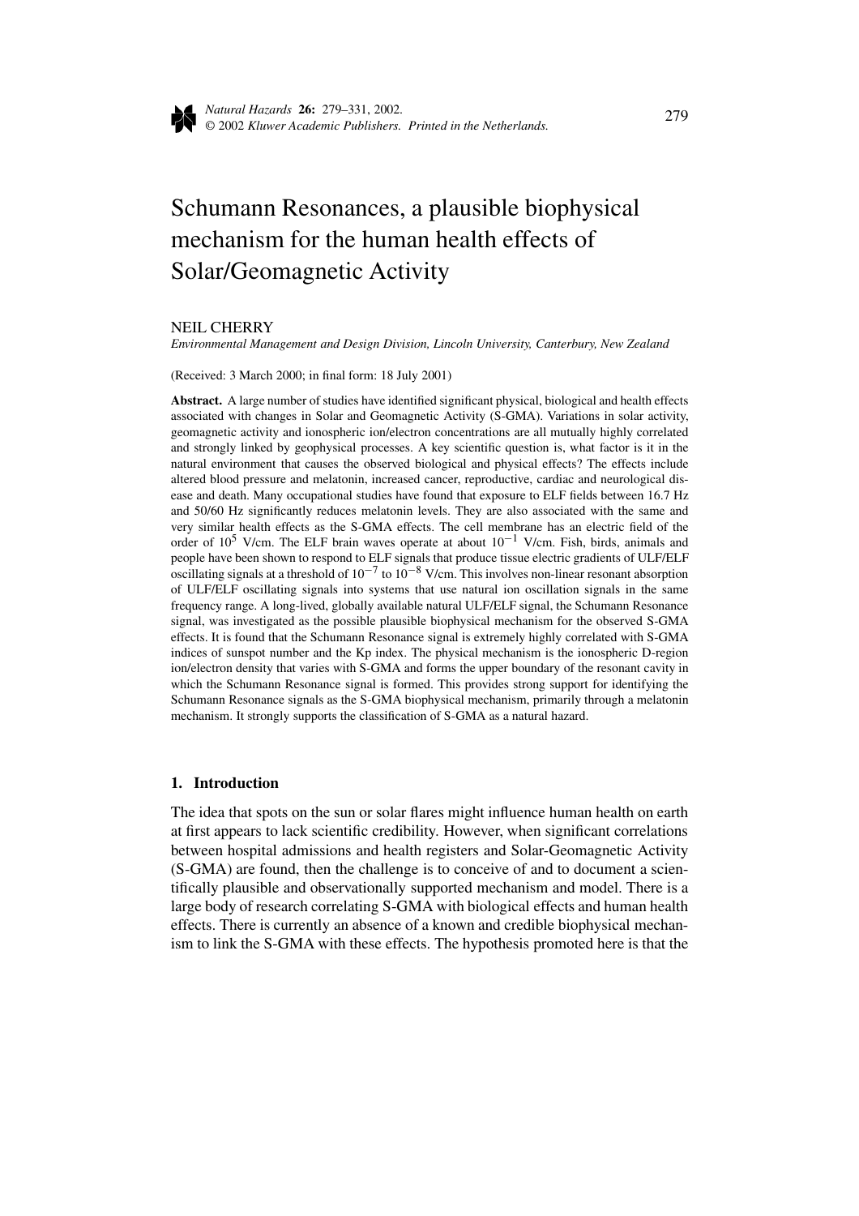# Schumann Resonances, a plausible biophysical mechanism for the human health effects of Solar/Geomagnetic Activity

NEIL CHERRY

*Environmental Management and Design Division, Lincoln University, Canterbury, New Zealand*

(Received: 3 March 2000; in final form: 18 July 2001)

**Abstract.** A large number of studies have identified significant physical, biological and health effects associated with changes in Solar and Geomagnetic Activity (S-GMA). Variations in solar activity, geomagnetic activity and ionospheric ion/electron concentrations are all mutually highly correlated and strongly linked by geophysical processes. A key scientific question is, what factor is it in the natural environment that causes the observed biological and physical effects? The effects include altered blood pressure and melatonin, increased cancer, reproductive, cardiac and neurological disease and death. Many occupational studies have found that exposure to ELF fields between 16.7 Hz and 50/60 Hz significantly reduces melatonin levels. They are also associated with the same and very similar health effects as the S-GMA effects. The cell membrane has an electric field of the order of $10^5$ V/cm. The ELF brain waves operate at about $10^{-1}$ V/cm. Fish, birds, animals and people have been shown to respond to ELF signals that produce tissue electric gradients of ULF/ELF oscillating signals at a threshold of $10^{-7}$ to $10^{-8}$ V/cm. This involves non-linear resonant absorption of ULF/ELF oscillating signals into systems that use natural ion oscillation signals in the same frequency range. A long-lived, globally available natural ULF/ELF signal, the Schumann Resonance signal, was investigated as the possible plausible biophysical mechanism for the observed S-GMA effects. It is found that the Schumann Resonance signal is extremely highly correlated with S-GMA indices of sunspot number and the Kp index. The physical mechanism is the ionospheric D-region ion/electron density that varies with S-GMA and forms the upper boundary of the resonant cavity in which the Schumann Resonance signal is formed. This provides strong support for identifying the Schumann Resonance signals as the S-GMA biophysical mechanism, primarily through a melatonin mechanism. It strongly supports the classification of S-GMA as a natural hazard.

## 1. Introduction

The idea that spots on the sun or solar flares might influence human health on earth at first appears to lack scientific credibility. However, when significant correlations between hospital admissions and health registers and Solar-Geomagnetic Activity (S-GMA) are found, then the challenge is to conceive of and to document a scientifically plausible and observationally supported mechanism and model. There is a large body of research correlating S-GMA with biological effects and human health effects. There is currently an absence of a known and credible biophysical mechanism to link the S-GMA with these effects. The hypothesis promoted here is that the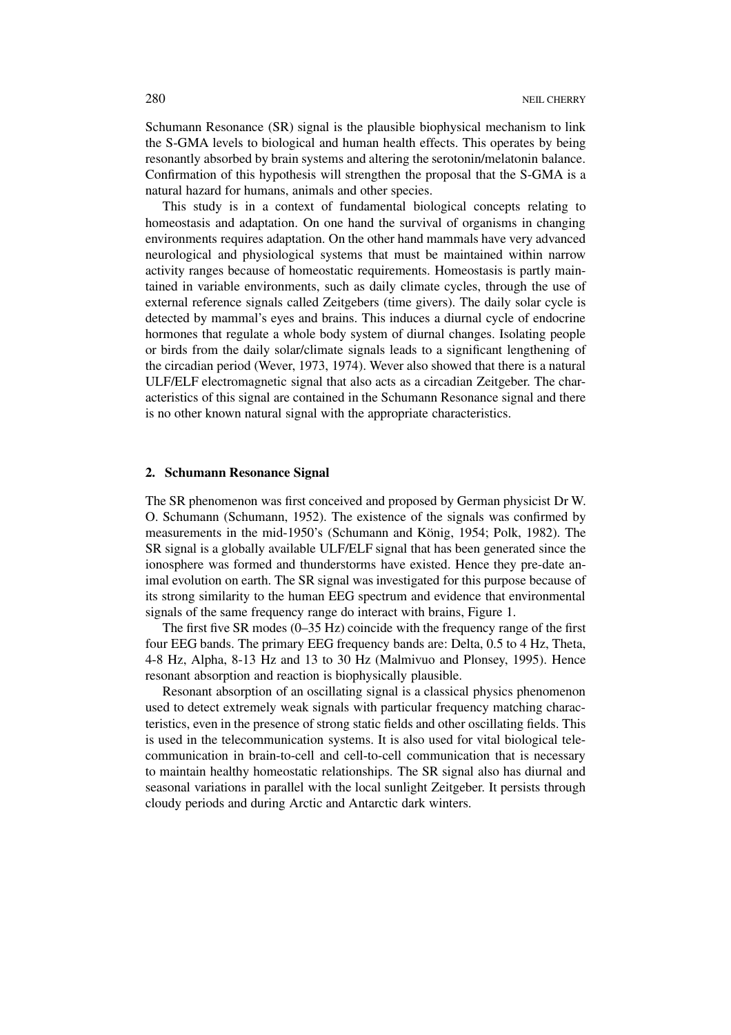Schumann Resonance (SR) signal is the plausible biophysical mechanism to link the S-GMA levels to biological and human health effects. This operates by being resonantly absorbed by brain systems and altering the serotonin/melatonin balance. Confirmation of this hypothesis will strengthen the proposal that the S-GMA is a natural hazard for humans, animals and other species.

This study is in a context of fundamental biological concepts relating to homeostasis and adaptation. On one hand the survival of organisms in changing environments requires adaptation. On the other hand mammals have very advanced neurological and physiological systems that must be maintained within narrow activity ranges because of homeostatic requirements. Homeostasis is partly maintained in variable environments, such as daily climate cycles, through the use of external reference signals called Zeitgebers (time givers). The daily solar cycle is detected by mammal's eyes and brains. This induces a diurnal cycle of endocrine hormones that regulate a whole body system of diurnal changes. Isolating people or birds from the daily solar/climate signals leads to a significant lengthening of the circadian period (Wever, 1973, 1974). Wever also showed that there is a natural ULF/ELF electromagnetic signal that also acts as a circadian Zeitgeber. The characteristics of this signal are contained in the Schumann Resonance signal and there is no other known natural signal with the appropriate characteristics.

## 2. Schumann Resonance Signal

The SR phenomenon was first conceived and proposed by German physicist Dr W. O. Schumann (Schumann, 1952). The existence of the signals was confirmed by measurements in the mid-1950's (Schumann and König, 1954; Polk, 1982). The SR signal is a globally available ULF/ELF signal that has been generated since the ionosphere was formed and thunderstorms have existed. Hence they pre-date animal evolution on earth. The SR signal was investigated for this purpose because of its strong similarity to the human EEG spectrum and evidence that environmental signals of the same frequency range do interact with brains, Figure 1.

The first five SR modes (0–35 Hz) coincide with the frequency range of the first four EEG bands. The primary EEG frequency bands are: Delta, 0.5 to 4 Hz, Theta, 4-8 Hz, Alpha, 8-13 Hz and 13 to 30 Hz (Malmivuo and Plonsey, 1995). Hence resonant absorption and reaction is biophysically plausible.

Resonant absorption of an oscillating signal is a classical physics phenomenon used to detect extremely weak signals with particular frequency matching characteristics, even in the presence of strong static fields and other oscillating fields. This is used in the telecommunication systems. It is also used for vital biological telecommunication in brain-to-cell and cell-to-cell communication that is necessary to maintain healthy homeostatic relationships. The SR signal also has diurnal and seasonal variations in parallel with the local sunlight Zeitgeber. It persists through cloudy periods and during Arctic and Antarctic dark winters.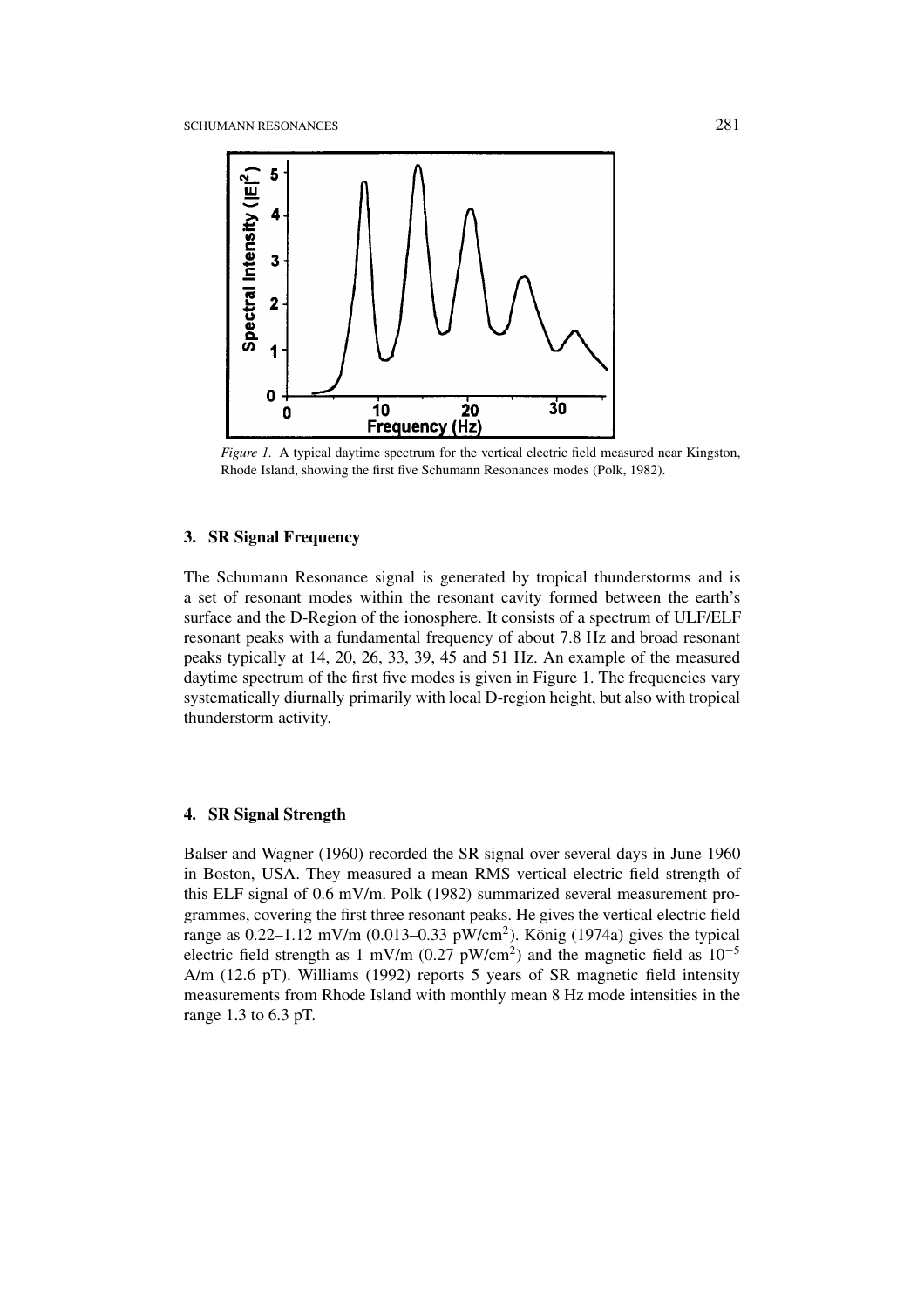*Figure 1.* A typical daytime spectrum for the vertical electric field measured near Kingston, Rhode Island, showing the first five Schumann Resonances modes (Polk, 1982).

### 3. SR Signal Frequency

The Schumann Resonance signal is generated by tropical thunderstorms and is a set of resonant modes within the resonant cavity formed between the earth's surface and the D-Region of the ionosphere. It consists of a spectrum of ULF/ELF resonant peaks with a fundamental frequency of about 7.8 Hz and broad resonant peaks typically at 14, 20, 26, 33, 39, 45 and 51 Hz. An example of the measured daytime spectrum of the first five modes is given in Figure 1. The frequencies vary systematically diurnally primarily with local D-region height, but also with tropical thunderstorm activity.

### 4. SR Signal Strength

Balser and Wagner (1960) recorded the SR signal over several days in June 1960 in Boston, USA. They measured a mean RMS vertical electric field strength of this ELF signal of 0.6 mV/m. Polk (1982) summarized several measurement programmes, covering the first three resonant peaks. He gives the vertical electric field range as 0.22–1.12 mV/m (0.013–0.33 pW/cm$^2$). König (1974a) gives the typical electric field strength as 1 mV/m (0.27 pW/cm$^2$) and the magnetic field as $10^{-5}$ A/m (12.6 pT). Williams (1992) reports 5 years of SR magnetic field intensity measurements from Rhode Island with monthly mean 8 Hz mode intensities in the range 1.3 to 6.3 pT.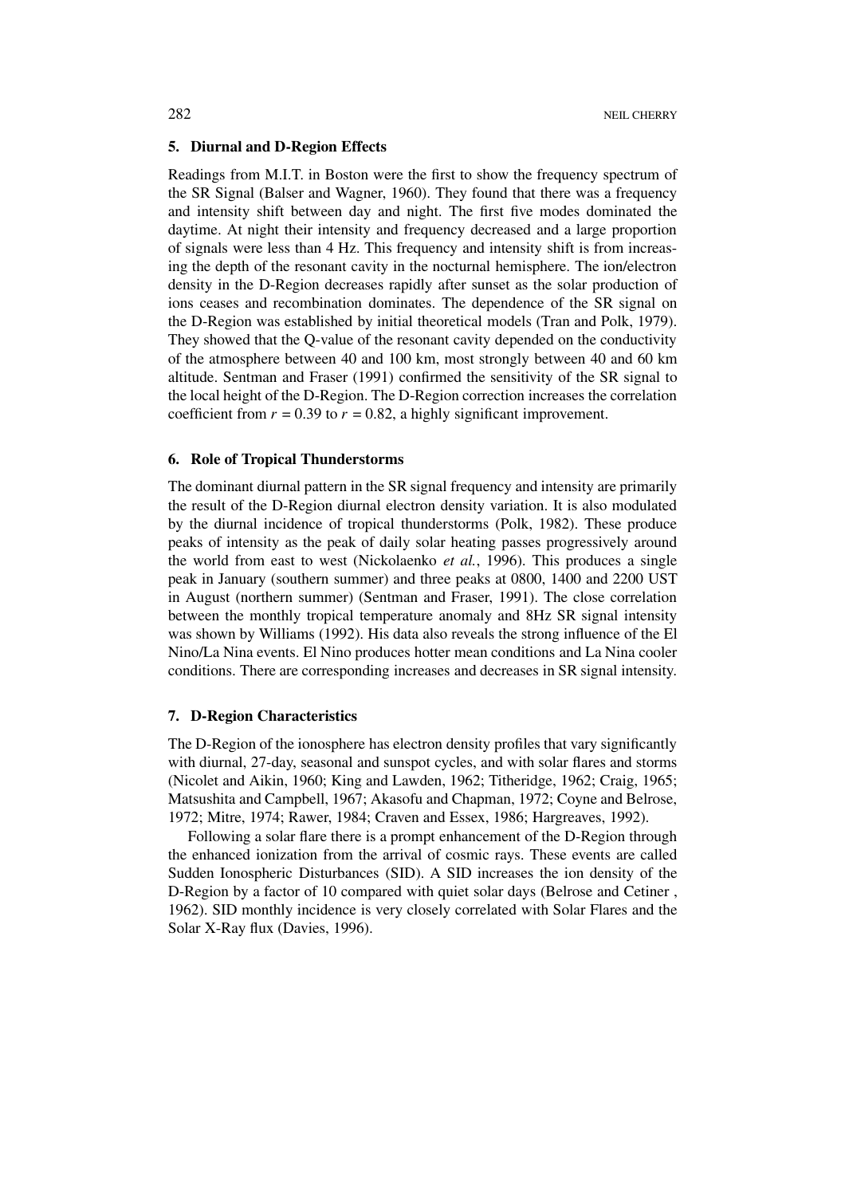## 5. Diurnal and D-Region Effects

Readings from M.I.T. in Boston were the first to show the frequency spectrum of the SR Signal (Balser and Wagner, 1960). They found that there was a frequency and intensity shift between day and night. The first five modes dominated the daytime. At night their intensity and frequency decreased and a large proportion of signals were less than 4 Hz. This frequency and intensity shift is from increasing the depth of the resonant cavity in the nocturnal hemisphere. The ion/electron density in the D-Region decreases rapidly after sunset as the solar production of ions ceases and recombination dominates. The dependence of the SR signal on the D-Region was established by initial theoretical models (Tran and Polk, 1979). They showed that the Q-value of the resonant cavity depended on the conductivity of the atmosphere between 40 and 100 km, most strongly between 40 and 60 km altitude. Sentman and Fraser (1991) confirmed the sensitivity of the SR signal to the local height of the D-Region. The D-Region correction increases the correlation coefficient from $r = 0.39$ to $r = 0.82$, a highly significant improvement.

## 6. Role of Tropical Thunderstorms

The dominant diurnal pattern in the SR signal frequency and intensity are primarily the result of the D-Region diurnal electron density variation. It is also modulated by the diurnal incidence of tropical thunderstorms (Polk, 1982). These produce peaks of intensity as the peak of daily solar heating passes progressively around the world from east to west (Nickolaenko *et al.*, 1996). This produces a single peak in January (southern summer) and three peaks at 0800, 1400 and 2200 UST in August (northern summer) (Sentman and Fraser, 1991). The close correlation between the monthly tropical temperature anomaly and 8Hz SR signal intensity was shown by Williams (1992). His data also reveals the strong influence of the El Nino/La Nina events. El Nino produces hotter mean conditions and La Nina cooler conditions. There are corresponding increases and decreases in SR signal intensity.

## 7. D-Region Characteristics

The D-Region of the ionosphere has electron density profiles that vary significantly with diurnal, 27-day, seasonal and sunspot cycles, and with solar flares and storms (Nicolet and Aikin, 1960; King and Lawden, 1962; Titheridge, 1962; Craig, 1965; Matsushita and Campbell, 1967; Akasofu and Chapman, 1972; Coyne and Belrose, 1972; Mitre, 1974; Rawer, 1984; Craven and Essex, 1986; Hargreaves, 1992).

Following a solar flare there is a prompt enhancement of the D-Region through the enhanced ionization from the arrival of cosmic rays. These events are called Sudden Ionospheric Disturbances (SID). A SID increases the ion density of the D-Region by a factor of 10 compared with quiet solar days (Belrose and Cetiner , 1962). SID monthly incidence is very closely correlated with Solar Flares and the Solar X-Ray flux (Davies, 1996).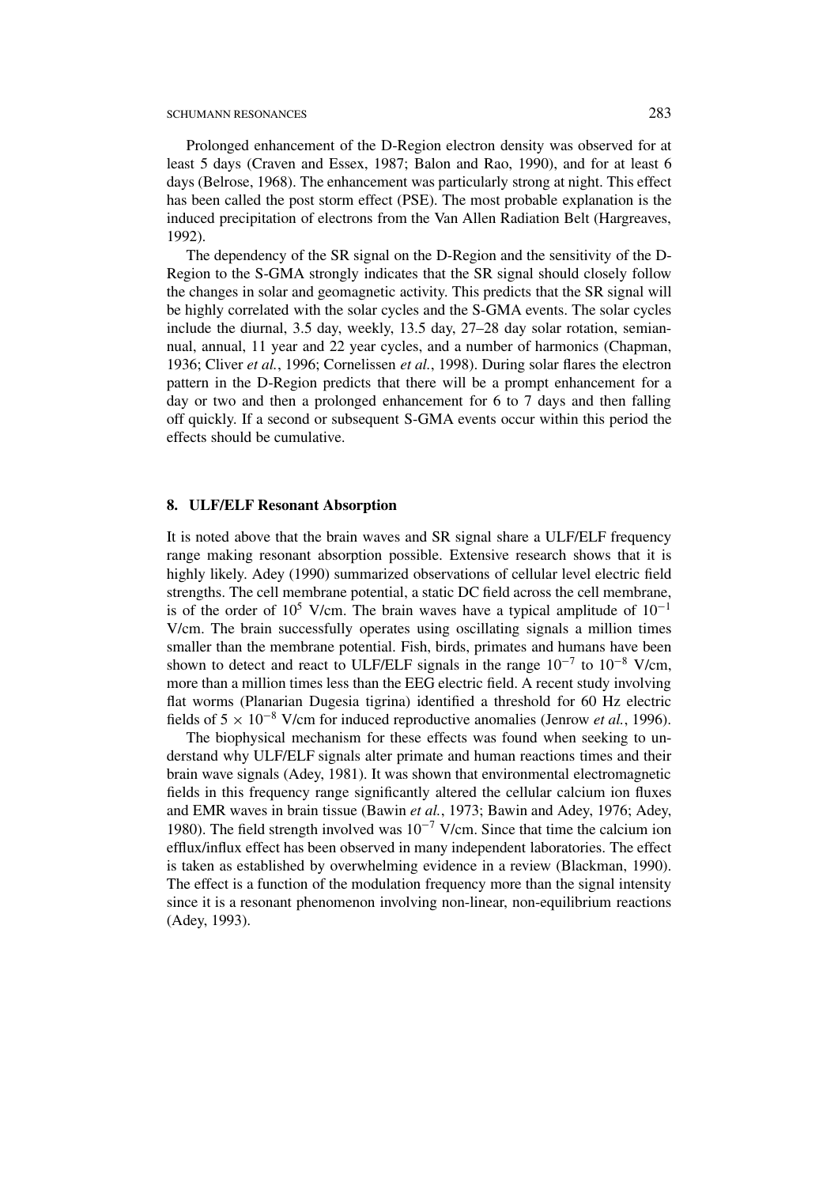Prolonged enhancement of the D-Region electron density was observed for at least 5 days (Craven and Essex, 1987; Balon and Rao, 1990), and for at least 6 days (Belrose, 1968). The enhancement was particularly strong at night. This effect has been called the post storm effect (PSE). The most probable explanation is the induced precipitation of electrons from the Van Allen Radiation Belt (Hargreaves, 1992).

The dependency of the SR signal on the D-Region and the sensitivity of the D-Region to the S-GMA strongly indicates that the SR signal should closely follow the changes in solar and geomagnetic activity. This predicts that the SR signal will be highly correlated with the solar cycles and the S-GMA events. The solar cycles include the diurnal, 3.5 day, weekly, 13.5 day, 27–28 day solar rotation, semiannual, annual, 11 year and 22 year cycles, and a number of harmonics (Chapman, 1936; Cliver *et al.*, 1996; Cornelissen *et al.*, 1998). During solar flares the electron pattern in the D-Region predicts that there will be a prompt enhancement for a day or two and then a prolonged enhancement for 6 to 7 days and then falling off quickly. If a second or subsequent S-GMA events occur within this period the effects should be cumulative.

## 8. ULF/ELF Resonant Absorption

It is noted above that the brain waves and SR signal share a ULF/ELF frequency range making resonant absorption possible. Extensive research shows that it is highly likely. Adey (1990) summarized observations of cellular level electric field strengths. The cell membrane potential, a static DC field across the cell membrane, is of the order of $10^5$ V/cm. The brain waves have a typical amplitude of $10^{-1}$ V/cm. The brain successfully operates using oscillating signals a million times smaller than the membrane potential. Fish, birds, primates and humans have been shown to detect and react to ULF/ELF signals in the range $10^{-7}$ to $10^{-8}$ V/cm, more than a million times less than the EEG electric field. A recent study involving flat worms (Planarian Dugesia tigrina) identified a threshold for 60 Hz electric fields of $5 \times 10^{-8}$ V/cm for induced reproductive anomalies (Jenrow *et al.*, 1996).

The biophysical mechanism for these effects was found when seeking to understand why ULF/ELF signals alter primate and human reactions times and their brain wave signals (Adey, 1981). It was shown that environmental electromagnetic fields in this frequency range significantly altered the cellular calcium ion fluxes and EMR waves in brain tissue (Bawin *et al.*, 1973; Bawin and Adey, 1976; Adey, 1980). The field strength involved was $10^{-7}$ V/cm. Since that time the calcium ion efflux/influx effect has been observed in many independent laboratories. The effect is taken as established by overwhelming evidence in a review (Blackman, 1990). The effect is a function of the modulation frequency more than the signal intensity since it is a resonant phenomenon involving non-linear, non-equilibrium reactions (Adey, 1993).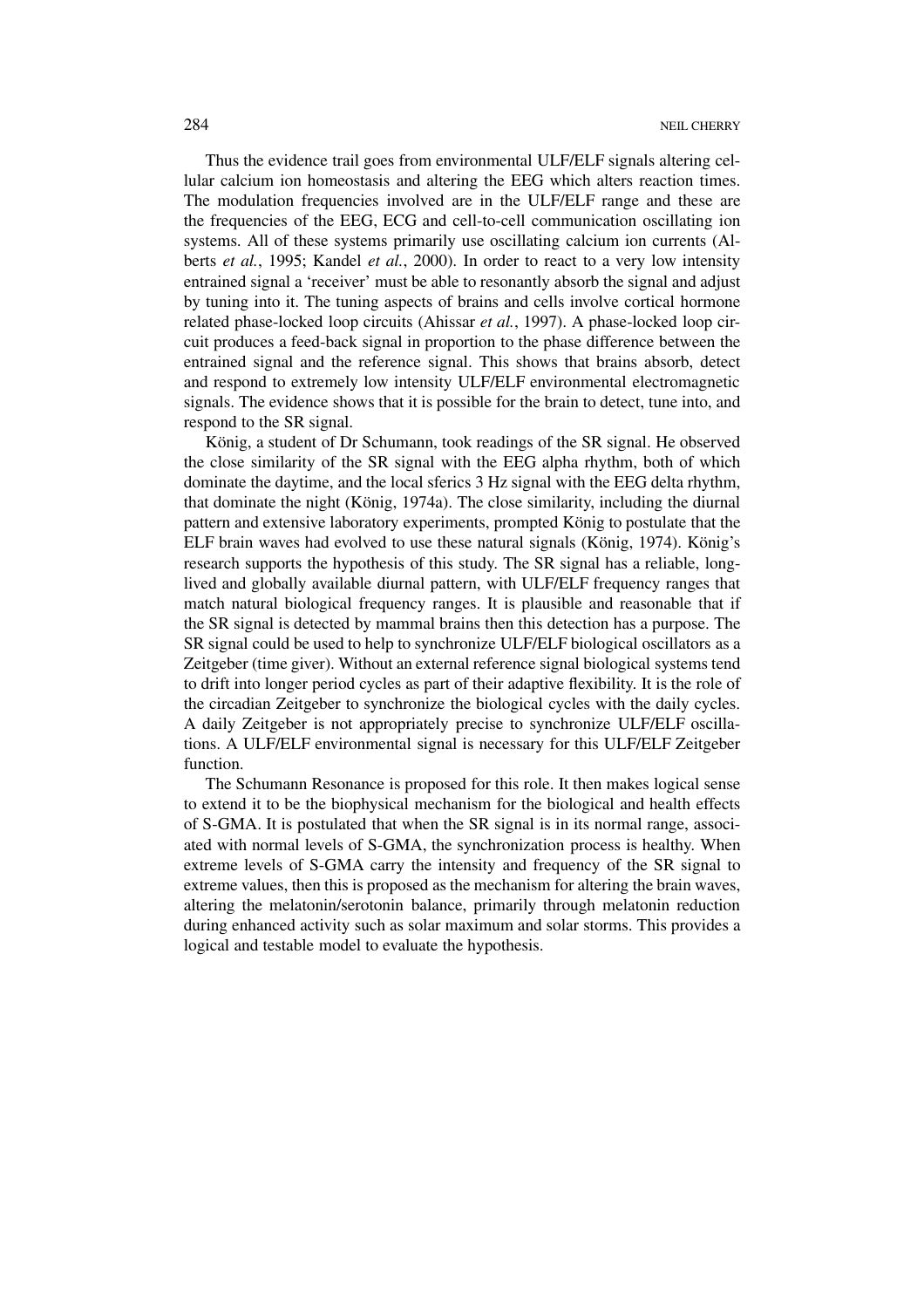Thus the evidence trail goes from environmental ULF/ELF signals altering cellular calcium ion homeostasis and altering the EEG which alters reaction times. The modulation frequencies involved are in the ULF/ELF range and these are the frequencies of the EEG, ECG and cell-to-cell communication oscillating ion systems. All of these systems primarily use oscillating calcium ion currents (Alberts *et al.*, 1995; Kandel *et al.*, 2000). In order to react to a very low intensity entrained signal a 'receiver' must be able to resonantly absorb the signal and adjust by tuning into it. The tuning aspects of brains and cells involve cortical hormone related phase-locked loop circuits (Ahissar *et al.*, 1997). A phase-locked loop circuit produces a feed-back signal in proportion to the phase difference between the entrained signal and the reference signal. This shows that brains absorb, detect and respond to extremely low intensity ULF/ELF environmental electromagnetic signals. The evidence shows that it is possible for the brain to detect, tune into, and respond to the SR signal.

König, a student of Dr Schumann, took readings of the SR signal. He observed the close similarity of the SR signal with the EEG alpha rhythm, both of which dominate the daytime, and the local sferics 3 Hz signal with the EEG delta rhythm, that dominate the night (König, 1974a). The close similarity, including the diurnal pattern and extensive laboratory experiments, prompted König to postulate that the ELF brain waves had evolved to use these natural signals (König, 1974). König's research supports the hypothesis of this study. The SR signal has a reliable, long-lived and globally available diurnal pattern, with ULF/ELF frequency ranges that match natural biological frequency ranges. It is plausible and reasonable that if the SR signal is detected by mammal brains then this detection has a purpose. The SR signal could be used to help to synchronize ULF/ELF biological oscillators as a Zeitgeber (time giver). Without an external reference signal biological systems tend to drift into longer period cycles as part of their adaptive flexibility. It is the role of the circadian Zeitgeber to synchronize the biological cycles with the daily cycles. A daily Zeitgeber is not appropriately precise to synchronize ULF/ELF oscillations. A ULF/ELF environmental signal is necessary for this ULF/ELF Zeitgeber function.

The Schumann Resonance is proposed for this role. It then makes logical sense to extend it to be the biophysical mechanism for the biological and health effects of S-GMA. It is postulated that when the SR signal is in its normal range, associated with normal levels of S-GMA, the synchronization process is healthy. When extreme levels of S-GMA carry the intensity and frequency of the SR signal to extreme values, then this is proposed as the mechanism for altering the brain waves, altering the melatonin/serotonin balance, primarily through melatonin reduction during enhanced activity such as solar maximum and solar storms. This provides a logical and testable model to evaluate the hypothesis.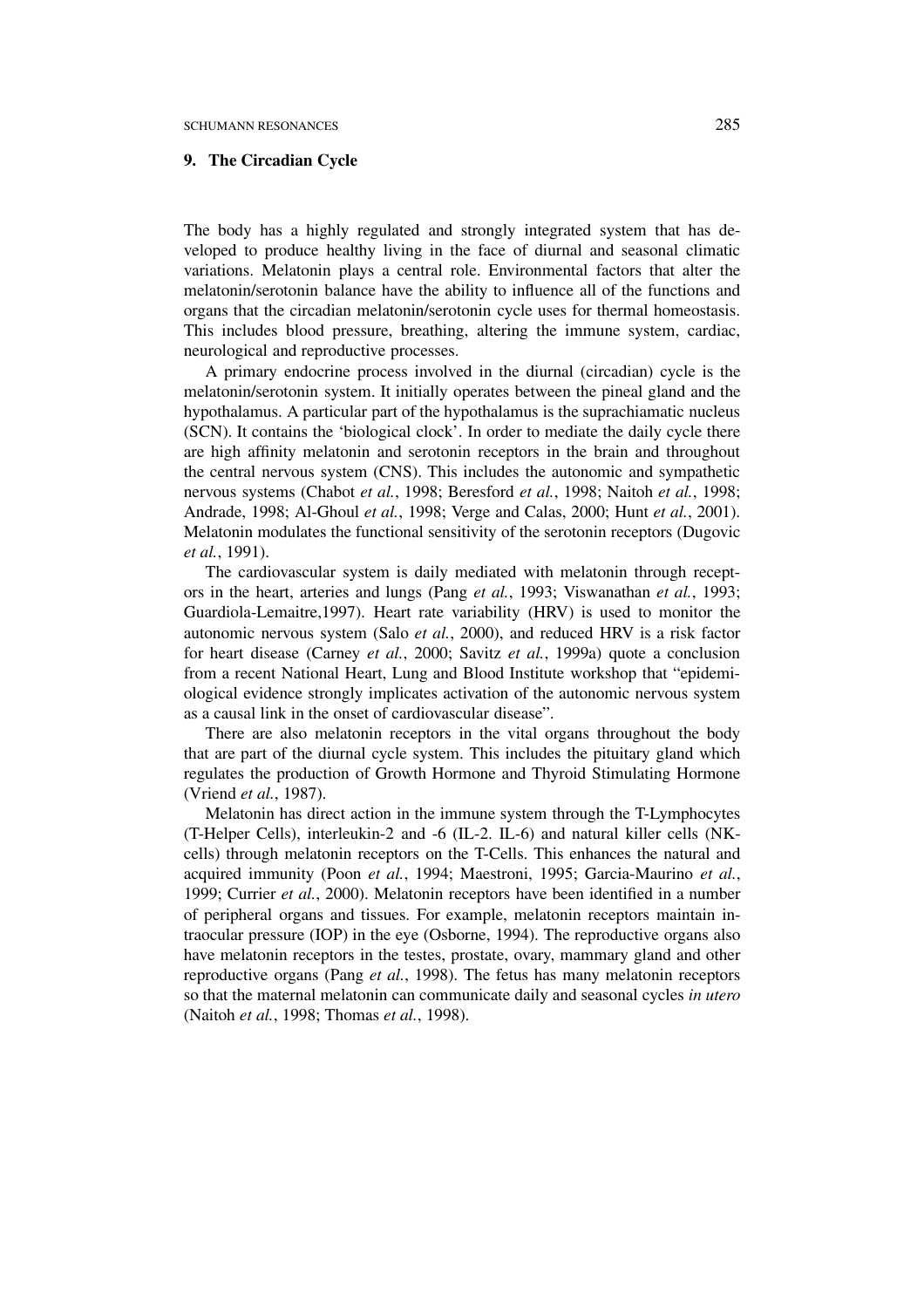## 9. The Circadian Cycle

The body has a highly regulated and strongly integrated system that has developed to produce healthy living in the face of diurnal and seasonal climatic variations. Melatonin plays a central role. Environmental factors that alter the melatonin/serotonin balance have the ability to influence all of the functions and organs that the circadian melatonin/serotonin cycle uses for thermal homeostasis. This includes blood pressure, breathing, altering the immune system, cardiac, neurological and reproductive processes.

A primary endocrine process involved in the diurnal (circadian) cycle is the melatonin/serotonin system. It initially operates between the pineal gland and the hypothalamus. A particular part of the hypothalamus is the suprachiamatic nucleus (SCN). It contains the 'biological clock'. In order to mediate the daily cycle there are high affinity melatonin and serotonin receptors in the brain and throughout the central nervous system (CNS). This includes the autonomic and sympathetic nervous systems (Chabot *et al.*, 1998; Beresford *et al.*, 1998; Naitoh *et al.*, 1998; Andrade, 1998; Al-Ghoul *et al.*, 1998; Verge and Calas, 2000; Hunt *et al.*, 2001). Melatonin modulates the functional sensitivity of the serotonin receptors (Dugovic *et al.*, 1991).

The cardiovascular system is daily mediated with melatonin through receptors in the heart, arteries and lungs (Pang *et al.*, 1993; Viswanathan *et al.*, 1993; Guardiola-Lemaitre,1997). Heart rate variability (HRV) is used to monitor the autonomic nervous system (Salo *et al.*, 2000), and reduced HRV is a risk factor for heart disease (Carney *et al.*, 2000; Savitz *et al.*, 1999a) quote a conclusion from a recent National Heart, Lung and Blood Institute workshop that "epidemiological evidence strongly implicates activation of the autonomic nervous system as a causal link in the onset of cardiovascular disease".

There are also melatonin receptors in the vital organs throughout the body that are part of the diurnal cycle system. This includes the pituitary gland which regulates the production of Growth Hormone and Thyroid Stimulating Hormone (Vriend *et al.*, 1987).

Melatonin has direct action in the immune system through the T-Lymphocytes (T-Helper Cells), interleukin-2 and -6 (IL-2. IL-6) and natural killer cells (NK-cells) through melatonin receptors on the T-Cells. This enhances the natural and acquired immunity (Poon *et al.*, 1994; Maestroni, 1995; Garcia-Maurino *et al.*, 1999; Currier *et al.*, 2000). Melatonin receptors have been identified in a number of peripheral organs and tissues. For example, melatonin receptors maintain intraocular pressure (IOP) in the eye (Osborne, 1994). The reproductive organs also have melatonin receptors in the testes, prostate, ovary, mammary gland and other reproductive organs (Pang *et al.*, 1998). The fetus has many melatonin receptors so that the maternal melatonin can communicate daily and seasonal cycles *in utero* (Naitoh *et al.*, 1998; Thomas *et al.*, 1998).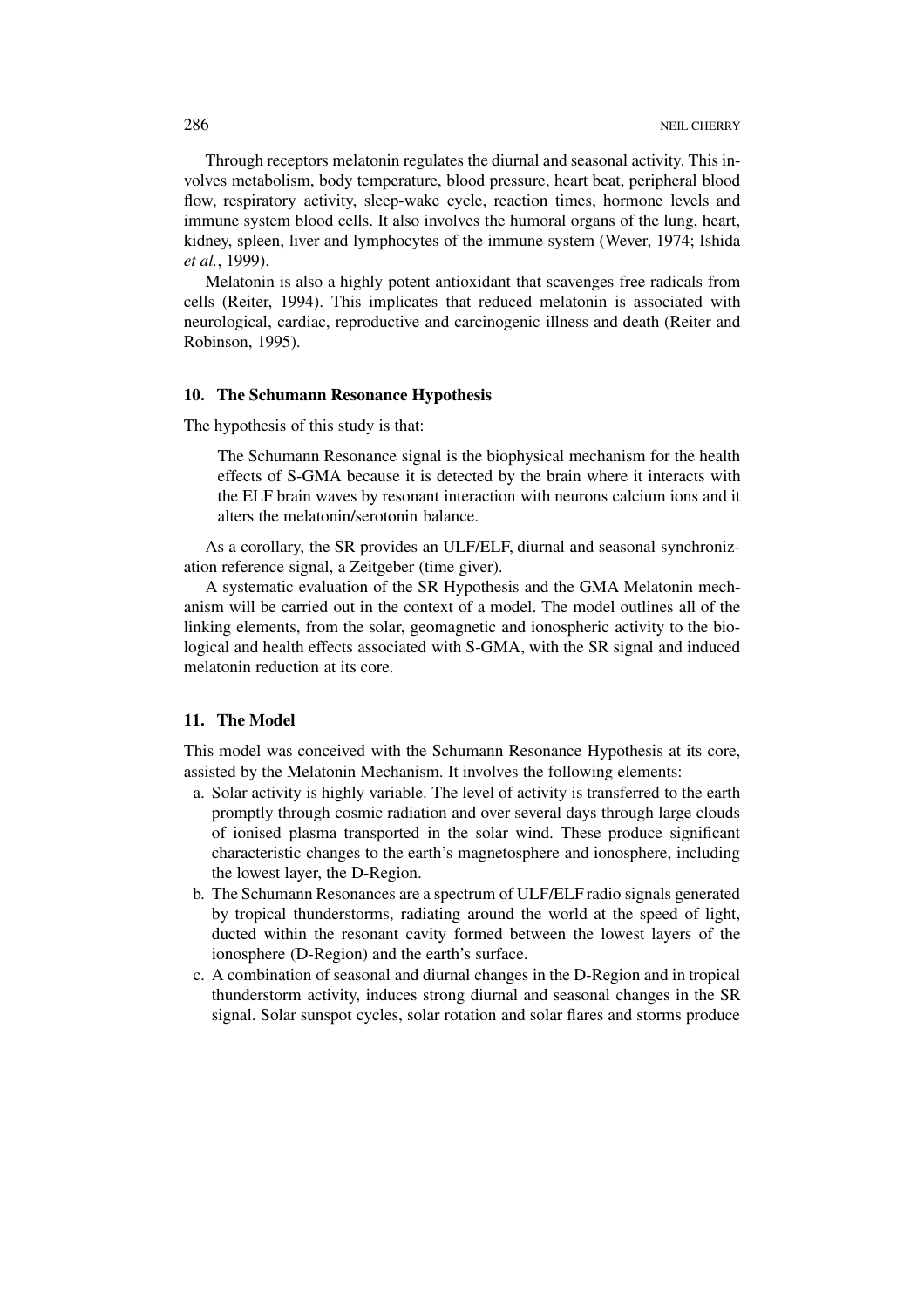Through receptors melatonin regulates the diurnal and seasonal activity. This involves metabolism, body temperature, blood pressure, heart beat, peripheral blood flow, respiratory activity, sleep-wake cycle, reaction times, hormone levels and immune system blood cells. It also involves the humoral organs of the lung, heart, kidney, spleen, liver and lymphocytes of the immune system (Wever, 1974; Ishida *et al.*, 1999).

Melatonin is also a highly potent antioxidant that scavenges free radicals from cells (Reiter, 1994). This implicates that reduced melatonin is associated with neurological, cardiac, reproductive and carcinogenic illness and death (Reiter and Robinson, 1995).

## 10. The Schumann Resonance Hypothesis

The hypothesis of this study is that:

> The Schumann Resonance signal is the biophysical mechanism for the health effects of S-GMA because it is detected by the brain where it interacts with the ELF brain waves by resonant interaction with neurons calcium ions and it alters the melatonin/serotonin balance.

As a corollary, the SR provides an ULF/ELF, diurnal and seasonal synchronization reference signal, a Zeitgeber (time giver).

A systematic evaluation of the SR Hypothesis and the GMA Melatonin mechanism will be carried out in the context of a model. The model outlines all of the linking elements, from the solar, geomagnetic and ionospheric activity to the biological and health effects associated with S-GMA, with the SR signal and induced melatonin reduction at its core.

## 11. The Model

This model was conceived with the Schumann Resonance Hypothesis at its core, assisted by the Melatonin Mechanism. It involves the following elements:

a. Solar activity is highly variable. The level of activity is transferred to the earth promptly through cosmic radiation and over several days through large clouds of ionised plasma transported in the solar wind. These produce significant characteristic changes to the earth's magnetosphere and ionosphere, including the lowest layer, the D-Region.
b. The Schumann Resonances are a spectrum of ULF/ELF radio signals generated by tropical thunderstorms, radiating around the world at the speed of light, ducted within the resonant cavity formed between the lowest layers of the ionosphere (D-Region) and the earth's surface.
c. A combination of seasonal and diurnal changes in the D-Region and in tropical thunderstorm activity, induces strong diurnal and seasonal changes in the SR signal. Solar sunspot cycles, solar rotation and solar flares and storms produce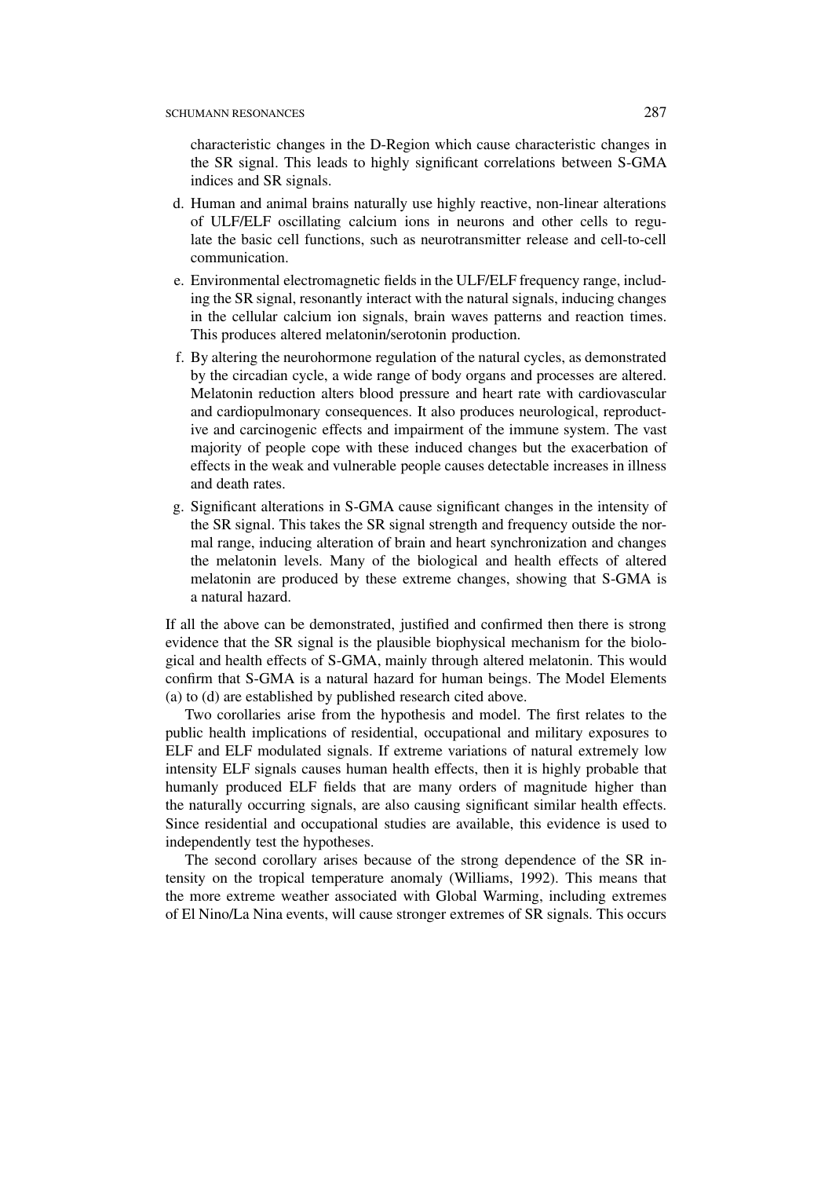characteristic changes in the D-Region which cause characteristic changes in the SR signal. This leads to highly significant correlations between S-GMA indices and SR signals.

d. Human and animal brains naturally use highly reactive, non-linear alterations of ULF/ELF oscillating calcium ions in neurons and other cells to regulate the basic cell functions, such as neurotransmitter release and cell-to-cell communication.
e. Environmental electromagnetic fields in the ULF/ELF frequency range, including the SR signal, resonantly interact with the natural signals, inducing changes in the cellular calcium ion signals, brain waves patterns and reaction times. This produces altered melatonin/serotonin production.
f. By altering the neurohormone regulation of the natural cycles, as demonstrated by the circadian cycle, a wide range of body organs and processes are altered. Melatonin reduction alters blood pressure and heart rate with cardiovascular and cardiopulmonary consequences. It also produces neurological, reproductive and carcinogenic effects and impairment of the immune system. The vast majority of people cope with these induced changes but the exacerbation of effects in the weak and vulnerable people causes detectable increases in illness and death rates.
g. Significant alterations in S-GMA cause significant changes in the intensity of the SR signal. This takes the SR signal strength and frequency outside the normal range, inducing alteration of brain and heart synchronization and changes the melatonin levels. Many of the biological and health effects of altered melatonin are produced by these extreme changes, showing that S-GMA is a natural hazard.

If all the above can be demonstrated, justified and confirmed then there is strong evidence that the SR signal is the plausible biophysical mechanism for the biological and health effects of S-GMA, mainly through altered melatonin. This would confirm that S-GMA is a natural hazard for human beings. The Model Elements (a) to (d) are established by published research cited above.

Two corollaries arise from the hypothesis and model. The first relates to the public health implications of residential, occupational and military exposures to ELF and ELF modulated signals. If extreme variations of natural extremely low intensity ELF signals causes human health effects, then it is highly probable that humanly produced ELF fields that are many orders of magnitude higher than the naturally occurring signals, are also causing significant similar health effects. Since residential and occupational studies are available, this evidence is used to independently test the hypotheses.

The second corollary arises because of the strong dependence of the SR intensity on the tropical temperature anomaly (Williams, 1992). This means that the more extreme weather associated with Global Warming, including extremes of El Nino/La Nina events, will cause stronger extremes of SR signals. This occurs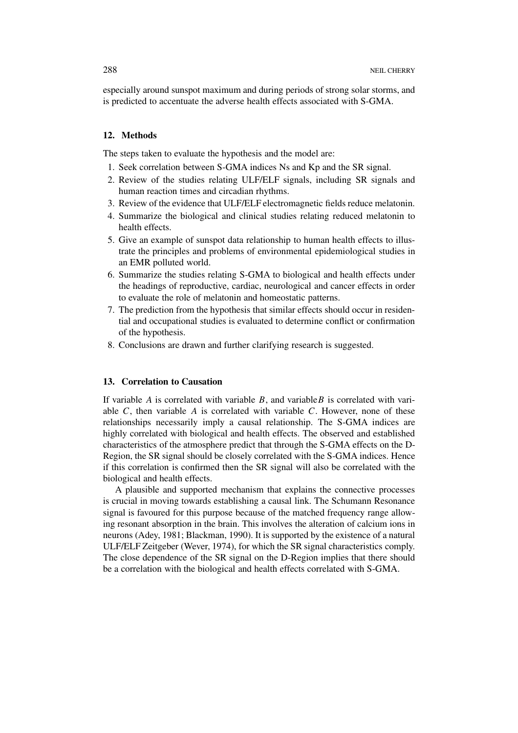especially around sunspot maximum and during periods of strong solar storms, and is predicted to accentuate the adverse health effects associated with S-GMA.

## 12. Methods

The steps taken to evaluate the hypothesis and the model are:

1. Seek correlation between S-GMA indices Ns and Kp and the SR signal.
2. Review of the studies relating ULF/ELF signals, including SR signals and human reaction times and circadian rhythms.
3. Review of the evidence that ULF/ELF electromagnetic fields reduce melatonin.
4. Summarize the biological and clinical studies relating reduced melatonin to health effects.
5. Give an example of sunspot data relationship to human health effects to illustrate the principles and problems of environmental epidemiological studies in an EMR polluted world.
6. Summarize the studies relating S-GMA to biological and health effects under the headings of reproductive, cardiac, neurological and cancer effects in order to evaluate the role of melatonin and homeostatic patterns.
7. The prediction from the hypothesis that similar effects should occur in residential and occupational studies is evaluated to determine conflict or confirmation of the hypothesis.
8. Conclusions are drawn and further clarifying research is suggested.

## 13. Correlation to Causation

If variable $A$ is correlated with variable $B$, and variable $B$ is correlated with variable $C$, then variable $A$ is correlated with variable $C$. However, none of these relationships necessarily imply a causal relationship. The S-GMA indices are highly correlated with biological and health effects. The observed and established characteristics of the atmosphere predict that through the S-GMA effects on the D-Region, the SR signal should be closely correlated with the S-GMA indices. Hence if this correlation is confirmed then the SR signal will also be correlated with the biological and health effects.

A plausible and supported mechanism that explains the connective processes is crucial in moving towards establishing a causal link. The Schumann Resonance signal is favoured for this purpose because of the matched frequency range allowing resonant absorption in the brain. This involves the alteration of calcium ions in neurons (Adey, 1981; Blackman, 1990). It is supported by the existence of a natural ULF/ELF Zeitgeber (Wever, 1974), for which the SR signal characteristics comply. The close dependence of the SR signal on the D-Region implies that there should be a correlation with the biological and health effects correlated with S-GMA.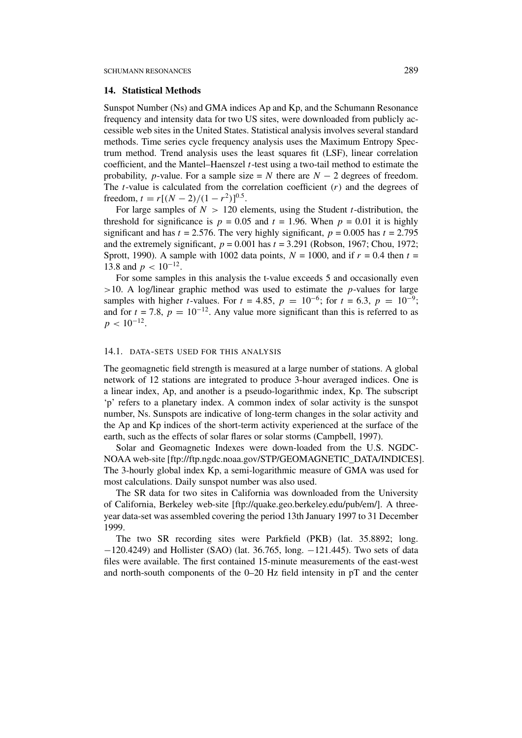## 14. Statistical Methods

Sunspot Number (Ns) and GMA indices Ap and Kp, and the Schumann Resonance frequency and intensity data for two US sites, were downloaded from publicly accessible web sites in the United States. Statistical analysis involves several standard methods. Time series cycle frequency analysis uses the Maximum Entropy Spectrum method. Trend analysis uses the least squares fit (LSF), linear correlation coefficient, and the Mantel–Haenszel $t$-test using a two-tail method to estimate the probability, $p$-value. For a sample size = $N$ there are $N - 2$ degrees of freedom. The $t$-value is calculated from the correlation coefficient ($r$) and the degrees of freedom, $t = r[(N-2)/(1-r^2)]^{0.5}$.

For large samples of $N > 120$ elements, using the Student $t$-distribution, the threshold for significance is $p = 0.05$ and $t = 1.96$. When $p = 0.01$ it is highly significant and has $t = 2.576$. The very highly significant, $p = 0.005$ has $t = 2.795$ and the extremely significant, $p = 0.001$ has $t = 3.291$ (Robson, 1967; Chou, 1972; Sprott, 1990). A sample with 1002 data points, $N = 1000$, and if $r = 0.4$ then $t = 13.8$ and $p < 10^{-12}$.

For some samples in this analysis the t-value exceeds 5 and occasionally even $>10$. A log/linear graphic method was used to estimate the $p$-values for large samples with higher $t$-values. For $t = 4.85$, $p = 10^{-6}$; for $t = 6.3$, $p = 10^{-9}$; and for $t = 7.8$, $p = 10^{-12}$. Any value more significant than this is referred to as $p < 10^{-12}$.

### 14.1. Data-sets used for this analysis

The geomagnetic field strength is measured at a large number of stations. A global network of 12 stations are integrated to produce 3-hour averaged indices. One is a linear index, Ap, and another is a pseudo-logarithmic index, Kp. The subscript 'p' refers to a planetary index. A common index of solar activity is the sunspot number, Ns. Sunspots are indicative of long-term changes in the solar activity and the Ap and Kp indices of the short-term activity experienced at the surface of the earth, such as the effects of solar flares or solar storms (Campbell, 1997).

Solar and Geomagnetic Indexes were down-loaded from the U.S. NGDC-NOAA web-site [ftp://ftp.ngdc.noaa.gov/STP/GEOMAGNETIC_DATA/INDICES]. The 3-hourly global index Kp, a semi-logarithmic measure of GMA was used for most calculations. Daily sunspot number was also used.

The SR data for two sites in California was downloaded from the University of California, Berkeley web-site [ftp://quake.geo.berkeley.edu/pub/em/]. A three-year data-set was assembled covering the period 13th January 1997 to 31 December 1999.

The two SR recording sites were Parkfield (PKB) (lat. 35.8892; long. −120.4249) and Hollister (SAO) (lat. 36.765, long. −121.445). Two sets of data files were available. The first contained 15-minute measurements of the east-west and north-south components of the 0–20 Hz field intensity in pT and the center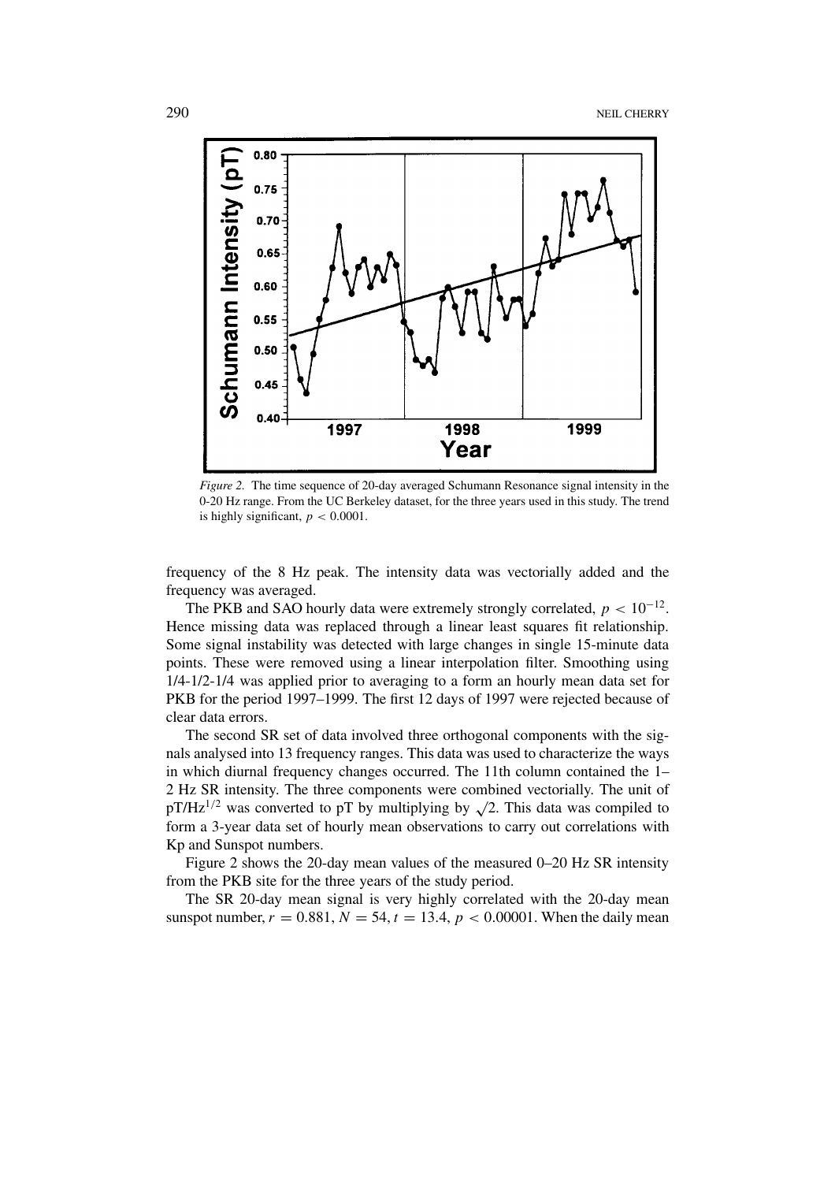*Figure 2.* The time sequence of 20-day averaged Schumann Resonance signal intensity in the 0-20 Hz range. From the UC Berkeley dataset, for the three years used in this study. The trend is highly significant, $p < 0.0001$.

frequency of the 8 Hz peak. The intensity data was vectorially added and the frequency was averaged.

The PKB and SAO hourly data were extremely strongly correlated, $p < 10^{-12}$. Hence missing data was replaced through a linear least squares fit relationship. Some signal instability was detected with large changes in single 15-minute data points. These were removed using a linear interpolation filter. Smoothing using 1/4-1/2-1/4 was applied prior to averaging to a form an hourly mean data set for PKB for the period 1997–1999. The first 12 days of 1997 were rejected because of clear data errors.

The second SR set of data involved three orthogonal components with the signals analysed into 13 frequency ranges. This data was used to characterize the ways in which diurnal frequency changes occurred. The 11th column contained the 1–2 Hz SR intensity. The three components were combined vectorially. The unit of $pT/Hz^{1/2}$ was converted to pT by multiplying by $\sqrt{2}$. This data was compiled to form a 3-year data set of hourly mean observations to carry out correlations with Kp and Sunspot numbers.

Figure 2 shows the 20-day mean values of the measured 0–20 Hz SR intensity from the PKB site for the three years of the study period.

The SR 20-day mean signal is very highly correlated with the 20-day mean sunspot number, $r = 0.881$, $N = 54$, $t = 13.4$, $p < 0.00001$. When the daily mean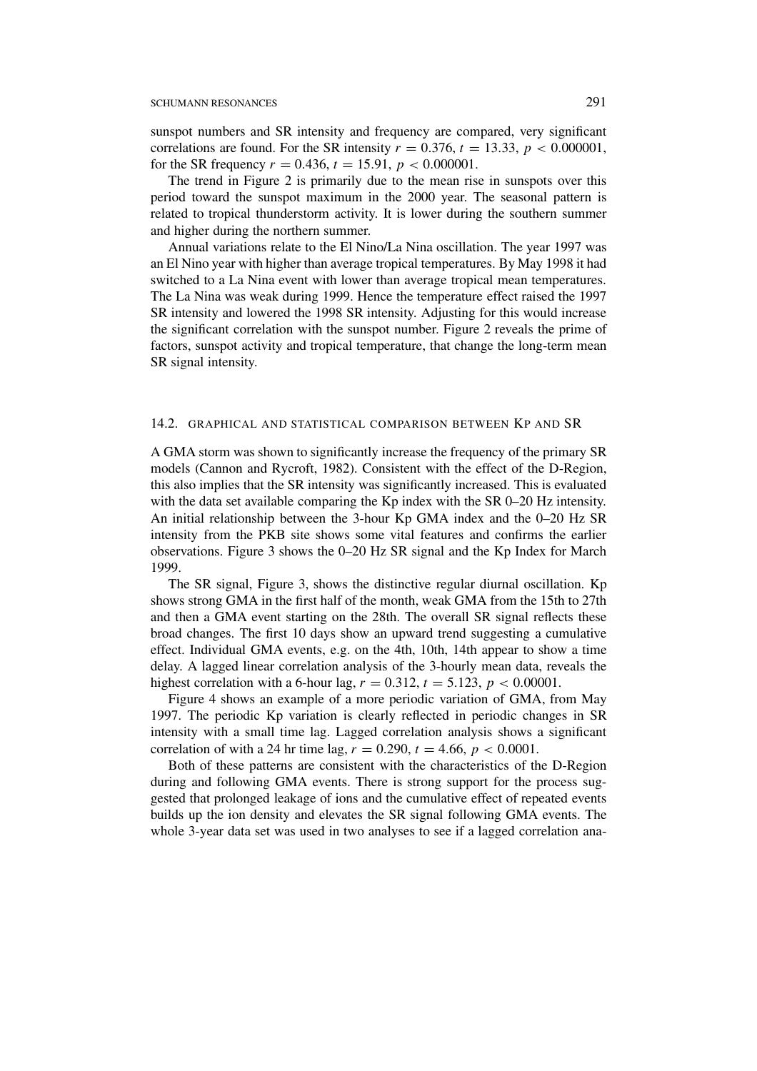sunspot numbers and SR intensity and frequency are compared, very significant correlations are found. For the SR intensity $r = 0.376$, $t = 13.33$, $p < 0.000001$, for the SR frequency $r = 0.436$, $t = 15.91$, $p < 0.000001$.

The trend in Figure 2 is primarily due to the mean rise in sunspots over this period toward the sunspot maximum in the 2000 year. The seasonal pattern is related to tropical thunderstorm activity. It is lower during the southern summer and higher during the northern summer.

Annual variations relate to the El Nino/La Nina oscillation. The year 1997 was an El Nino year with higher than average tropical temperatures. By May 1998 it had switched to a La Nina event with lower than average tropical mean temperatures. The La Nina was weak during 1999. Hence the temperature effect raised the 1997 SR intensity and lowered the 1998 SR intensity. Adjusting for this would increase the significant correlation with the sunspot number. Figure 2 reveals the prime of factors, sunspot activity and tropical temperature, that change the long-term mean SR signal intensity.

### 14.2. Graphical and Statistical Comparison between Kp and SR

A GMA storm was shown to significantly increase the frequency of the primary SR models (Cannon and Rycroft, 1982). Consistent with the effect of the D-Region, this also implies that the SR intensity was significantly increased. This is evaluated with the data set available comparing the Kp index with the SR 0–20 Hz intensity. An initial relationship between the 3-hour Kp GMA index and the 0–20 Hz SR intensity from the PKB site shows some vital features and confirms the earlier observations. Figure 3 shows the 0–20 Hz SR signal and the Kp Index for March 1999.

The SR signal, Figure 3, shows the distinctive regular diurnal oscillation. Kp shows strong GMA in the first half of the month, weak GMA from the 15th to 27th and then a GMA event starting on the 28th. The overall SR signal reflects these broad changes. The first 10 days show an upward trend suggesting a cumulative effect. Individual GMA events, e.g. on the 4th, 10th, 14th appear to show a time delay. A lagged linear correlation analysis of the 3-hourly mean data, reveals the highest correlation with a 6-hour lag, $r = 0.312$, $t = 5.123$, $p < 0.00001$.

Figure 4 shows an example of a more periodic variation of GMA, from May 1997. The periodic Kp variation is clearly reflected in periodic changes in SR intensity with a small time lag. Lagged correlation analysis shows a significant correlation of with a 24 hr time lag, $r = 0.290$, $t = 4.66$, $p < 0.0001$.

Both of these patterns are consistent with the characteristics of the D-Region during and following GMA events. There is strong support for the process suggested that prolonged leakage of ions and the cumulative effect of repeated events builds up the ion density and elevates the SR signal following GMA events. The whole 3-year data set was used in two analyses to see if a lagged correlation ana-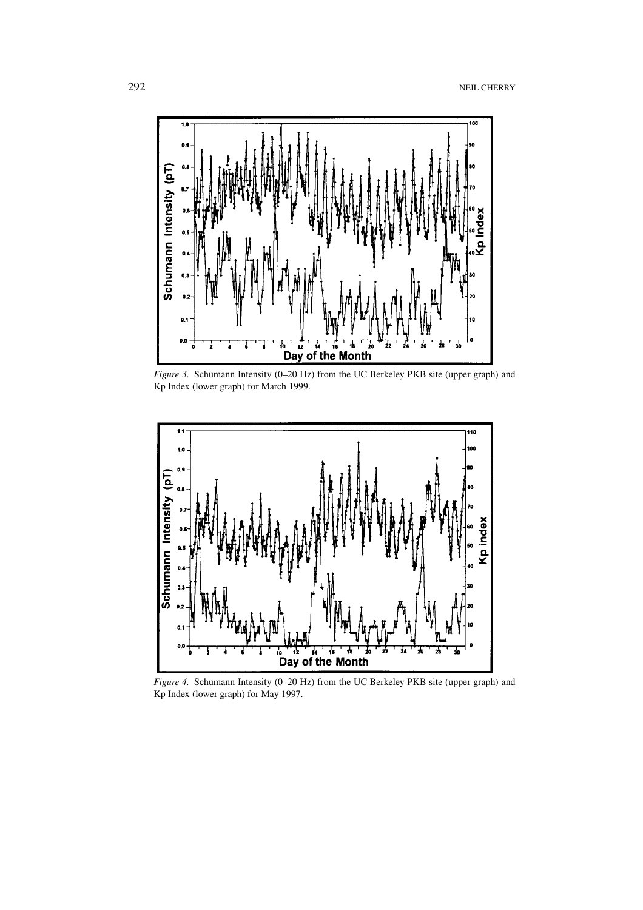*Figure 3.* Schumann Intensity (0–20 Hz) from the UC Berkeley PKB site (upper graph) and Kp Index (lower graph) for March 1999.

*Figure 4.* Schumann Intensity (0–20 Hz) from the UC Berkeley PKB site (upper graph) and Kp Index (lower graph) for May 1997.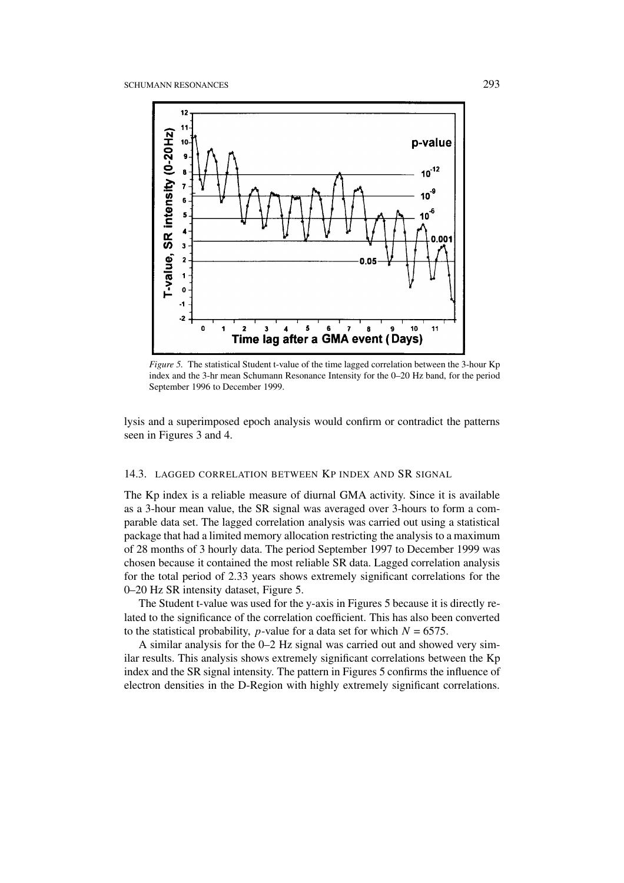*Figure 5.* The statistical Student t-value of the time lagged correlation between the 3-hour Kp index and the 3-hr mean Schumann Resonance Intensity for the 0–20 Hz band, for the period September 1996 to December 1999.

lysis and a superimposed epoch analysis would confirm or contradict the patterns seen in Figures 3 and 4.

### 14.3. LAGGED CORRELATION BETWEEN KP INDEX AND SR SIGNAL

The Kp index is a reliable measure of diurnal GMA activity. Since it is available as a 3-hour mean value, the SR signal was averaged over 3-hours to form a comparable data set. The lagged correlation analysis was carried out using a statistical package that had a limited memory allocation restricting the analysis to a maximum of 28 months of 3 hourly data. The period September 1997 to December 1999 was chosen because it contained the most reliable SR data. Lagged correlation analysis for the total period of 2.33 years shows extremely significant correlations for the 0–20 Hz SR intensity dataset, Figure 5.

The Student t-value was used for the y-axis in Figures 5 because it is directly related to the significance of the correlation coefficient. This has also been converted to the statistical probability, $p$-value for a data set for which $N = 6575$.

A similar analysis for the 0–2 Hz signal was carried out and showed very similar results. This analysis shows extremely significant correlations between the Kp index and the SR signal intensity. The pattern in Figures 5 confirms the influence of electron densities in the D-Region with highly extremely significant correlations.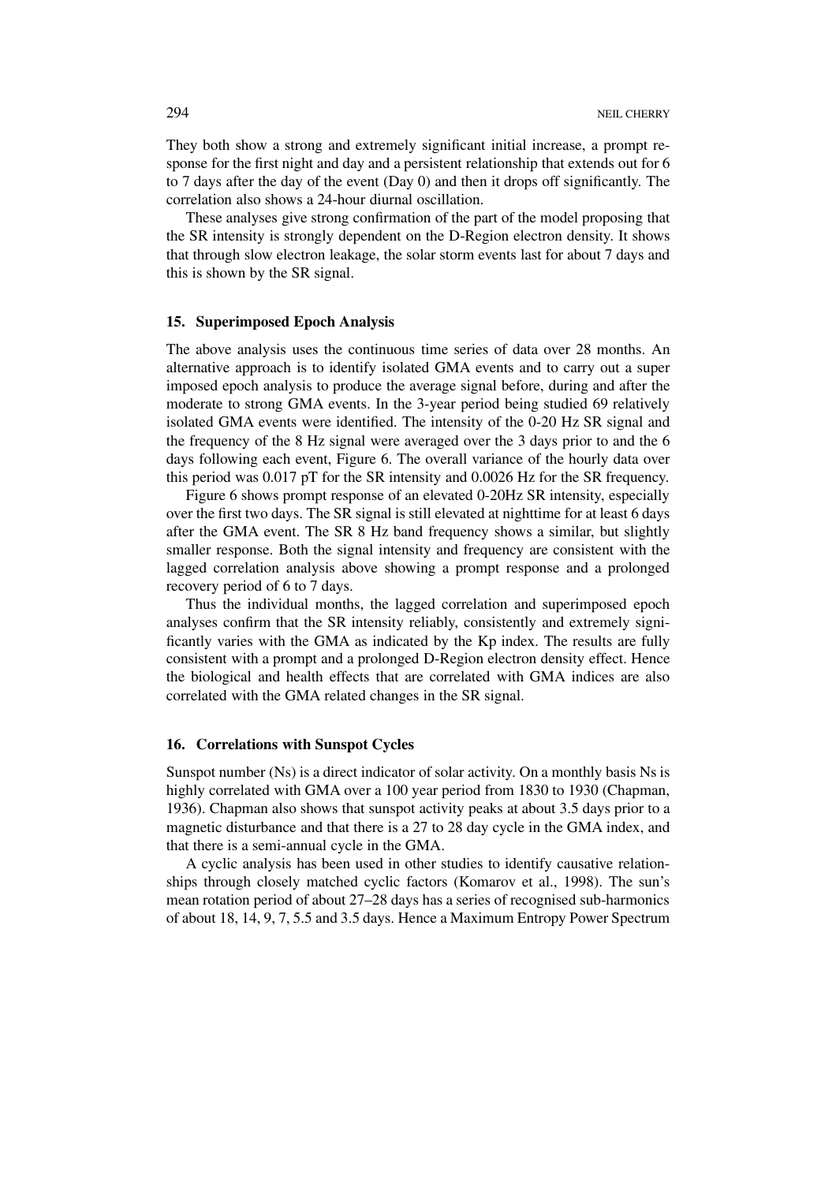They both show a strong and extremely significant initial increase, a prompt response for the first night and day and a persistent relationship that extends out for 6 to 7 days after the day of the event (Day 0) and then it drops off significantly. The correlation also shows a 24-hour diurnal oscillation.

These analyses give strong confirmation of the part of the model proposing that the SR intensity is strongly dependent on the D-Region electron density. It shows that through slow electron leakage, the solar storm events last for about 7 days and this is shown by the SR signal.

## 15. Superimposed Epoch Analysis

The above analysis uses the continuous time series of data over 28 months. An alternative approach is to identify isolated GMA events and to carry out a super imposed epoch analysis to produce the average signal before, during and after the moderate to strong GMA events. In the 3-year period being studied 69 relatively isolated GMA events were identified. The intensity of the 0-20 Hz SR signal and the frequency of the 8 Hz signal were averaged over the 3 days prior to and the 6 days following each event, Figure 6. The overall variance of the hourly data over this period was 0.017 pT for the SR intensity and 0.0026 Hz for the SR frequency.

Figure 6 shows prompt response of an elevated 0-20Hz SR intensity, especially over the first two days. The SR signal is still elevated at nighttime for at least 6 days after the GMA event. The SR 8 Hz band frequency shows a similar, but slightly smaller response. Both the signal intensity and frequency are consistent with the lagged correlation analysis above showing a prompt response and a prolonged recovery period of 6 to 7 days.

Thus the individual months, the lagged correlation and superimposed epoch analyses confirm that the SR intensity reliably, consistently and extremely significantly varies with the GMA as indicated by the Kp index. The results are fully consistent with a prompt and a prolonged D-Region electron density effect. Hence the biological and health effects that are correlated with GMA indices are also correlated with the GMA related changes in the SR signal.

## 16. Correlations with Sunspot Cycles

Sunspot number (Ns) is a direct indicator of solar activity. On a monthly basis Ns is highly correlated with GMA over a 100 year period from 1830 to 1930 (Chapman, 1936). Chapman also shows that sunspot activity peaks at about 3.5 days prior to a magnetic disturbance and that there is a 27 to 28 day cycle in the GMA index, and that there is a semi-annual cycle in the GMA.

A cyclic analysis has been used in other studies to identify causative relationships through closely matched cyclic factors (Komarov et al., 1998). The sun's mean rotation period of about 27–28 days has a series of recognised sub-harmonics of about 18, 14, 9, 7, 5.5 and 3.5 days. Hence a Maximum Entropy Power Spectrum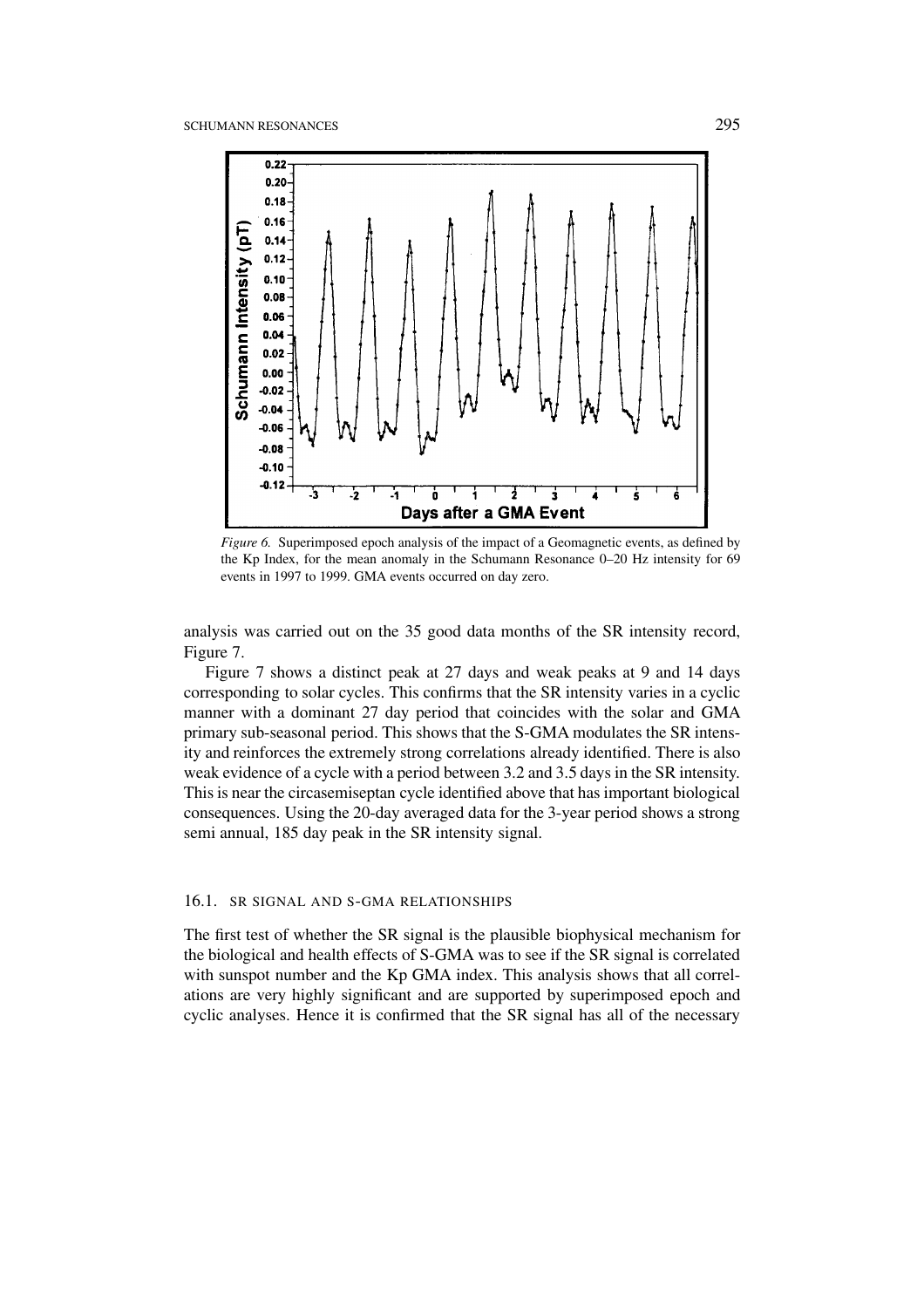*Figure 6.* Superimposed epoch analysis of the impact of a Geomagnetic events, as defined by the Kp Index, for the mean anomaly in the Schumann Resonance 0–20 Hz intensity for 69 events in 1997 to 1999. GMA events occurred on day zero.

analysis was carried out on the 35 good data months of the SR intensity record, Figure 7.

Figure 7 shows a distinct peak at 27 days and weak peaks at 9 and 14 days corresponding to solar cycles. This confirms that the SR intensity varies in a cyclic manner with a dominant 27 day period that coincides with the solar and GMA primary sub-seasonal period. This shows that the S-GMA modulates the SR intensity and reinforces the extremely strong correlations already identified. There is also weak evidence of a cycle with a period between 3.2 and 3.5 days in the SR intensity. This is near the circasemiseptan cycle identified above that has important biological consequences. Using the 20-day averaged data for the 3-year period shows a strong semi annual, 185 day peak in the SR intensity signal.

### 16.1. SR SIGNAL AND S-GMA RELATIONSHIPS

The first test of whether the SR signal is the plausible biophysical mechanism for the biological and health effects of S-GMA was to see if the SR signal is correlated with sunspot number and the Kp GMA index. This analysis shows that all correlations are very highly significant and are supported by superimposed epoch and cyclic analyses. Hence it is confirmed that the SR signal has all of the necessary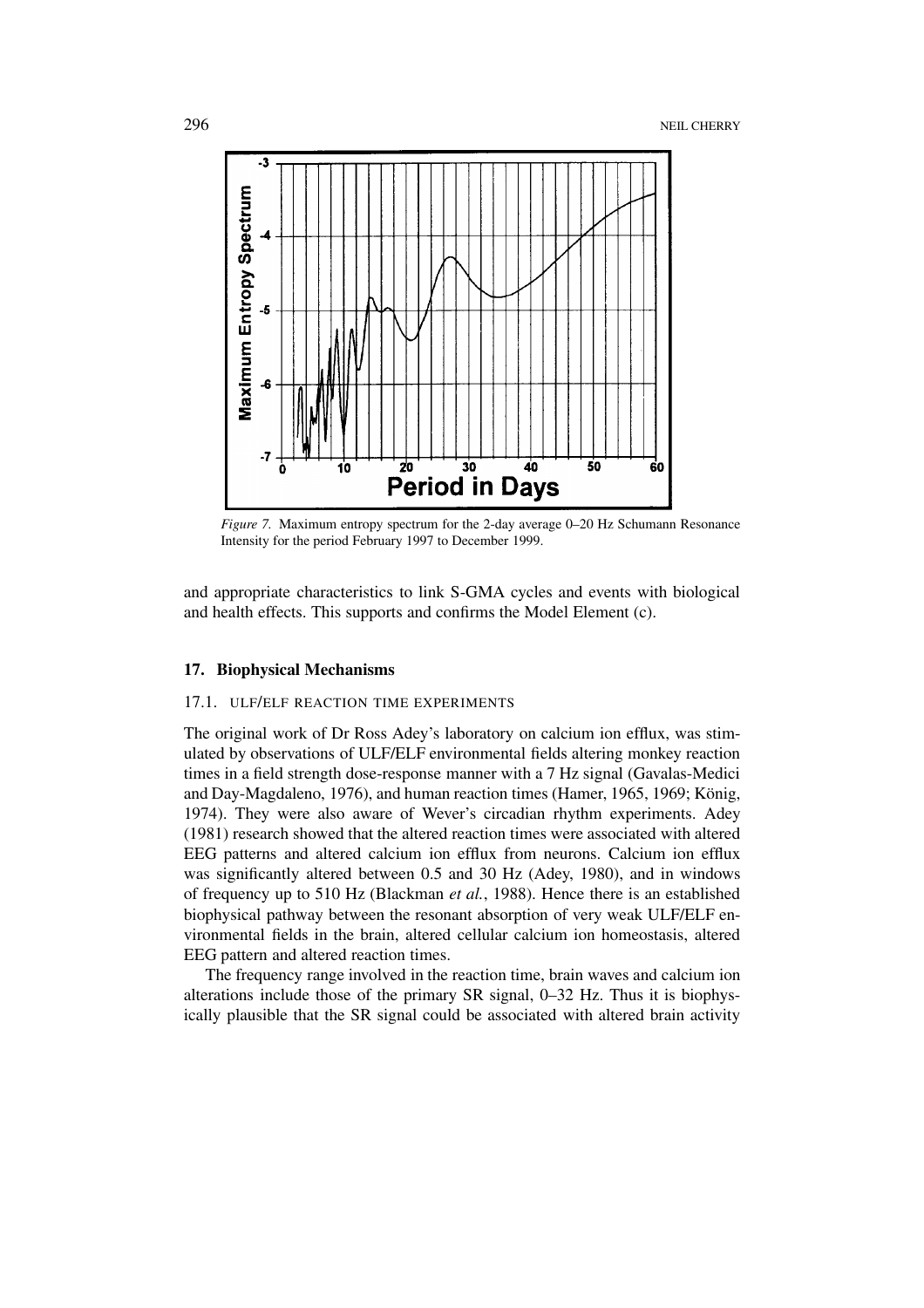*Figure 7.* Maximum entropy spectrum for the 2-day average 0–20 Hz Schumann Resonance Intensity for the period February 1997 to December 1999.

and appropriate characteristics to link S-GMA cycles and events with biological and health effects. This supports and confirms the Model Element (c).

## 17. Biophysical Mechanisms

### 17.1. ULF/ELF REACTION TIME EXPERIMENTS

The original work of Dr Ross Adey's laboratory on calcium ion efflux, was stimulated by observations of ULF/ELF environmental fields altering monkey reaction times in a field strength dose-response manner with a 7 Hz signal (Gavalas-Medici and Day-Magdaleno, 1976), and human reaction times (Hamer, 1965, 1969; König, 1974). They were also aware of Wever's circadian rhythm experiments. Adey (1981) research showed that the altered reaction times were associated with altered EEG patterns and altered calcium ion efflux from neurons. Calcium ion efflux was significantly altered between 0.5 and 30 Hz (Adey, 1980), and in windows of frequency up to 510 Hz (Blackman *et al.*, 1988). Hence there is an established biophysical pathway between the resonant absorption of very weak ULF/ELF environmental fields in the brain, altered cellular calcium ion homeostasis, altered EEG pattern and altered reaction times.

The frequency range involved in the reaction time, brain waves and calcium ion alterations include those of the primary SR signal, 0–32 Hz. Thus it is biophysically plausible that the SR signal could be associated with altered brain activity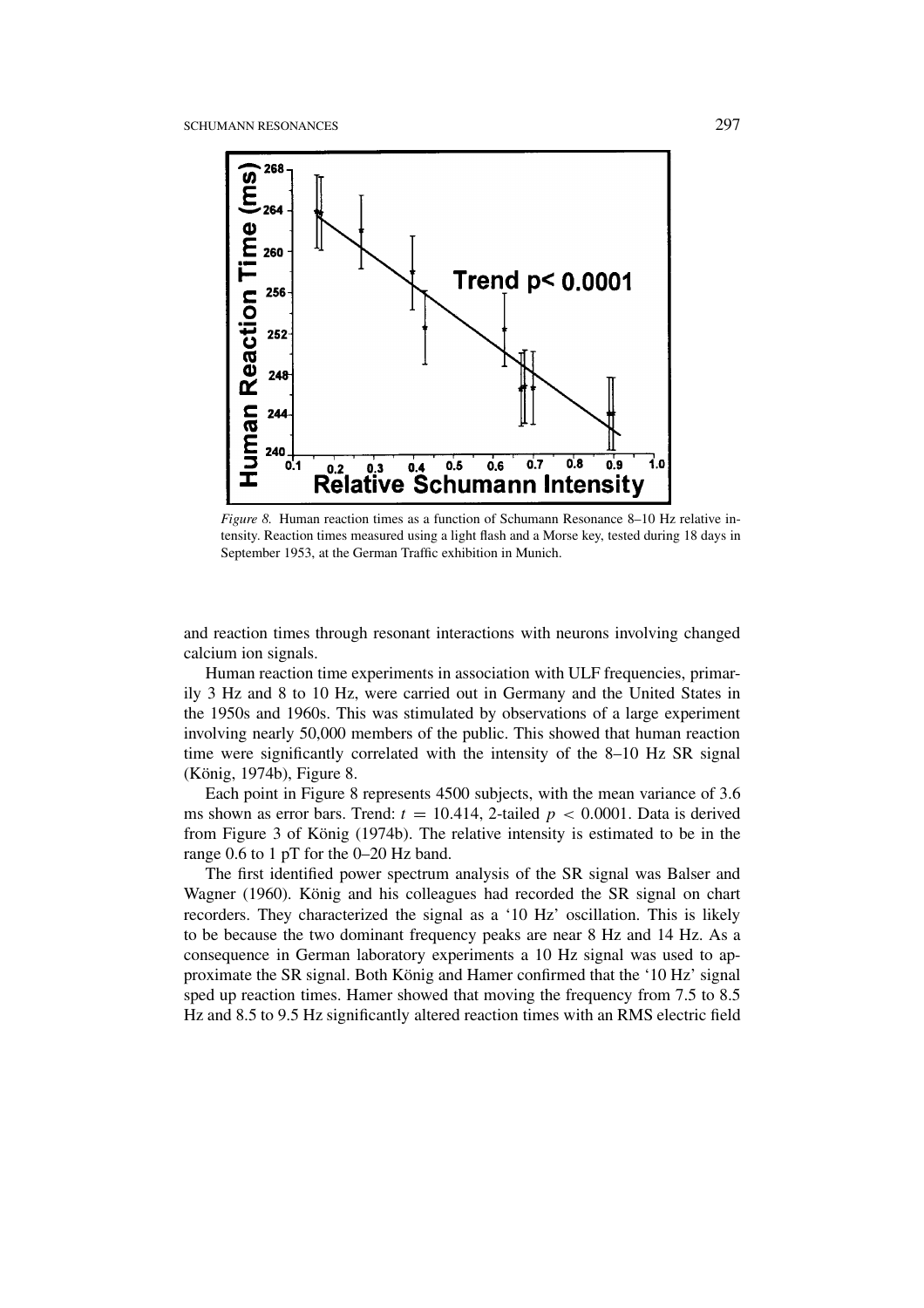*Figure 8.* Human reaction times as a function of Schumann Resonance 8–10 Hz relative intensity. Reaction times measured using a light flash and a Morse key, tested during 18 days in September 1953, at the German Traffic exhibition in Munich.

and reaction times through resonant interactions with neurons involving changed calcium ion signals.

Human reaction time experiments in association with ULF frequencies, primarily 3 Hz and 8 to 10 Hz, were carried out in Germany and the United States in the 1950s and 1960s. This was stimulated by observations of a large experiment involving nearly 50,000 members of the public. This showed that human reaction time were significantly correlated with the intensity of the 8–10 Hz SR signal (König, 1974b), Figure 8.

Each point in Figure 8 represents 4500 subjects, with the mean variance of 3.6 ms shown as error bars. Trend: $t = 10.414$, 2-tailed $p < 0.0001$. Data is derived from Figure 3 of König (1974b). The relative intensity is estimated to be in the range 0.6 to 1 pT for the 0–20 Hz band.

The first identified power spectrum analysis of the SR signal was Balser and Wagner (1960). König and his colleagues had recorded the SR signal on chart recorders. They characterized the signal as a '10 Hz' oscillation. This is likely to be because the two dominant frequency peaks are near 8 Hz and 14 Hz. As a consequence in German laboratory experiments a 10 Hz signal was used to approximate the SR signal. Both König and Hamer confirmed that the '10 Hz' signal sped up reaction times. Hamer showed that moving the frequency from 7.5 to 8.5 Hz and 8.5 to 9.5 Hz significantly altered reaction times with an RMS electric field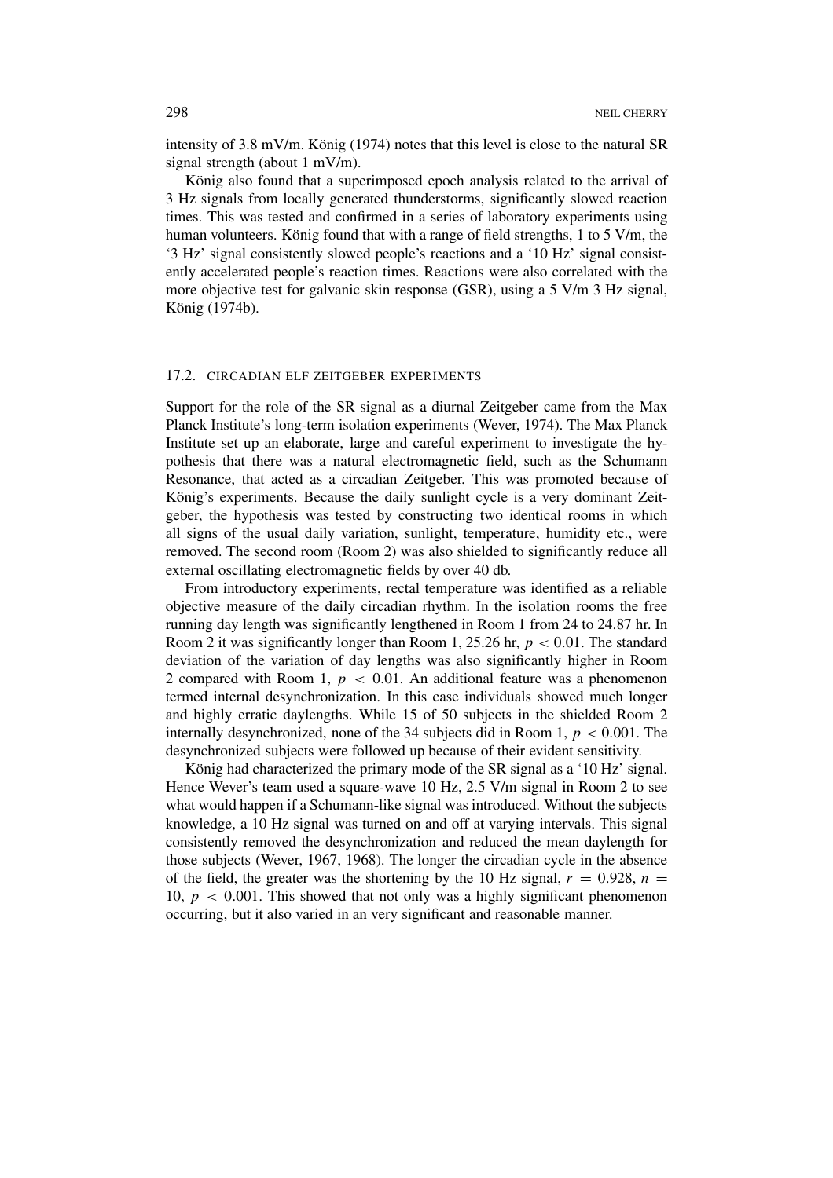intensity of 3.8 mV/m. König (1974) notes that this level is close to the natural SR signal strength (about 1 mV/m).

König also found that a superimposed epoch analysis related to the arrival of 3 Hz signals from locally generated thunderstorms, significantly slowed reaction times. This was tested and confirmed in a series of laboratory experiments using human volunteers. König found that with a range of field strengths, 1 to 5 V/m, the '3 Hz' signal consistently slowed people's reactions and a '10 Hz' signal consistently accelerated people's reaction times. Reactions were also correlated with the more objective test for galvanic skin response (GSR), using a 5 V/m 3 Hz signal, König (1974b).

## 17.2. CIRCADIAN ELF ZEITGEBER EXPERIMENTS

Support for the role of the SR signal as a diurnal Zeitgeber came from the Max Planck Institute's long-term isolation experiments (Wever, 1974). The Max Planck Institute set up an elaborate, large and careful experiment to investigate the hypothesis that there was a natural electromagnetic field, such as the Schumann Resonance, that acted as a circadian Zeitgeber. This was promoted because of König's experiments. Because the daily sunlight cycle is a very dominant Zeitgeber, the hypothesis was tested by constructing two identical rooms in which all signs of the usual daily variation, sunlight, temperature, humidity etc., were removed. The second room (Room 2) was also shielded to significantly reduce all external oscillating electromagnetic fields by over 40 db.

From introductory experiments, rectal temperature was identified as a reliable objective measure of the daily circadian rhythm. In the isolation rooms the free running day length was significantly lengthened in Room 1 from 24 to 24.87 hr. In Room 2 it was significantly longer than Room 1, 25.26 hr, $p < 0.01$. The standard deviation of the variation of day lengths was also significantly higher in Room 2 compared with Room 1, $p < 0.01$. An additional feature was a phenomenon termed internal desynchronization. In this case individuals showed much longer and highly erratic daylengths. While 15 of 50 subjects in the shielded Room 2 internally desynchronized, none of the 34 subjects did in Room 1, $p < 0.001$. The desynchronized subjects were followed up because of their evident sensitivity.

König had characterized the primary mode of the SR signal as a '10 Hz' signal. Hence Wever's team used a square-wave 10 Hz, 2.5 V/m signal in Room 2 to see what would happen if a Schumann-like signal was introduced. Without the subjects knowledge, a 10 Hz signal was turned on and off at varying intervals. This signal consistently removed the desynchronization and reduced the mean daylength for those subjects (Wever, 1967, 1968). The longer the circadian cycle in the absence of the field, the greater was the shortening by the 10 Hz signal, $r = 0.928$, $n = 10$, $p < 0.001$. This showed that not only was a highly significant phenomenon occurring, but it also varied in an very significant and reasonable manner.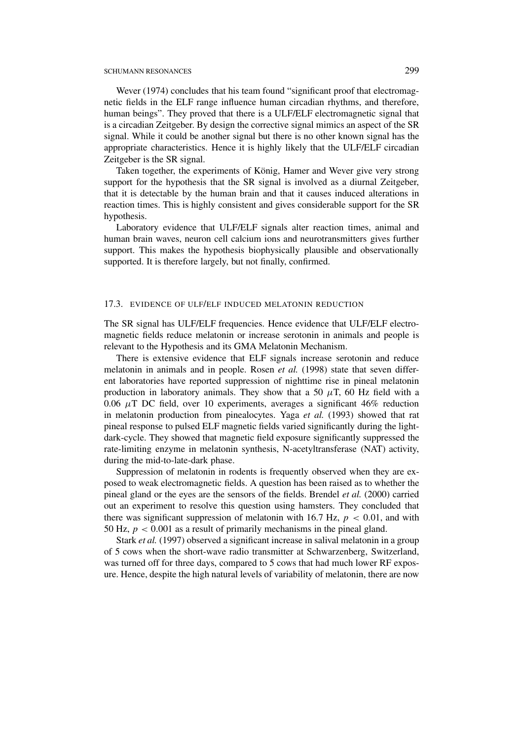Wever (1974) concludes that his team found "significant proof that electromagnetic fields in the ELF range influence human circadian rhythms, and therefore, human beings". They proved that there is a ULF/ELF electromagnetic signal that is a circadian Zeitgeber. By design the corrective signal mimics an aspect of the SR signal. While it could be another signal but there is no other known signal has the appropriate characteristics. Hence it is highly likely that the ULF/ELF circadian Zeitgeber is the SR signal.

Taken together, the experiments of König, Hamer and Wever give very strong support for the hypothesis that the SR signal is involved as a diurnal Zeitgeber, that it is detectable by the human brain and that it causes induced alterations in reaction times. This is highly consistent and gives considerable support for the SR hypothesis.

Laboratory evidence that ULF/ELF signals alter reaction times, animal and human brain waves, neuron cell calcium ions and neurotransmitters gives further support. This makes the hypothesis biophysically plausible and observationally supported. It is therefore largely, but not finally, confirmed.

## 17.3. EVIDENCE OF ULF/ELF INDUCED MELATONIN REDUCTION

The SR signal has ULF/ELF frequencies. Hence evidence that ULF/ELF electromagnetic fields reduce melatonin or increase serotonin in animals and people is relevant to the Hypothesis and its GMA Melatonin Mechanism.

There is extensive evidence that ELF signals increase serotonin and reduce melatonin in animals and in people. Rosen *et al.* (1998) state that seven different laboratories have reported suppression of nighttime rise in pineal melatonin production in laboratory animals. They show that a 50 $\mu$T, 60 Hz field with a 0.06 $\mu$T DC field, over 10 experiments, averages a significant 46% reduction in melatonin production from pinealocytes. Yaga *et al.* (1993) showed that rat pineal response to pulsed ELF magnetic fields varied significantly during the light-dark-cycle. They showed that magnetic field exposure significantly suppressed the rate-limiting enzyme in melatonin synthesis, N-acetyltransferase (NAT) activity, during the mid-to-late-dark phase.

Suppression of melatonin in rodents is frequently observed when they are exposed to weak electromagnetic fields. A question has been raised as to whether the pineal gland or the eyes are the sensors of the fields. Brendel *et al.* (2000) carried out an experiment to resolve this question using hamsters. They concluded that there was significant suppression of melatonin with 16.7 Hz, $p < 0.01$, and with 50 Hz, $p < 0.001$ as a result of primarily mechanisms in the pineal gland.

Stark *et al.* (1997) observed a significant increase in salival melatonin in a group of 5 cows when the short-wave radio transmitter at Schwarzenberg, Switzerland, was turned off for three days, compared to 5 cows that had much lower RF exposure. Hence, despite the high natural levels of variability of melatonin, there are now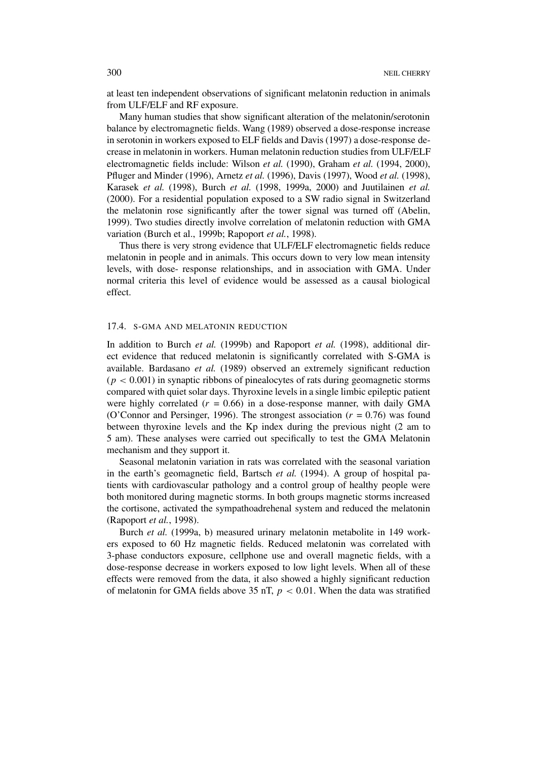at least ten independent observations of significant melatonin reduction in animals from ULF/ELF and RF exposure.

Many human studies that show significant alteration of the melatonin/serotonin balance by electromagnetic fields. Wang (1989) observed a dose-response increase in serotonin in workers exposed to ELF fields and Davis (1997) a dose-response decrease in melatonin in workers. Human melatonin reduction studies from ULF/ELF electromagnetic fields include: Wilson *et al.* (1990), Graham *et al.* (1994, 2000), Pfluger and Minder (1996), Arnetz *et al.* (1996), Davis (1997), Wood *et al.* (1998), Karasek *et al.* (1998), Burch *et al.* (1998, 1999a, 2000) and Juutilainen *et al.* (2000). For a residential population exposed to a SW radio signal in Switzerland the melatonin rose significantly after the tower signal was turned off (Abelin, 1999). Two studies directly involve correlation of melatonin reduction with GMA variation (Burch et al., 1999b; Rapoport *et al.*, 1998).

Thus there is very strong evidence that ULF/ELF electromagnetic fields reduce melatonin in people and in animals. This occurs down to very low mean intensity levels, with dose- response relationships, and in association with GMA. Under normal criteria this level of evidence would be assessed as a causal biological effect.

## 17.4. S-GMA AND MELATONIN REDUCTION

In addition to Burch *et al.* (1999b) and Rapoport *et al.* (1998), additional direct evidence that reduced melatonin is significantly correlated with S-GMA is available. Bardasano *et al.* (1989) observed an extremely significant reduction ($p < 0.001$) in synaptic ribbons of pinealocytes of rats during geomagnetic storms compared with quiet solar days. Thyroxine levels in a single limbic epileptic patient were highly correlated ($r = 0.66$) in a dose-response manner, with daily GMA (O'Connor and Persinger, 1996). The strongest association ($r = 0.76$) was found between thyroxine levels and the Kp index during the previous night (2 am to 5 am). These analyses were carried out specifically to test the GMA Melatonin mechanism and they support it.

Seasonal melatonin variation in rats was correlated with the seasonal variation in the earth's geomagnetic field, Bartsch *et al.* (1994). A group of hospital patients with cardiovascular pathology and a control group of healthy people were both monitored during magnetic storms. In both groups magnetic storms increased the cortisone, activated the sympathoadrehenal system and reduced the melatonin (Rapoport *et al.*, 1998).

Burch *et al.* (1999a, b) measured urinary melatonin metabolite in 149 workers exposed to 60 Hz magnetic fields. Reduced melatonin was correlated with 3-phase conductors exposure, cellphone use and overall magnetic fields, with a dose-response decrease in workers exposed to low light levels. When all of these effects were removed from the data, it also showed a highly significant reduction of melatonin for GMA fields above 35 nT, $p < 0.01$. When the data was stratified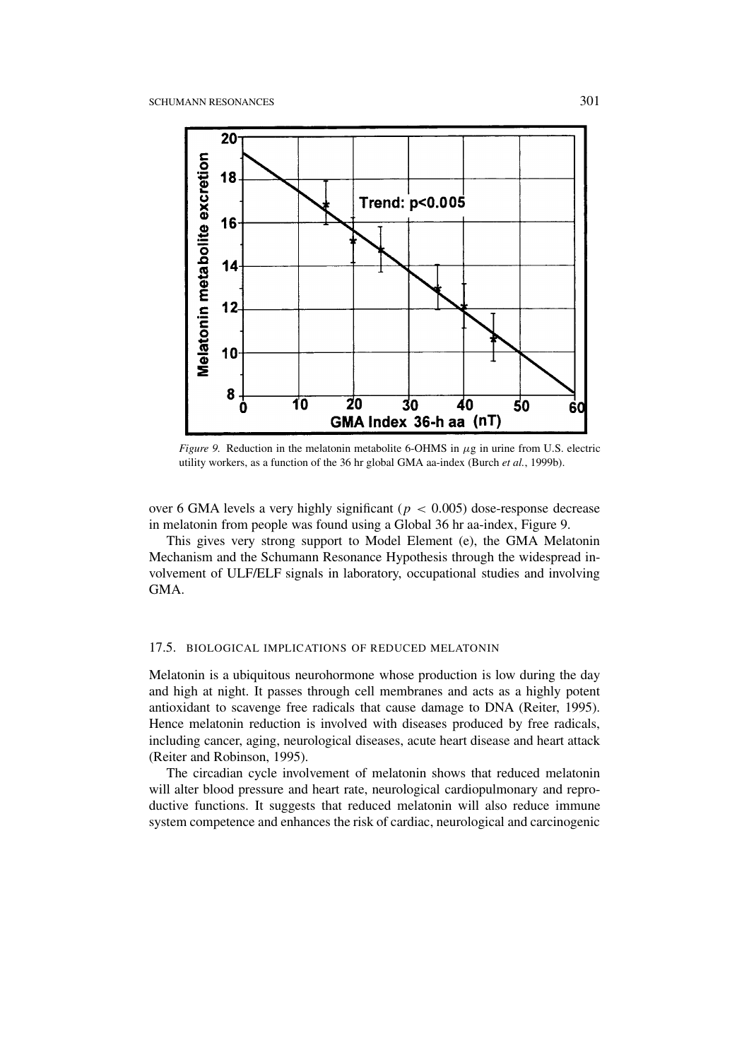*Figure 9.* Reduction in the melatonin metabolite 6-OHMS in $\mu$g in urine from U.S. electric utility workers, as a function of the 36 hr global GMA aa-index (Burch *et al.*, 1999b).

over 6 GMA levels a very highly significant ($p < 0.005$) dose-response decrease in melatonin from people was found using a Global 36 hr aa-index, Figure 9.

This gives very strong support to Model Element (e), the GMA Melatonin Mechanism and the Schumann Resonance Hypothesis through the widespread involvement of ULF/ELF signals in laboratory, occupational studies and involving GMA.

### 17.5. BIOLOGICAL IMPLICATIONS OF REDUCED MELATONIN

Melatonin is a ubiquitous neurohormone whose production is low during the day and high at night. It passes through cell membranes and acts as a highly potent antioxidant to scavenge free radicals that cause damage to DNA (Reiter, 1995). Hence melatonin reduction is involved with diseases produced by free radicals, including cancer, aging, neurological diseases, acute heart disease and heart attack (Reiter and Robinson, 1995).

The circadian cycle involvement of melatonin shows that reduced melatonin will alter blood pressure and heart rate, neurological cardiopulmonary and reproductive functions. It suggests that reduced melatonin will also reduce immune system competence and enhances the risk of cardiac, neurological and carcinogenic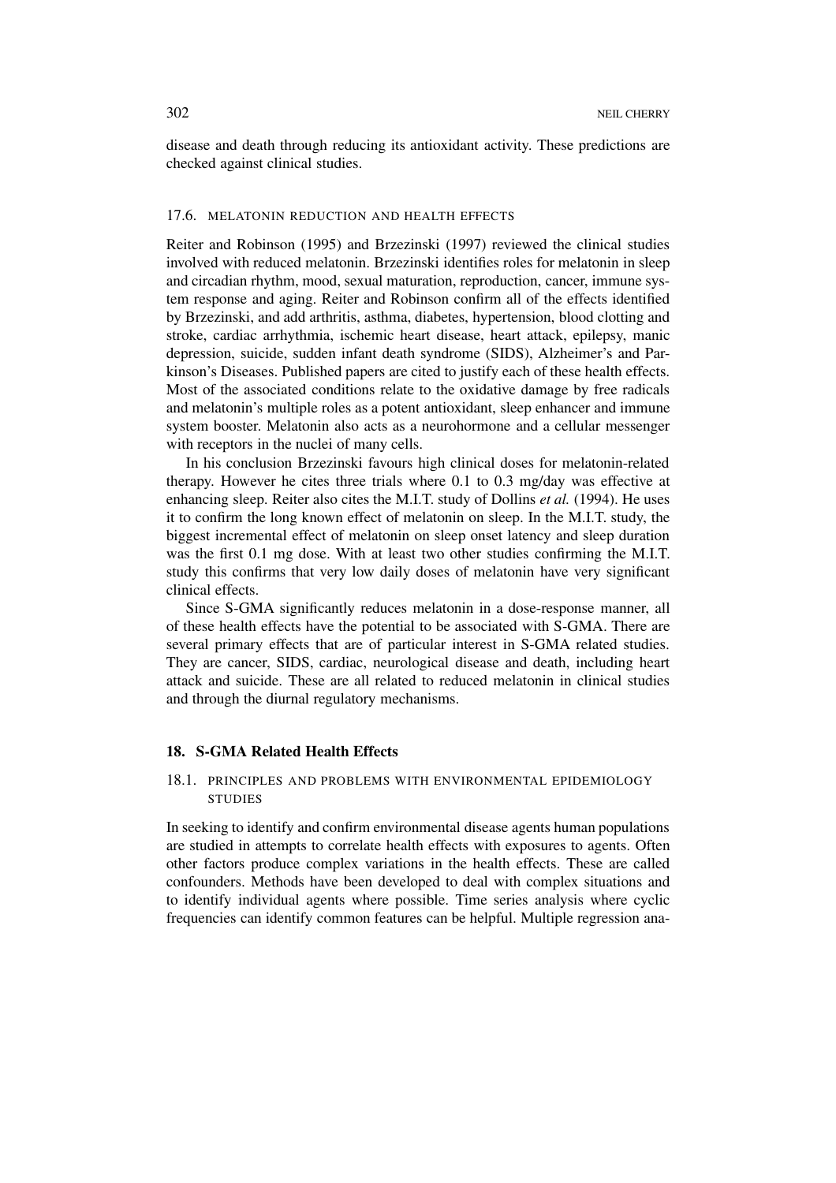disease and death through reducing its antioxidant activity. These predictions are checked against clinical studies.

### 17.6. Melatonin Reduction and Health Effects

Reiter and Robinson (1995) and Brzezinski (1997) reviewed the clinical studies involved with reduced melatonin. Brzezinski identifies roles for melatonin in sleep and circadian rhythm, mood, sexual maturation, reproduction, cancer, immune system response and aging. Reiter and Robinson confirm all of the effects identified by Brzezinski, and add arthritis, asthma, diabetes, hypertension, blood clotting and stroke, cardiac arrhythmia, ischemic heart disease, heart attack, epilepsy, manic depression, suicide, sudden infant death syndrome (SIDS), Alzheimer's and Parkinson's Diseases. Published papers are cited to justify each of these health effects. Most of the associated conditions relate to the oxidative damage by free radicals and melatonin's multiple roles as a potent antioxidant, sleep enhancer and immune system booster. Melatonin also acts as a neurohormone and a cellular messenger with receptors in the nuclei of many cells.

In his conclusion Brzezinski favours high clinical doses for melatonin-related therapy. However he cites three trials where 0.1 to 0.3 mg/day was effective at enhancing sleep. Reiter also cites the M.I.T. study of Dollins *et al.* (1994). He uses it to confirm the long known effect of melatonin on sleep. In the M.I.T. study, the biggest incremental effect of melatonin on sleep onset latency and sleep duration was the first 0.1 mg dose. With at least two other studies confirming the M.I.T. study this confirms that very low daily doses of melatonin have very significant clinical effects.

Since S-GMA significantly reduces melatonin in a dose-response manner, all of these health effects have the potential to be associated with S-GMA. There are several primary effects that are of particular interest in S-GMA related studies. They are cancer, SIDS, cardiac, neurological disease and death, including heart attack and suicide. These are all related to reduced melatonin in clinical studies and through the diurnal regulatory mechanisms.

## 18. S-GMA Related Health Effects

### 18.1. Principles and Problems with Environmental Epidemiology Studies

In seeking to identify and confirm environmental disease agents human populations are studied in attempts to correlate health effects with exposures to agents. Often other factors produce complex variations in the health effects. These are called confounders. Methods have been developed to deal with complex situations and to identify individual agents where possible. Time series analysis where cyclic frequencies can identify common features can be helpful. Multiple regression ana-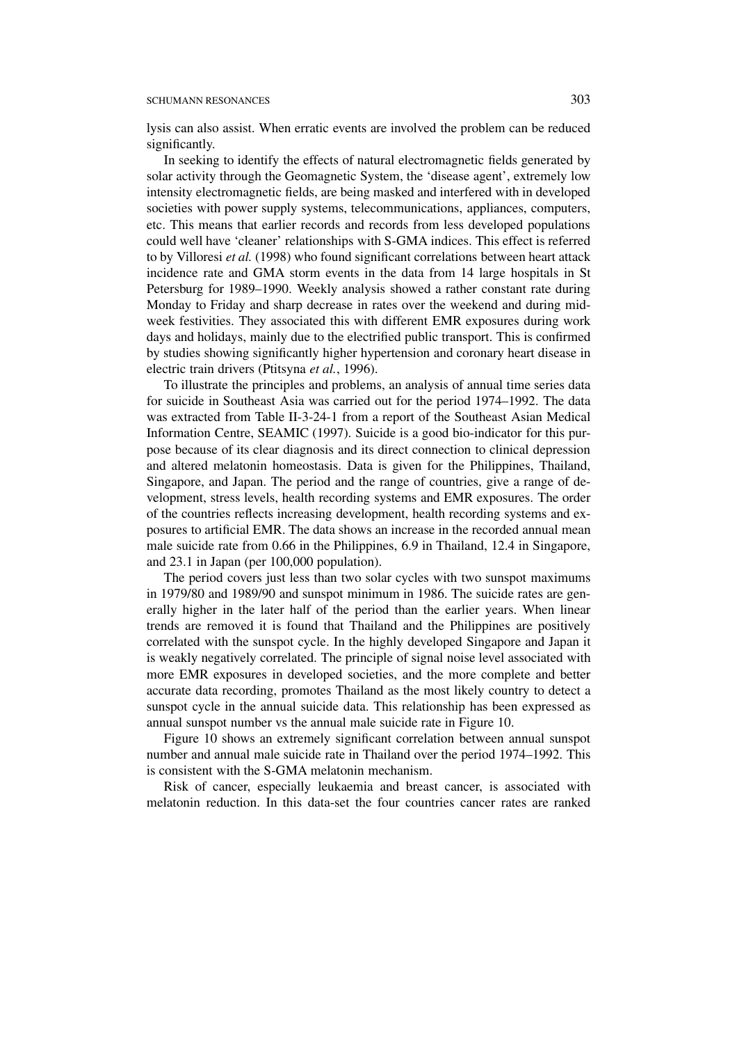lysis can also assist. When erratic events are involved the problem can be reduced significantly.

In seeking to identify the effects of natural electromagnetic fields generated by solar activity through the Geomagnetic System, the 'disease agent', extremely low intensity electromagnetic fields, are being masked and interfered with in developed societies with power supply systems, telecommunications, appliances, computers, etc. This means that earlier records and records from less developed populations could well have 'cleaner' relationships with S-GMA indices. This effect is referred to by Villoresi *et al.* (1998) who found significant correlations between heart attack incidence rate and GMA storm events in the data from 14 large hospitals in St Petersburg for 1989–1990. Weekly analysis showed a rather constant rate during Monday to Friday and sharp decrease in rates over the weekend and during mid-week festivities. They associated this with different EMR exposures during work days and holidays, mainly due to the electrified public transport. This is confirmed by studies showing significantly higher hypertension and coronary heart disease in electric train drivers (Ptitsyna *et al.*, 1996).

To illustrate the principles and problems, an analysis of annual time series data for suicide in Southeast Asia was carried out for the period 1974–1992. The data was extracted from Table II-3-24-1 from a report of the Southeast Asian Medical Information Centre, SEAMIC (1997). Suicide is a good bio-indicator for this purpose because of its clear diagnosis and its direct connection to clinical depression and altered melatonin homeostasis. Data is given for the Philippines, Thailand, Singapore, and Japan. The period and the range of countries, give a range of development, stress levels, health recording systems and EMR exposures. The order of the countries reflects increasing development, health recording systems and exposures to artificial EMR. The data shows an increase in the recorded annual mean male suicide rate from 0.66 in the Philippines, 6.9 in Thailand, 12.4 in Singapore, and 23.1 in Japan (per 100,000 population).

The period covers just less than two solar cycles with two sunspot maximums in 1979/80 and 1989/90 and sunspot minimum in 1986. The suicide rates are generally higher in the later half of the period than the earlier years. When linear trends are removed it is found that Thailand and the Philippines are positively correlated with the sunspot cycle. In the highly developed Singapore and Japan it is weakly negatively correlated. The principle of signal noise level associated with more EMR exposures in developed societies, and the more complete and better accurate data recording, promotes Thailand as the most likely country to detect a sunspot cycle in the annual suicide data. This relationship has been expressed as annual sunspot number vs the annual male suicide rate in Figure 10.

Figure 10 shows an extremely significant correlation between annual sunspot number and annual male suicide rate in Thailand over the period 1974–1992. This is consistent with the S-GMA melatonin mechanism.

Risk of cancer, especially leukaemia and breast cancer, is associated with melatonin reduction. In this data-set the four countries cancer rates are ranked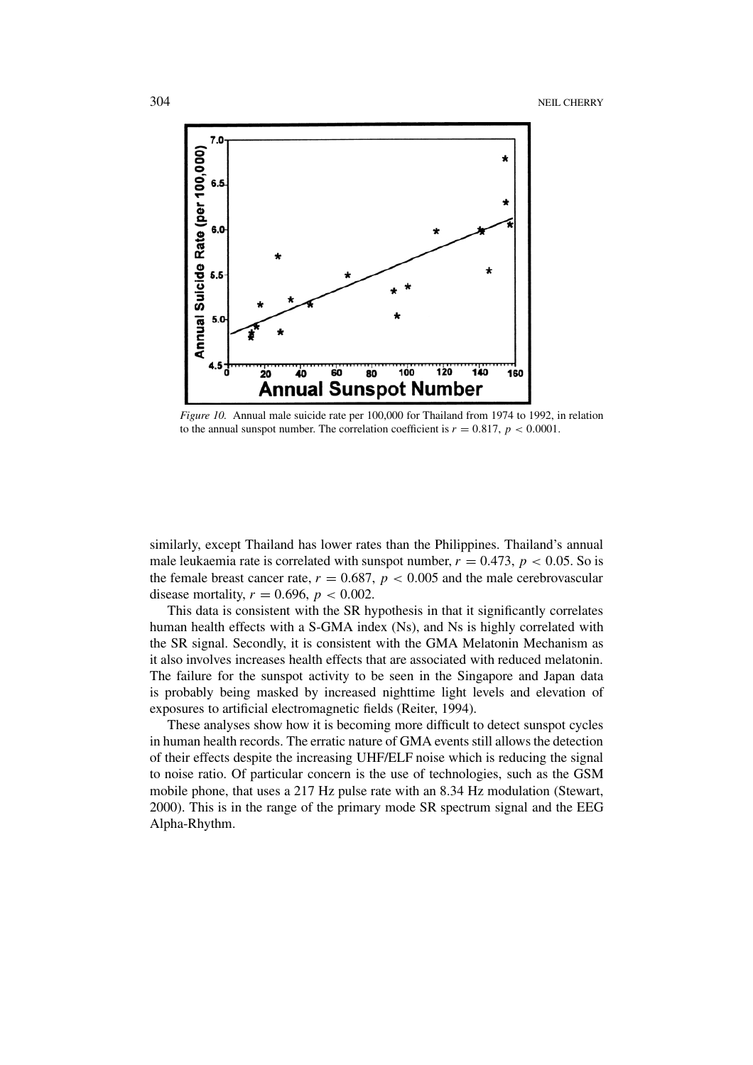*Figure 10.* Annual male suicide rate per 100,000 for Thailand from 1974 to 1992, in relation to the annual sunspot number. The correlation coefficient is $r = 0.817$, $p < 0.0001$.

similarly, except Thailand has lower rates than the Philippines. Thailand's annual male leukaemia rate is correlated with sunspot number, $r = 0.473$, $p < 0.05$. So is the female breast cancer rate, $r = 0.687$, $p < 0.005$ and the male cerebrovascular disease mortality, $r = 0.696$, $p < 0.002$.

This data is consistent with the SR hypothesis in that it significantly correlates human health effects with a S-GMA index (Ns), and Ns is highly correlated with the SR signal. Secondly, it is consistent with the GMA Melatonin Mechanism as it also involves increases health effects that are associated with reduced melatonin. The failure for the sunspot activity to be seen in the Singapore and Japan data is probably being masked by increased nighttime light levels and elevation of exposures to artificial electromagnetic fields (Reiter, 1994).

These analyses show how it is becoming more difficult to detect sunspot cycles in human health records. The erratic nature of GMA events still allows the detection of their effects despite the increasing UHF/ELF noise which is reducing the signal to noise ratio. Of particular concern is the use of technologies, such as the GSM mobile phone, that uses a 217 Hz pulse rate with an 8.34 Hz modulation (Stewart, 2000). This is in the range of the primary mode SR spectrum signal and the EEG Alpha-Rhythm.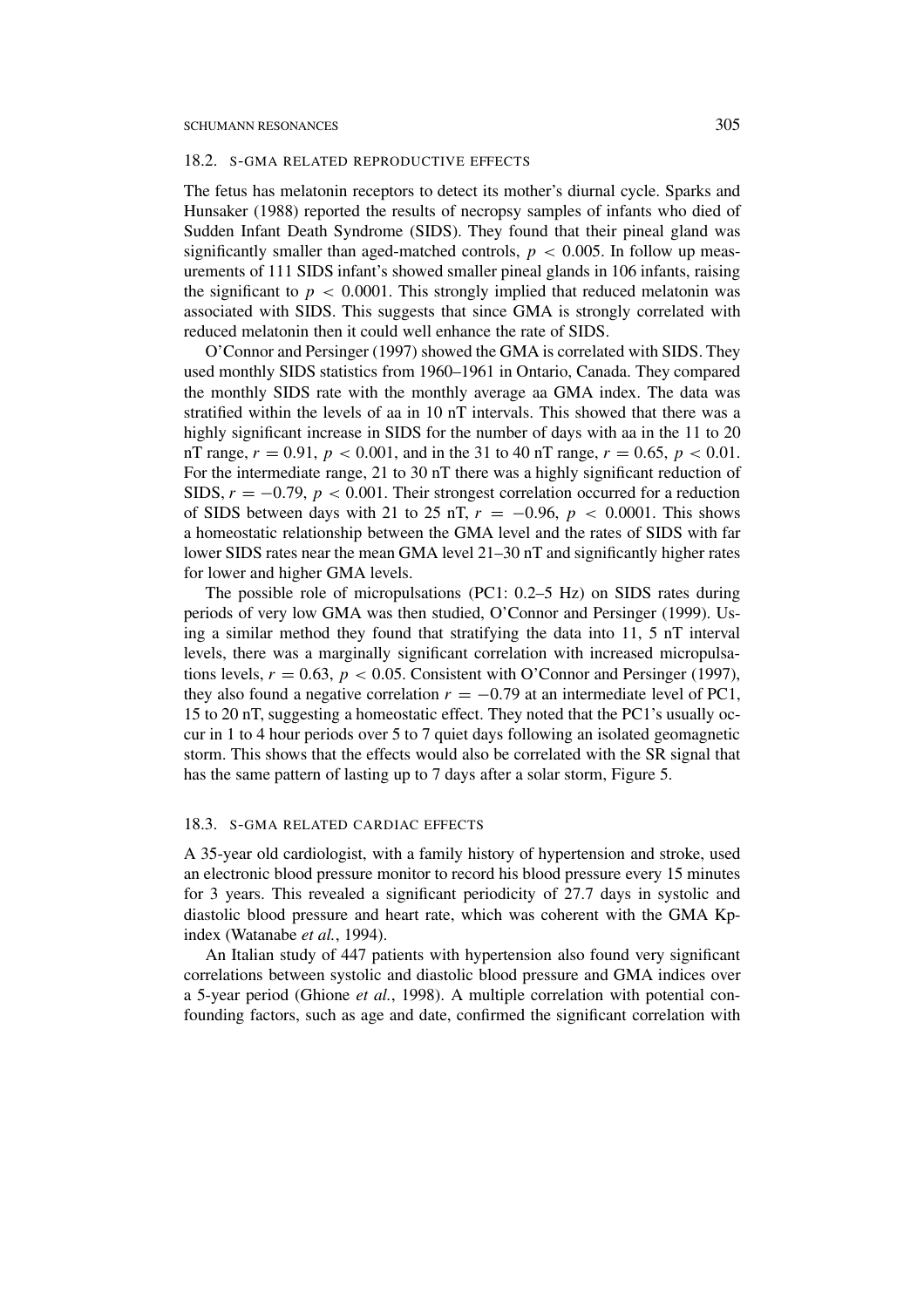### 18.2. S-GMA RELATED REPRODUCTIVE EFFECTS

The fetus has melatonin receptors to detect its mother's diurnal cycle. Sparks and Hunsaker (1988) reported the results of necropsy samples of infants who died of Sudden Infant Death Syndrome (SIDS). They found that their pineal gland was significantly smaller than aged-matched controls, $p < 0.005$. In follow up measurements of 111 SIDS infant's showed smaller pineal glands in 106 infants, raising the significant to $p < 0.0001$. This strongly implied that reduced melatonin was associated with SIDS. This suggests that since GMA is strongly correlated with reduced melatonin then it could well enhance the rate of SIDS.

O'Connor and Persinger (1997) showed the GMA is correlated with SIDS. They used monthly SIDS statistics from 1960–1961 in Ontario, Canada. They compared the monthly SIDS rate with the monthly average aa GMA index. The data was stratified within the levels of aa in 10 nT intervals. This showed that there was a highly significant increase in SIDS for the number of days with aa in the 11 to 20 nT range, $r = 0.91$, $p < 0.001$, and in the 31 to 40 nT range, $r = 0.65$, $p < 0.01$. For the intermediate range, 21 to 30 nT there was a highly significant reduction of SIDS, $r = -0.79$, $p < 0.001$. Their strongest correlation occurred for a reduction of SIDS between days with 21 to 25 nT, $r = -0.96$, $p < 0.0001$. This shows a homeostatic relationship between the GMA level and the rates of SIDS with far lower SIDS rates near the mean GMA level 21–30 nT and significantly higher rates for lower and higher GMA levels.

The possible role of micropulsations (PC1: 0.2–5 Hz) on SIDS rates during periods of very low GMA was then studied, O'Connor and Persinger (1999). Using a similar method they found that stratifying the data into 11, 5 nT interval levels, there was a marginally significant correlation with increased micropulsations levels, $r = 0.63$, $p < 0.05$. Consistent with O'Connor and Persinger (1997), they also found a negative correlation $r = -0.79$ at an intermediate level of PC1, 15 to 20 nT, suggesting a homeostatic effect. They noted that the PC1's usually occur in 1 to 4 hour periods over 5 to 7 quiet days following an isolated geomagnetic storm. This shows that the effects would also be correlated with the SR signal that has the same pattern of lasting up to 7 days after a solar storm, Figure 5.

### 18.3. S-GMA RELATED CARDIAC EFFECTS

A 35-year old cardiologist, with a family history of hypertension and stroke, used an electronic blood pressure monitor to record his blood pressure every 15 minutes for 3 years. This revealed a significant periodicity of 27.7 days in systolic and diastolic blood pressure and heart rate, which was coherent with the GMA Kp-index (Watanabe *et al.*, 1994).

An Italian study of 447 patients with hypertension also found very significant correlations between systolic and diastolic blood pressure and GMA indices over a 5-year period (Ghione *et al.*, 1998). A multiple correlation with potential confounding factors, such as age and date, confirmed the significant correlation with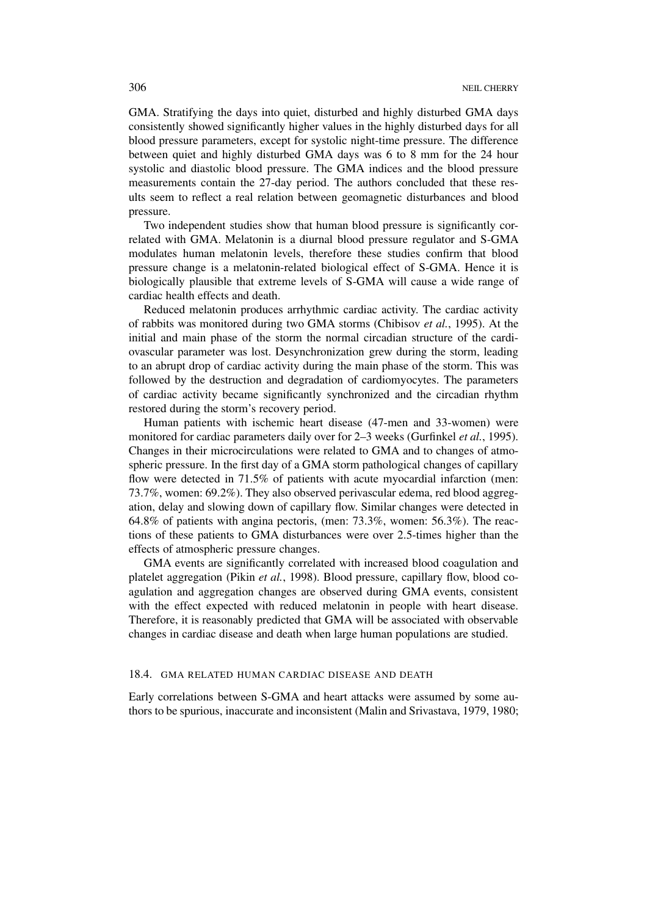GMA. Stratifying the days into quiet, disturbed and highly disturbed GMA days consistently showed significantly higher values in the highly disturbed days for all blood pressure parameters, except for systolic night-time pressure. The difference between quiet and highly disturbed GMA days was 6 to 8 mm for the 24 hour systolic and diastolic blood pressure. The GMA indices and the blood pressure measurements contain the 27-day period. The authors concluded that these results seem to reflect a real relation between geomagnetic disturbances and blood pressure.

Two independent studies show that human blood pressure is significantly correlated with GMA. Melatonin is a diurnal blood pressure regulator and S-GMA modulates human melatonin levels, therefore these studies confirm that blood pressure change is a melatonin-related biological effect of S-GMA. Hence it is biologically plausible that extreme levels of S-GMA will cause a wide range of cardiac health effects and death.

Reduced melatonin produces arrhythmic cardiac activity. The cardiac activity of rabbits was monitored during two GMA storms (Chibisov *et al.*, 1995). At the initial and main phase of the storm the normal circadian structure of the cardiovascular parameter was lost. Desynchronization grew during the storm, leading to an abrupt drop of cardiac activity during the main phase of the storm. This was followed by the destruction and degradation of cardiomyocytes. The parameters of cardiac activity became significantly synchronized and the circadian rhythm restored during the storm's recovery period.

Human patients with ischemic heart disease (47-men and 33-women) were monitored for cardiac parameters daily over for 2–3 weeks (Gurfinkel *et al.*, 1995). Changes in their microcirculations were related to GMA and to changes of atmospheric pressure. In the first day of a GMA storm pathological changes of capillary flow were detected in 71.5% of patients with acute myocardial infarction (men: 73.7%, women: 69.2%). They also observed perivascular edema, red blood aggregation, delay and slowing down of capillary flow. Similar changes were detected in 64.8% of patients with angina pectoris, (men: 73.3%, women: 56.3%). The reactions of these patients to GMA disturbances were over 2.5-times higher than the effects of atmospheric pressure changes.

GMA events are significantly correlated with increased blood coagulation and platelet aggregation (Pikin *et al.*, 1998). Blood pressure, capillary flow, blood coagulation and aggregation changes are observed during GMA events, consistent with the effect expected with reduced melatonin in people with heart disease. Therefore, it is reasonably predicted that GMA will be associated with observable changes in cardiac disease and death when large human populations are studied.

## 18.4. GMA RELATED HUMAN CARDIAC DISEASE AND DEATH

Early correlations between S-GMA and heart attacks were assumed by some authors to be spurious, inaccurate and inconsistent (Malin and Srivastava, 1979, 1980;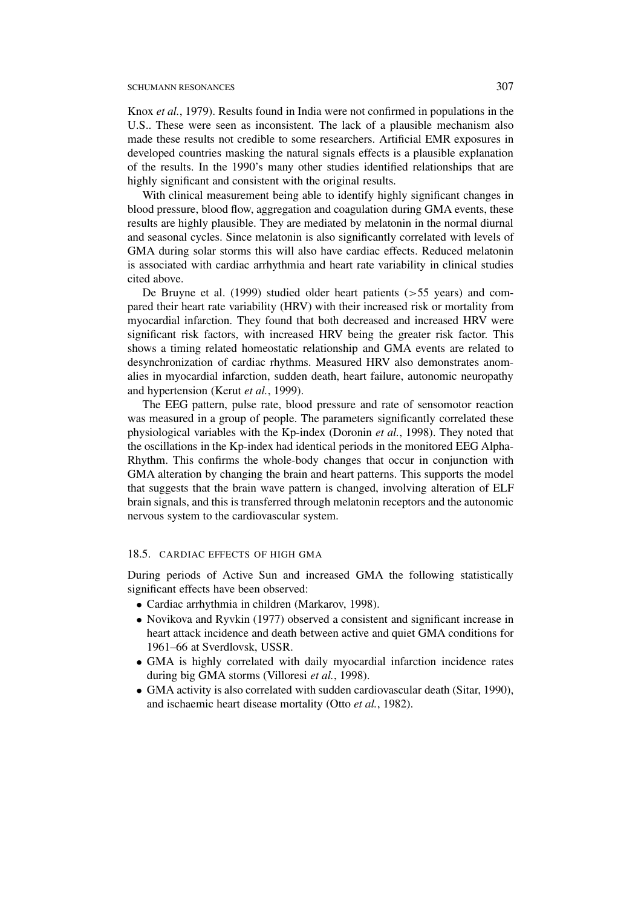Knox *et al.*, 1979). Results found in India were not confirmed in populations in the U.S.. These were seen as inconsistent. The lack of a plausible mechanism also made these results not credible to some researchers. Artificial EMR exposures in developed countries masking the natural signals effects is a plausible explanation of the results. In the 1990's many other studies identified relationships that are highly significant and consistent with the original results.

With clinical measurement being able to identify highly significant changes in blood pressure, blood flow, aggregation and coagulation during GMA events, these results are highly plausible. They are mediated by melatonin in the normal diurnal and seasonal cycles. Since melatonin is also significantly correlated with levels of GMA during solar storms this will also have cardiac effects. Reduced melatonin is associated with cardiac arrhythmia and heart rate variability in clinical studies cited above.

De Bruyne et al. (1999) studied older heart patients (>55 years) and compared their heart rate variability (HRV) with their increased risk or mortality from myocardial infarction. They found that both decreased and increased HRV were significant risk factors, with increased HRV being the greater risk factor. This shows a timing related homeostatic relationship and GMA events are related to desynchronization of cardiac rhythms. Measured HRV also demonstrates anomalies in myocardial infarction, sudden death, heart failure, autonomic neuropathy and hypertension (Kerut *et al.*, 1999).

The EEG pattern, pulse rate, blood pressure and rate of sensomotor reaction was measured in a group of people. The parameters significantly correlated these physiological variables with the Kp-index (Doronin *et al.*, 1998). They noted that the oscillations in the Kp-index had identical periods in the monitored EEG Alpha-Rhythm. This confirms the whole-body changes that occur in conjunction with GMA alteration by changing the brain and heart patterns. This supports the model that suggests that the brain wave pattern is changed, involving alteration of ELF brain signals, and this is transferred through melatonin receptors and the autonomic nervous system to the cardiovascular system.

## 18.5. Cardiac Effects of High GMA

During periods of Active Sun and increased GMA the following statistically significant effects have been observed:

- Cardiac arrhythmia in children (Markarov, 1998).
- Novikova and Ryvkin (1977) observed a consistent and significant increase in heart attack incidence and death between active and quiet GMA conditions for 1961–66 at Sverdlovsk, USSR.
- GMA is highly correlated with daily myocardial infarction incidence rates during big GMA storms (Villoresi *et al.*, 1998).
- GMA activity is also correlated with sudden cardiovascular death (Sitar, 1990), and ischaemic heart disease mortality (Otto *et al.*, 1982).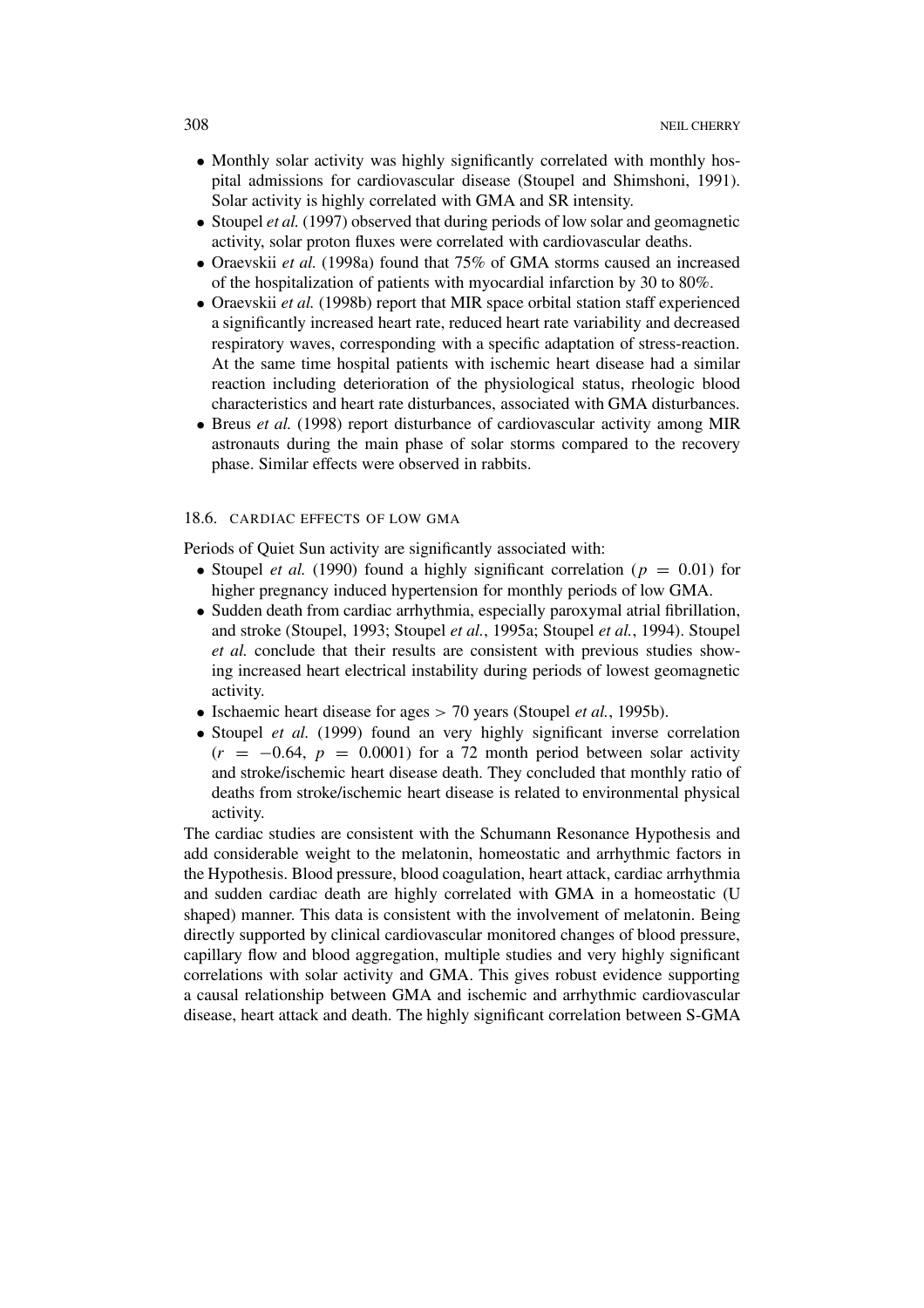- Monthly solar activity was highly significantly correlated with monthly hospital admissions for cardiovascular disease (Stoupel and Shimshoni, 1991). Solar activity is highly correlated with GMA and SR intensity.
- Stoupel *et al.* (1997) observed that during periods of low solar and geomagnetic activity, solar proton fluxes were correlated with cardiovascular deaths.
- Oraevskii *et al.* (1998a) found that 75% of GMA storms caused an increased of the hospitalization of patients with myocardial infarction by 30 to 80%.
- Oraevskii *et al.* (1998b) report that MIR space orbital station staff experienced a significantly increased heart rate, reduced heart rate variability and decreased respiratory waves, corresponding with a specific adaptation of stress-reaction. At the same time hospital patients with ischemic heart disease had a similar reaction including deterioration of the physiological status, rheologic blood characteristics and heart rate disturbances, associated with GMA disturbances.
- Breus *et al.* (1998) report disturbance of cardiovascular activity among MIR astronauts during the main phase of solar storms compared to the recovery phase. Similar effects were observed in rabbits.

### 18.6. Cardiac effects of low GMA

Periods of Quiet Sun activity are significantly associated with:

- Stoupel *et al.* (1990) found a highly significant correlation ($p = 0.01$) for higher pregnancy induced hypertension for monthly periods of low GMA.
- Sudden death from cardiac arrhythmia, especially paroxymal atrial fibrillation, and stroke (Stoupel, 1993; Stoupel *et al.*, 1995a; Stoupel *et al.*, 1994). Stoupel *et al.* conclude that their results are consistent with previous studies showing increased heart electrical instability during periods of lowest geomagnetic activity.
- Ischaemic heart disease for ages $> 70$ years (Stoupel *et al.*, 1995b).
- Stoupel *et al.* (1999) found an very highly significant inverse correlation ($r = -0.64$, $p = 0.0001$) for a 72 month period between solar activity and stroke/ischemic heart disease death. They concluded that monthly ratio of deaths from stroke/ischemic heart disease is related to environmental physical activity.

The cardiac studies are consistent with the Schumann Resonance Hypothesis and add considerable weight to the melatonin, homeostatic and arrhythmic factors in the Hypothesis. Blood pressure, blood coagulation, heart attack, cardiac arrhythmia and sudden cardiac death are highly correlated with GMA in a homeostatic (U shaped) manner. This data is consistent with the involvement of melatonin. Being directly supported by clinical cardiovascular monitored changes of blood pressure, capillary flow and blood aggregation, multiple studies and very highly significant correlations with solar activity and GMA. This gives robust evidence supporting a causal relationship between GMA and ischemic and arrhythmic cardiovascular disease, heart attack and death. The highly significant correlation between S-GMA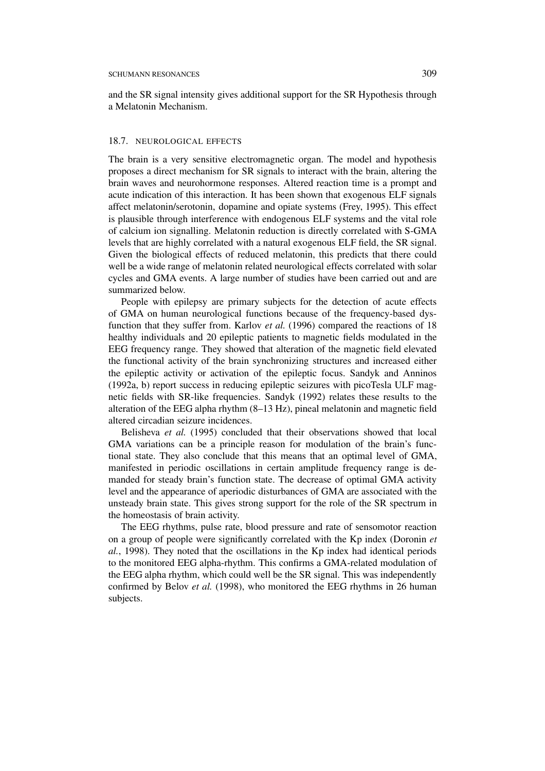and the SR signal intensity gives additional support for the SR Hypothesis through a Melatonin Mechanism.

## 18.7. NEUROLOGICAL EFFECTS

The brain is a very sensitive electromagnetic organ. The model and hypothesis proposes a direct mechanism for SR signals to interact with the brain, altering the brain waves and neurohormone responses. Altered reaction time is a prompt and acute indication of this interaction. It has been shown that exogenous ELF signals affect melatonin/serotonin, dopamine and opiate systems (Frey, 1995). This effect is plausible through interference with endogenous ELF systems and the vital role of calcium ion signalling. Melatonin reduction is directly correlated with S-GMA levels that are highly correlated with a natural exogenous ELF field, the SR signal. Given the biological effects of reduced melatonin, this predicts that there could well be a wide range of melatonin related neurological effects correlated with solar cycles and GMA events. A large number of studies have been carried out and are summarized below.

People with epilepsy are primary subjects for the detection of acute effects of GMA on human neurological functions because of the frequency-based dysfunction that they suffer from. Karlov *et al.* (1996) compared the reactions of 18 healthy individuals and 20 epileptic patients to magnetic fields modulated in the EEG frequency range. They showed that alteration of the magnetic field elevated the functional activity of the brain synchronizing structures and increased either the epileptic activity or activation of the epileptic focus. Sandyk and Anninos (1992a, b) report success in reducing epileptic seizures with picoTesla ULF magnetic fields with SR-like frequencies. Sandyk (1992) relates these results to the alteration of the EEG alpha rhythm (8–13 Hz), pineal melatonin and magnetic field altered circadian seizure incidences.

Belisheva *et al.* (1995) concluded that their observations showed that local GMA variations can be a principle reason for modulation of the brain's functional state. They also conclude that this means that an optimal level of GMA, manifested in periodic oscillations in certain amplitude frequency range is demanded for steady brain's function state. The decrease of optimal GMA activity level and the appearance of aperiodic disturbances of GMA are associated with the unsteady brain state. This gives strong support for the role of the SR spectrum in the homeostasis of brain activity.

The EEG rhythms, pulse rate, blood pressure and rate of sensomotor reaction on a group of people were significantly correlated with the Kp index (Doronin *et al.*, 1998). They noted that the oscillations in the Kp index had identical periods to the monitored EEG alpha-rhythm. This confirms a GMA-related modulation of the EEG alpha rhythm, which could well be the SR signal. This was independently confirmed by Belov *et al.* (1998), who monitored the EEG rhythms in 26 human subjects.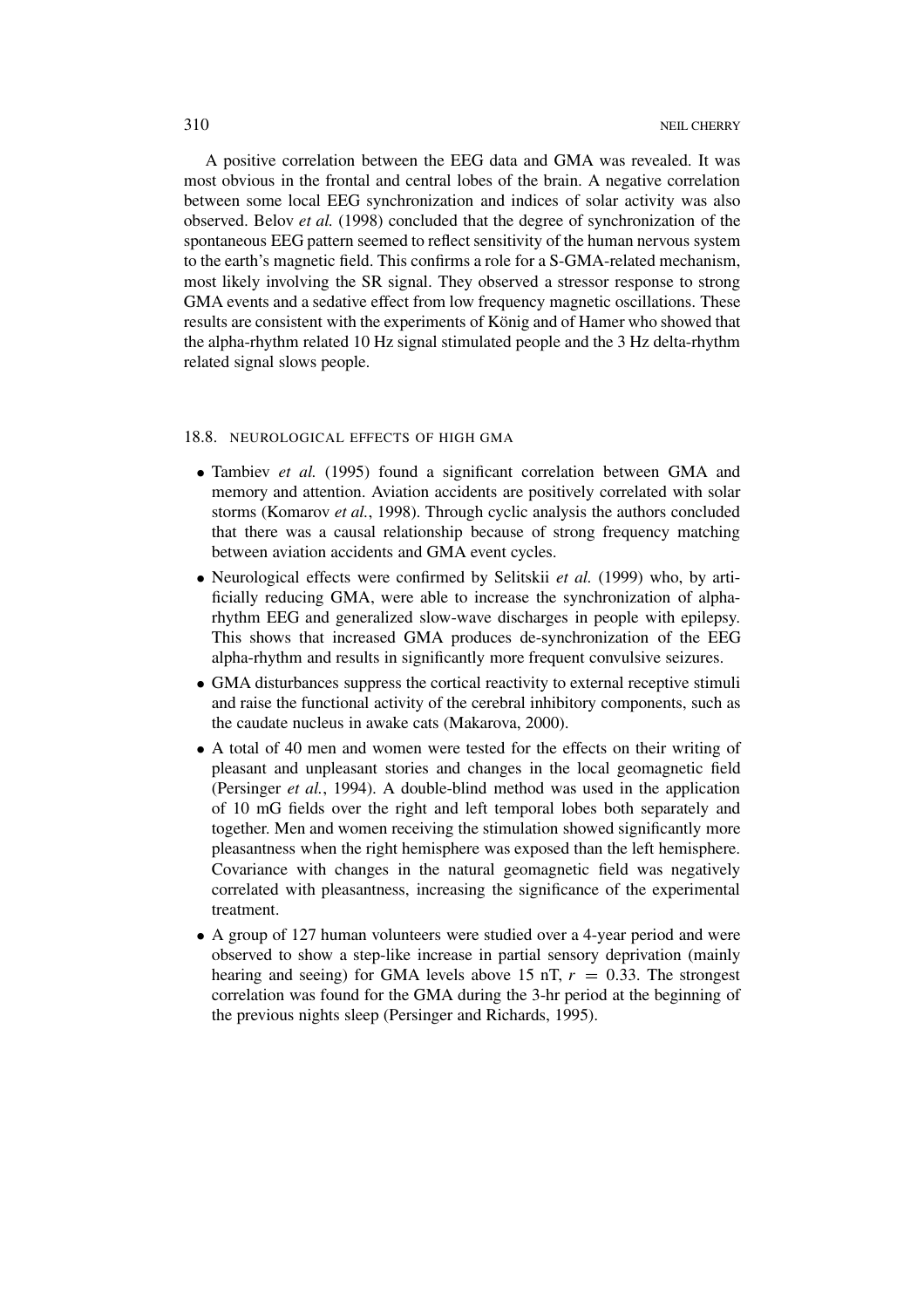A positive correlation between the EEG data and GMA was revealed. It was most obvious in the frontal and central lobes of the brain. A negative correlation between some local EEG synchronization and indices of solar activity was also observed. Belov *et al.* (1998) concluded that the degree of synchronization of the spontaneous EEG pattern seemed to reflect sensitivity of the human nervous system to the earth's magnetic field. This confirms a role for a S-GMA-related mechanism, most likely involving the SR signal. They observed a stressor response to strong GMA events and a sedative effect from low frequency magnetic oscillations. These results are consistent with the experiments of König and of Hamer who showed that the alpha-rhythm related 10 Hz signal stimulated people and the 3 Hz delta-rhythm related signal slows people.

## 18.8. NEUROLOGICAL EFFECTS OF HIGH GMA

- Tambiev *et al.* (1995) found a significant correlation between GMA and memory and attention. Aviation accidents are positively correlated with solar storms (Komarov *et al.*, 1998). Through cyclic analysis the authors concluded that there was a causal relationship because of strong frequency matching between aviation accidents and GMA event cycles.
- Neurological effects were confirmed by Selitskii *et al.* (1999) who, by artificially reducing GMA, were able to increase the synchronization of alpha-rhythm EEG and generalized slow-wave discharges in people with epilepsy. This shows that increased GMA produces de-synchronization of the EEG alpha-rhythm and results in significantly more frequent convulsive seizures.
- GMA disturbances suppress the cortical reactivity to external receptive stimuli and raise the functional activity of the cerebral inhibitory components, such as the caudate nucleus in awake cats (Makarova, 2000).
- A total of 40 men and women were tested for the effects on their writing of pleasant and unpleasant stories and changes in the local geomagnetic field (Persinger *et al.*, 1994). A double-blind method was used in the application of 10 mG fields over the right and left temporal lobes both separately and together. Men and women receiving the stimulation showed significantly more pleasantness when the right hemisphere was exposed than the left hemisphere. Covariance with changes in the natural geomagnetic field was negatively correlated with pleasantness, increasing the significance of the experimental treatment.
- A group of 127 human volunteers were studied over a 4-year period and were observed to show a step-like increase in partial sensory deprivation (mainly hearing and seeing) for GMA levels above 15 nT, $r = 0.33$. The strongest correlation was found for the GMA during the 3-hr period at the beginning of the previous nights sleep (Persinger and Richards, 1995).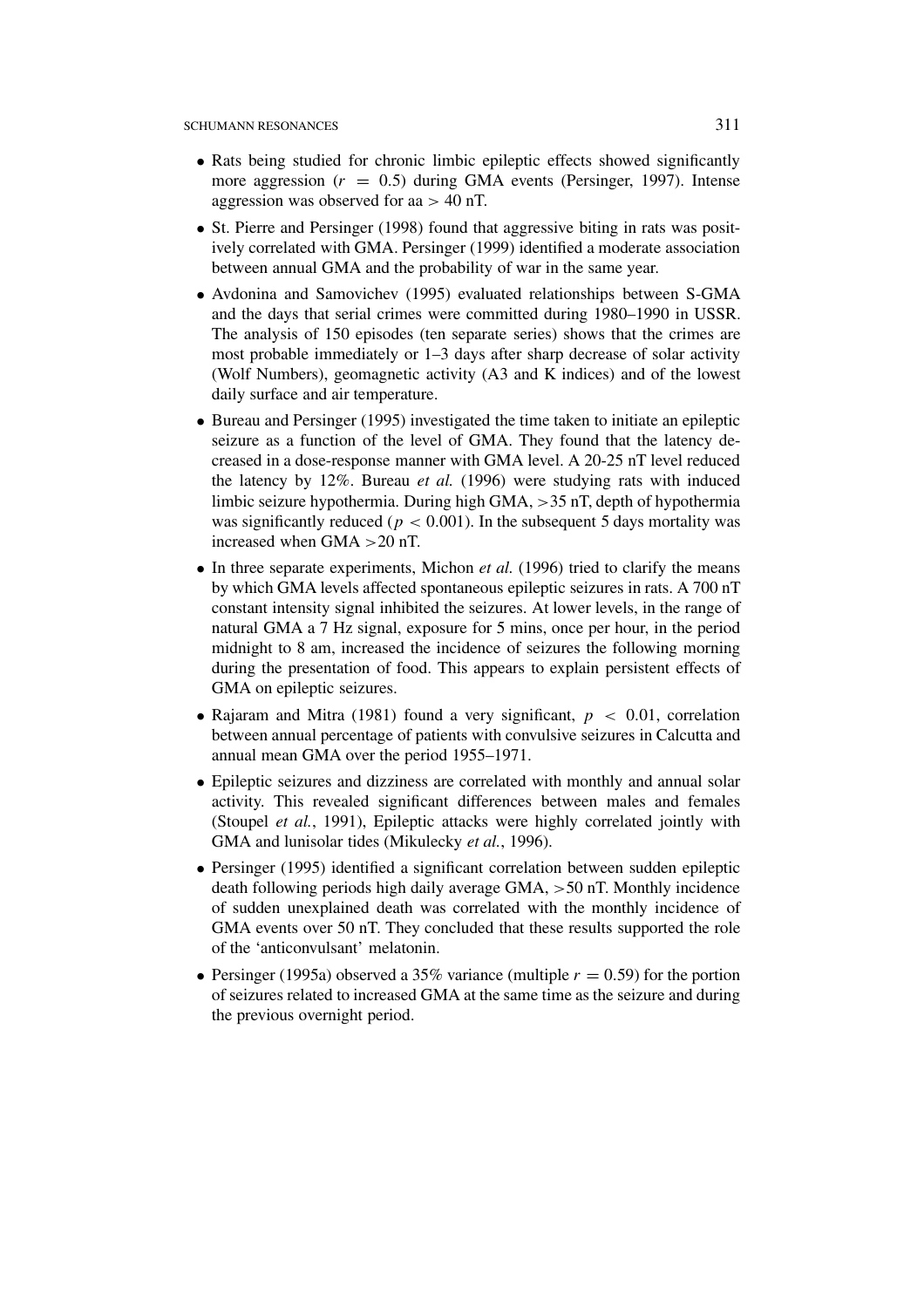- Rats being studied for chronic limbic epileptic effects showed significantly more aggression ($r = 0.5$) during GMA events (Persinger, 1997). Intense aggression was observed for aa $> 40$ nT.
- St. Pierre and Persinger (1998) found that aggressive biting in rats was positively correlated with GMA. Persinger (1999) identified a moderate association between annual GMA and the probability of war in the same year.
- Avdonina and Samovichev (1995) evaluated relationships between S-GMA and the days that serial crimes were committed during 1980–1990 in USSR. The analysis of 150 episodes (ten separate series) shows that the crimes are most probable immediately or 1–3 days after sharp decrease of solar activity (Wolf Numbers), geomagnetic activity (A3 and K indices) and of the lowest daily surface and air temperature.
- Bureau and Persinger (1995) investigated the time taken to initiate an epileptic seizure as a function of the level of GMA. They found that the latency decreased in a dose-response manner with GMA level. A 20-25 nT level reduced the latency by 12%. Bureau *et al.* (1996) were studying rats with induced limbic seizure hypothermia. During high GMA, $>35$ nT, depth of hypothermia was significantly reduced ($p < 0.001$). In the subsequent 5 days mortality was increased when GMA $>20$ nT.
- In three separate experiments, Michon *et al.* (1996) tried to clarify the means by which GMA levels affected spontaneous epileptic seizures in rats. A 700 nT constant intensity signal inhibited the seizures. At lower levels, in the range of natural GMA a 7 Hz signal, exposure for 5 mins, once per hour, in the period midnight to 8 am, increased the incidence of seizures the following morning during the presentation of food. This appears to explain persistent effects of GMA on epileptic seizures.
- Rajaram and Mitra (1981) found a very significant, $p < 0.01$, correlation between annual percentage of patients with convulsive seizures in Calcutta and annual mean GMA over the period 1955–1971.
- Epileptic seizures and dizziness are correlated with monthly and annual solar activity. This revealed significant differences between males and females (Stoupel *et al.*, 1991), Epileptic attacks were highly correlated jointly with GMA and lunisolar tides (Mikulecky *et al.*, 1996).
- Persinger (1995) identified a significant correlation between sudden epileptic death following periods high daily average GMA, $>50$ nT. Monthly incidence of sudden unexplained death was correlated with the monthly incidence of GMA events over 50 nT. They concluded that these results supported the role of the 'anticonvulsant' melatonin.
- Persinger (1995a) observed a 35% variance (multiple $r = 0.59$) for the portion of seizures related to increased GMA at the same time as the seizure and during the previous overnight period.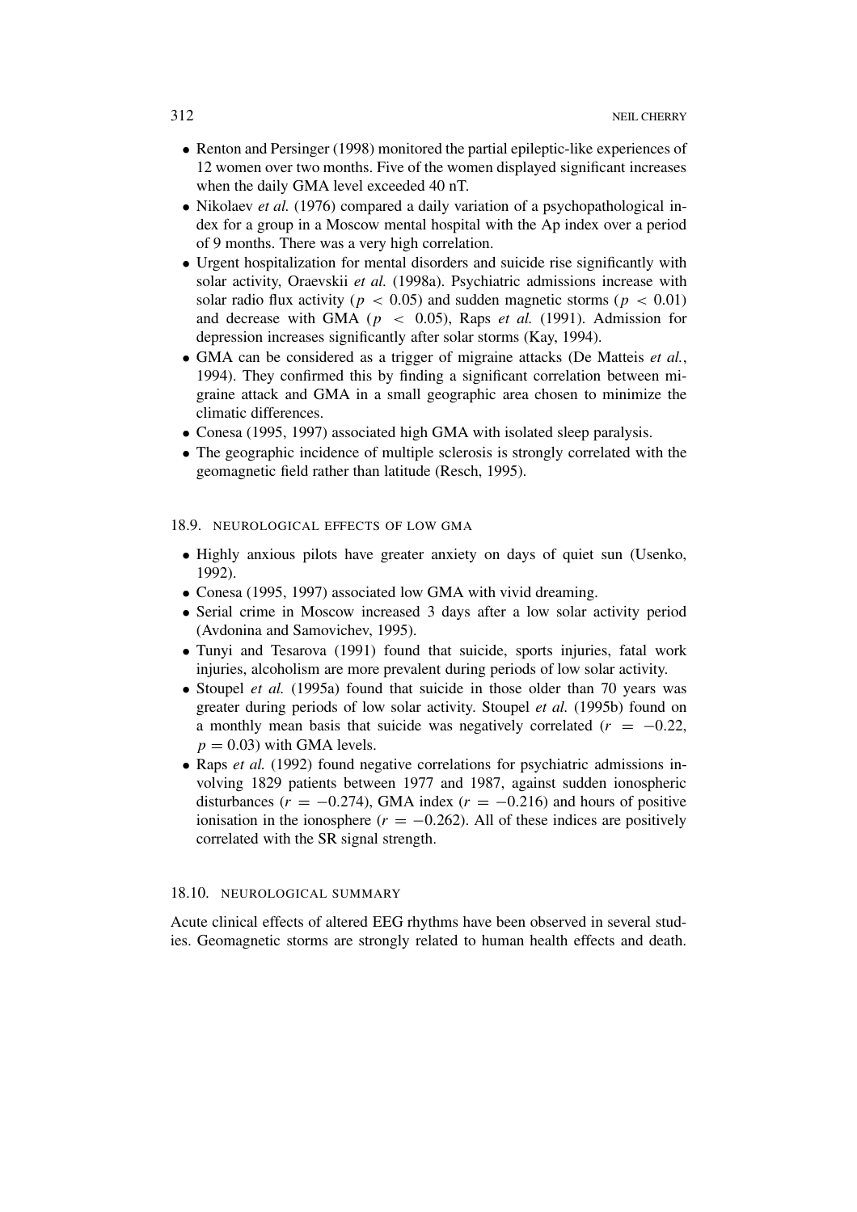- Renton and Persinger (1998) monitored the partial epileptic-like experiences of 12 women over two months. Five of the women displayed significant increases when the daily GMA level exceeded 40 nT.
- Nikolaev *et al.* (1976) compared a daily variation of a psychopathological index for a group in a Moscow mental hospital with the Ap index over a period of 9 months. There was a very high correlation.
- Urgent hospitalization for mental disorders and suicide rise significantly with solar activity, Oraevskii *et al.* (1998a). Psychiatric admissions increase with solar radio flux activity ($p < 0.05$) and sudden magnetic storms ($p < 0.01$) and decrease with GMA ($p < 0.05$), Raps *et al.* (1991). Admission for depression increases significantly after solar storms (Kay, 1994).
- GMA can be considered as a trigger of migraine attacks (De Matteis *et al.*, 1994). They confirmed this by finding a significant correlation between migraine attack and GMA in a small geographic area chosen to minimize the climatic differences.
- Conesa (1995, 1997) associated high GMA with isolated sleep paralysis.
- The geographic incidence of multiple sclerosis is strongly correlated with the geomagnetic field rather than latitude (Resch, 1995).

### 18.9. Neurological Effects of Low GMA

- Highly anxious pilots have greater anxiety on days of quiet sun (Usenko, 1992).
- Conesa (1995, 1997) associated low GMA with vivid dreaming.
- Serial crime in Moscow increased 3 days after a low solar activity period (Avdonina and Samovichev, 1995).
- Tunyi and Tesarova (1991) found that suicide, sports injuries, fatal work injuries, alcoholism are more prevalent during periods of low solar activity.
- Stoupel *et al.* (1995a) found that suicide in those older than 70 years was greater during periods of low solar activity. Stoupel *et al.* (1995b) found on a monthly mean basis that suicide was negatively correlated ($r = -0.22$, $p = 0.03$) with GMA levels.
- Raps *et al.* (1992) found negative correlations for psychiatric admissions involving 1829 patients between 1977 and 1987, against sudden ionospheric disturbances ($r = -0.274$), GMA index ($r = -0.216$) and hours of positive ionisation in the ionosphere ($r = -0.262$). All of these indices are positively correlated with the SR signal strength.

### 18.10. Neurological Summary

Acute clinical effects of altered EEG rhythms have been observed in several studies. Geomagnetic storms are strongly related to human health effects and death.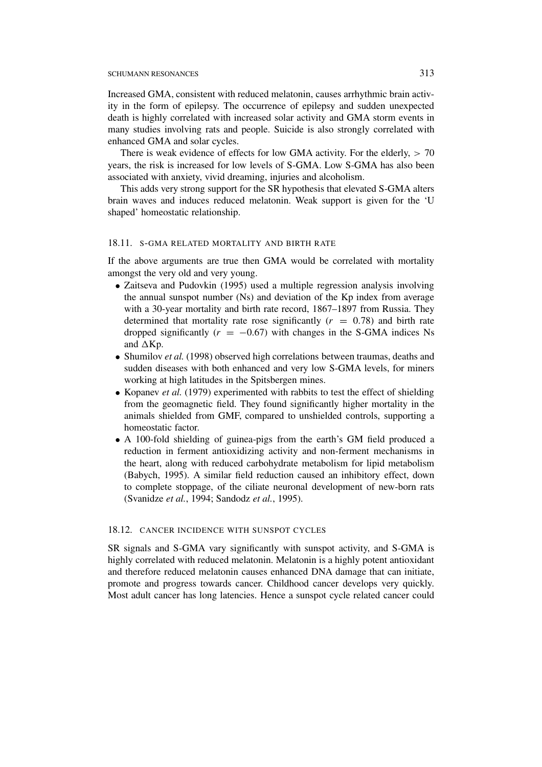Increased GMA, consistent with reduced melatonin, causes arrhythmic brain activity in the form of epilepsy. The occurrence of epilepsy and sudden unexpected death is highly correlated with increased solar activity and GMA storm events in many studies involving rats and people. Suicide is also strongly correlated with enhanced GMA and solar cycles.

There is weak evidence of effects for low GMA activity. For the elderly, $> 70$ years, the risk is increased for low levels of S-GMA. Low S-GMA has also been associated with anxiety, vivid dreaming, injuries and alcoholism.

This adds very strong support for the SR hypothesis that elevated S-GMA alters brain waves and induces reduced melatonin. Weak support is given for the 'U shaped' homeostatic relationship.

### 18.11. S-GMA RELATED MORTALITY AND BIRTH RATE

If the above arguments are true then GMA would be correlated with mortality amongst the very old and very young.

- Zaitseva and Pudovkin (1995) used a multiple regression analysis involving the annual sunspot number (Ns) and deviation of the Kp index from average with a 30-year mortality and birth rate record, 1867–1897 from Russia. They determined that mortality rate rose significantly ($r = 0.78$) and birth rate dropped significantly ($r = -0.67$) with changes in the S-GMA indices Ns and $\Delta$Kp.
- Shumilov *et al.* (1998) observed high correlations between traumas, deaths and sudden diseases with both enhanced and very low S-GMA levels, for miners working at high latitudes in the Spitsbergen mines.
- Kopanev *et al.* (1979) experimented with rabbits to test the effect of shielding from the geomagnetic field. They found significantly higher mortality in the animals shielded from GMF, compared to unshielded controls, supporting a homeostatic factor.
- A 100-fold shielding of guinea-pigs from the earth's GM field produced a reduction in ferment antioxidizing activity and non-ferment mechanisms in the heart, along with reduced carbohydrate metabolism for lipid metabolism (Babych, 1995). A similar field reduction caused an inhibitory effect, down to complete stoppage, of the ciliate neuronal development of new-born rats (Svanidze *et al.*, 1994; Sandodz *et al.*, 1995).

### 18.12. CANCER INCIDENCE WITH SUNSPOT CYCLES

SR signals and S-GMA vary significantly with sunspot activity, and S-GMA is highly correlated with reduced melatonin. Melatonin is a highly potent antioxidant and therefore reduced melatonin causes enhanced DNA damage that can initiate, promote and progress towards cancer. Childhood cancer develops very quickly. Most adult cancer has long latencies. Hence a sunspot cycle related cancer could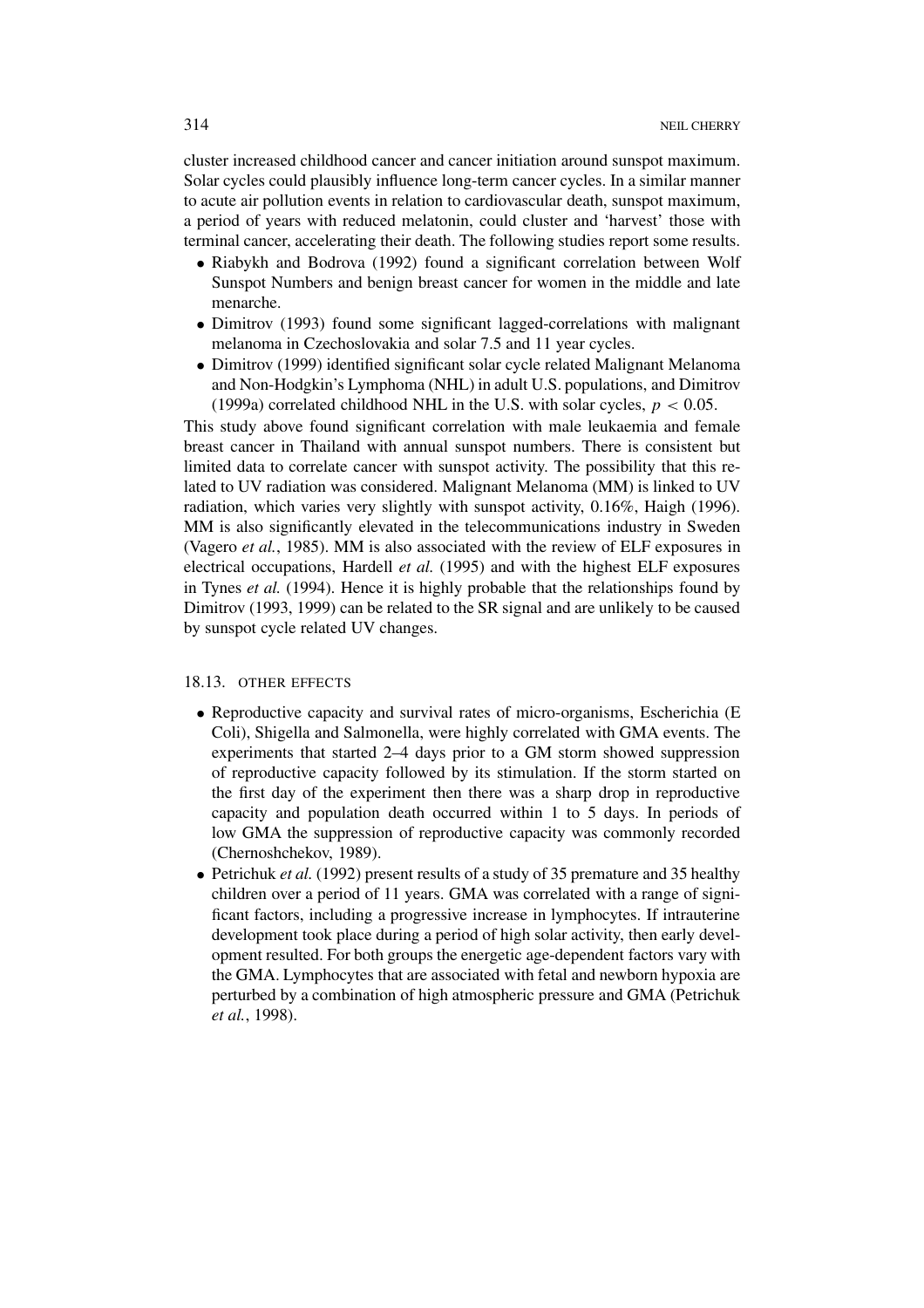cluster increased childhood cancer and cancer initiation around sunspot maximum. Solar cycles could plausibly influence long-term cancer cycles. In a similar manner to acute air pollution events in relation to cardiovascular death, sunspot maximum, a period of years with reduced melatonin, could cluster and 'harvest' those with terminal cancer, accelerating their death. The following studies report some results.

- Riabykh and Bodrova (1992) found a significant correlation between Wolf Sunspot Numbers and benign breast cancer for women in the middle and late menarche.
- Dimitrov (1993) found some significant lagged-correlations with malignant melanoma in Czechoslovakia and solar 7.5 and 11 year cycles.
- Dimitrov (1999) identified significant solar cycle related Malignant Melanoma and Non-Hodgkin's Lymphoma (NHL) in adult U.S. populations, and Dimitrov (1999a) correlated childhood NHL in the U.S. with solar cycles, $p < 0.05$.

This study above found significant correlation with male leukaemia and female breast cancer in Thailand with annual sunspot numbers. There is consistent but limited data to correlate cancer with sunspot activity. The possibility that this related to UV radiation was considered. Malignant Melanoma (MM) is linked to UV radiation, which varies very slightly with sunspot activity, 0.16%, Haigh (1996). MM is also significantly elevated in the telecommunications industry in Sweden (Vagero *et al.*, 1985). MM is also associated with the review of ELF exposures in electrical occupations, Hardell *et al.* (1995) and with the highest ELF exposures in Tynes *et al.* (1994). Hence it is highly probable that the relationships found by Dimitrov (1993, 1999) can be related to the SR signal and are unlikely to be caused by sunspot cycle related UV changes.

### 18.13. OTHER EFFECTS

- Reproductive capacity and survival rates of micro-organisms, Escherichia (E Coli), Shigella and Salmonella, were highly correlated with GMA events. The experiments that started 2–4 days prior to a GM storm showed suppression of reproductive capacity followed by its stimulation. If the storm started on the first day of the experiment then there was a sharp drop in reproductive capacity and population death occurred within 1 to 5 days. In periods of low GMA the suppression of reproductive capacity was commonly recorded (Chernoshchekov, 1989).
- Petrichuk *et al.* (1992) present results of a study of 35 premature and 35 healthy children over a period of 11 years. GMA was correlated with a range of significant factors, including a progressive increase in lymphocytes. If intrauterine development took place during a period of high solar activity, then early development resulted. For both groups the energetic age-dependent factors vary with the GMA. Lymphocytes that are associated with fetal and newborn hypoxia are perturbed by a combination of high atmospheric pressure and GMA (Petrichuk *et al.*, 1998).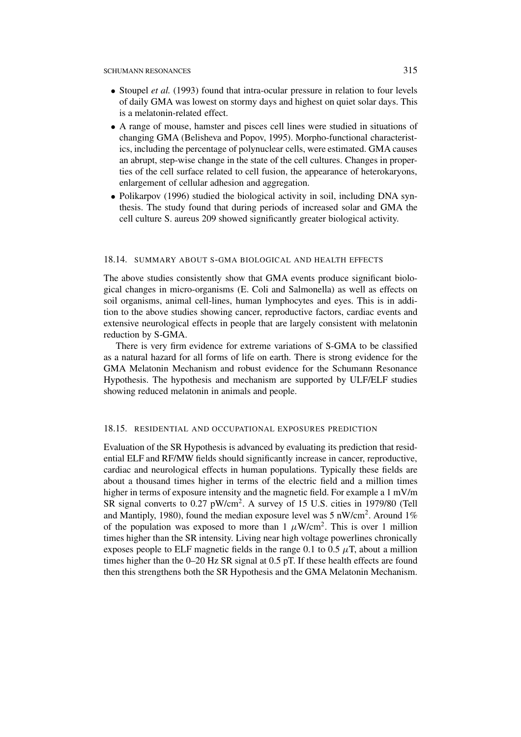- Stoupel *et al.* (1993) found that intra-ocular pressure in relation to four levels of daily GMA was lowest on stormy days and highest on quiet solar days. This is a melatonin-related effect.
- A range of mouse, hamster and pisces cell lines were studied in situations of changing GMA (Belisheva and Popov, 1995). Morpho-functional characteristics, including the percentage of polynuclear cells, were estimated. GMA causes an abrupt, step-wise change in the state of the cell cultures. Changes in properties of the cell surface related to cell fusion, the appearance of heterokaryons, enlargement of cellular adhesion and aggregation.
- Polikarpov (1996) studied the biological activity in soil, including DNA synthesis. The study found that during periods of increased solar and GMA the cell culture S. aureus 209 showed significantly greater biological activity.

## 18.14. SUMMARY ABOUT S-GMA BIOLOGICAL AND HEALTH EFFECTS

The above studies consistently show that GMA events produce significant biological changes in micro-organisms (E. Coli and Salmonella) as well as effects on soil organisms, animal cell-lines, human lymphocytes and eyes. This is in addition to the above studies showing cancer, reproductive factors, cardiac events and extensive neurological effects in people that are largely consistent with melatonin reduction by S-GMA.

There is very firm evidence for extreme variations of S-GMA to be classified as a natural hazard for all forms of life on earth. There is strong evidence for the GMA Melatonin Mechanism and robust evidence for the Schumann Resonance Hypothesis. The hypothesis and mechanism are supported by ULF/ELF studies showing reduced melatonin in animals and people.

## 18.15. RESIDENTIAL AND OCCUPATIONAL EXPOSURES PREDICTION

Evaluation of the SR Hypothesis is advanced by evaluating its prediction that residential ELF and RF/MW fields should significantly increase in cancer, reproductive, cardiac and neurological effects in human populations. Typically these fields are about a thousand times higher in terms of the electric field and a million times higher in terms of exposure intensity and the magnetic field. For example a 1 mV/m SR signal converts to 0.27 pW/cm$^2$. A survey of 15 U.S. cities in 1979/80 (Tell and Mantiply, 1980), found the median exposure level was 5 nW/cm$^2$. Around 1% of the population was exposed to more than 1 $\mu$W/cm$^2$. This is over 1 million times higher than the SR intensity. Living near high voltage powerlines chronically exposes people to ELF magnetic fields in the range 0.1 to 0.5 $\mu$T, about a million times higher than the 0–20 Hz SR signal at 0.5 pT. If these health effects are found then this strengthens both the SR Hypothesis and the GMA Melatonin Mechanism.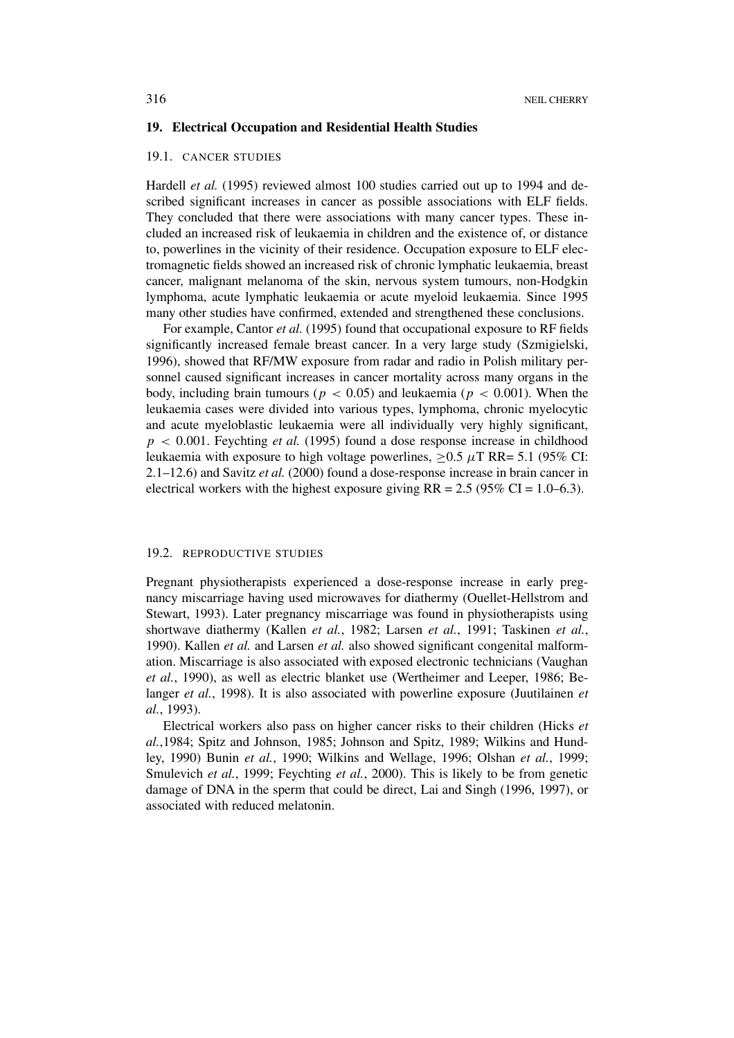## 19. Electrical Occupation and Residential Health Studies

### 19.1. Cancer Studies

Hardell *et al.* (1995) reviewed almost 100 studies carried out up to 1994 and described significant increases in cancer as possible associations with ELF fields. They concluded that there were associations with many cancer types. These included an increased risk of leukaemia in children and the existence of, or distance to, powerlines in the vicinity of their residence. Occupation exposure to ELF electromagnetic fields showed an increased risk of chronic lymphatic leukaemia, breast cancer, malignant melanoma of the skin, nervous system tumours, non-Hodgkin lymphoma, acute lymphatic leukaemia or acute myeloid leukaemia. Since 1995 many other studies have confirmed, extended and strengthened these conclusions.

For example, Cantor *et al.* (1995) found that occupational exposure to RF fields significantly increased female breast cancer. In a very large study (Szmigielski, 1996), showed that RF/MW exposure from radar and radio in Polish military personnel caused significant increases in cancer mortality across many organs in the body, including brain tumours ($p < 0.05$) and leukaemia ($p < 0.001$). When the leukaemia cases were divided into various types, lymphoma, chronic myelocytic and acute myeloblastic leukaemia were all individually very highly significant, $p < 0.001$. Feychting *et al.* (1995) found a dose response increase in childhood leukaemia with exposure to high voltage powerlines, $\geq 0.5\ \mu$T RR= 5.1 (95% CI: 2.1–12.6) and Savitz *et al.* (2000) found a dose-response increase in brain cancer in electrical workers with the highest exposure giving RR = 2.5 (95% CI = 1.0–6.3).

### 19.2. Reproductive Studies

Pregnant physiotherapists experienced a dose-response increase in early pregnancy miscarriage having used microwaves for diathermy (Ouellet-Hellstrom and Stewart, 1993). Later pregnancy miscarriage was found in physiotherapists using shortwave diathermy (Kallen *et al.*, 1982; Larsen *et al.*, 1991; Taskinen *et al.*, 1990). Kallen *et al.* and Larsen *et al.* also showed significant congenital malformation. Miscarriage is also associated with exposed electronic technicians (Vaughan *et al.*, 1990), as well as electric blanket use (Wertheimer and Leeper, 1986; Belanger *et al.*, 1998). It is also associated with powerline exposure (Juutilainen *et al.*, 1993).

Electrical workers also pass on higher cancer risks to their children (Hicks *et al.*,1984; Spitz and Johnson, 1985; Johnson and Spitz, 1989; Wilkins and Hundley, 1990) Bunin *et al.*, 1990; Wilkins and Wellage, 1996; Olshan *et al.*, 1999; Smulevich *et al.*, 1999; Feychting *et al.*, 2000). This is likely to be from genetic damage of DNA in the sperm that could be direct, Lai and Singh (1996, 1997), or associated with reduced melatonin.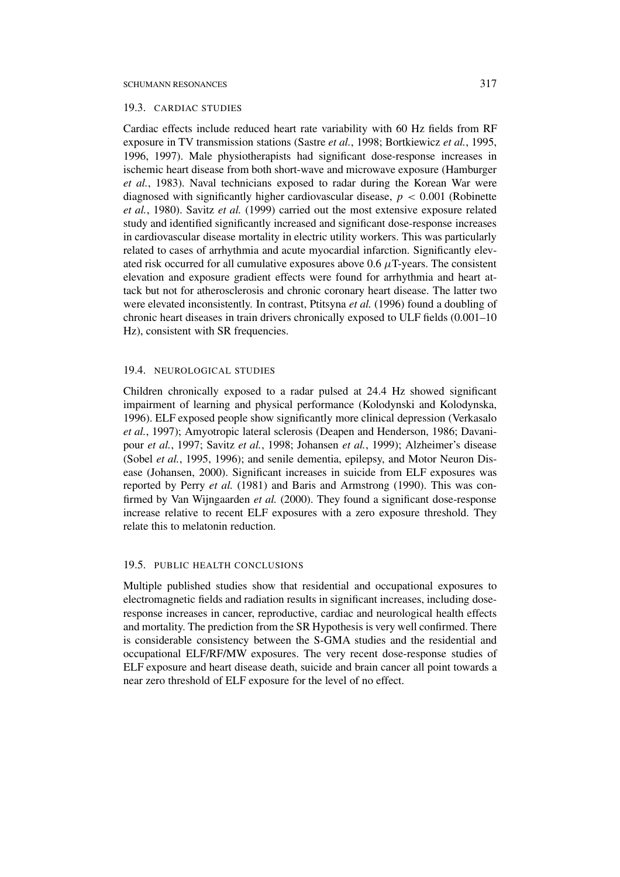## 19.3. Cardiac Studies

Cardiac effects include reduced heart rate variability with 60 Hz fields from RF exposure in TV transmission stations (Sastre *et al.*, 1998; Bortkiewicz *et al.*, 1995, 1996, 1997). Male physiotherapists had significant dose-response increases in ischemic heart disease from both short-wave and microwave exposure (Hamburger *et al.*, 1983). Naval technicians exposed to radar during the Korean War were diagnosed with significantly higher cardiovascular disease, $p < 0.001$ (Robinette *et al.*, 1980). Savitz *et al.* (1999) carried out the most extensive exposure related study and identified significantly increased and significant dose-response increases in cardiovascular disease mortality in electric utility workers. This was particularly related to cases of arrhythmia and acute myocardial infarction. Significantly elevated risk occurred for all cumulative exposures above 0.6 $\mu$T-years. The consistent elevation and exposure gradient effects were found for arrhythmia and heart attack but not for atherosclerosis and chronic coronary heart disease. The latter two were elevated inconsistently. In contrast, Ptitsyna *et al.* (1996) found a doubling of chronic heart diseases in train drivers chronically exposed to ULF fields (0.001–10 Hz), consistent with SR frequencies.

## 19.4. Neurological Studies

Children chronically exposed to a radar pulsed at 24.4 Hz showed significant impairment of learning and physical performance (Kolodynski and Kolodynska, 1996). ELF exposed people show significantly more clinical depression (Verkasalo *et al.*, 1997); Amyotropic lateral sclerosis (Deapen and Henderson, 1986; Davanipour *et al.*, 1997; Savitz *et al.*, 1998; Johansen *et al.*, 1999); Alzheimer's disease (Sobel *et al.*, 1995, 1996); and senile dementia, epilepsy, and Motor Neuron Disease (Johansen, 2000). Significant increases in suicide from ELF exposures was reported by Perry *et al.* (1981) and Baris and Armstrong (1990). This was confirmed by Van Wijngaarden *et al.* (2000). They found a significant dose-response increase relative to recent ELF exposures with a zero exposure threshold. They relate this to melatonin reduction.

## 19.5. Public Health Conclusions

Multiple published studies show that residential and occupational exposures to electromagnetic fields and radiation results in significant increases, including dose-response increases in cancer, reproductive, cardiac and neurological health effects and mortality. The prediction from the SR Hypothesis is very well confirmed. There is considerable consistency between the S-GMA studies and the residential and occupational ELF/RF/MW exposures. The very recent dose-response studies of ELF exposure and heart disease death, suicide and brain cancer all point towards a near zero threshold of ELF exposure for the level of no effect.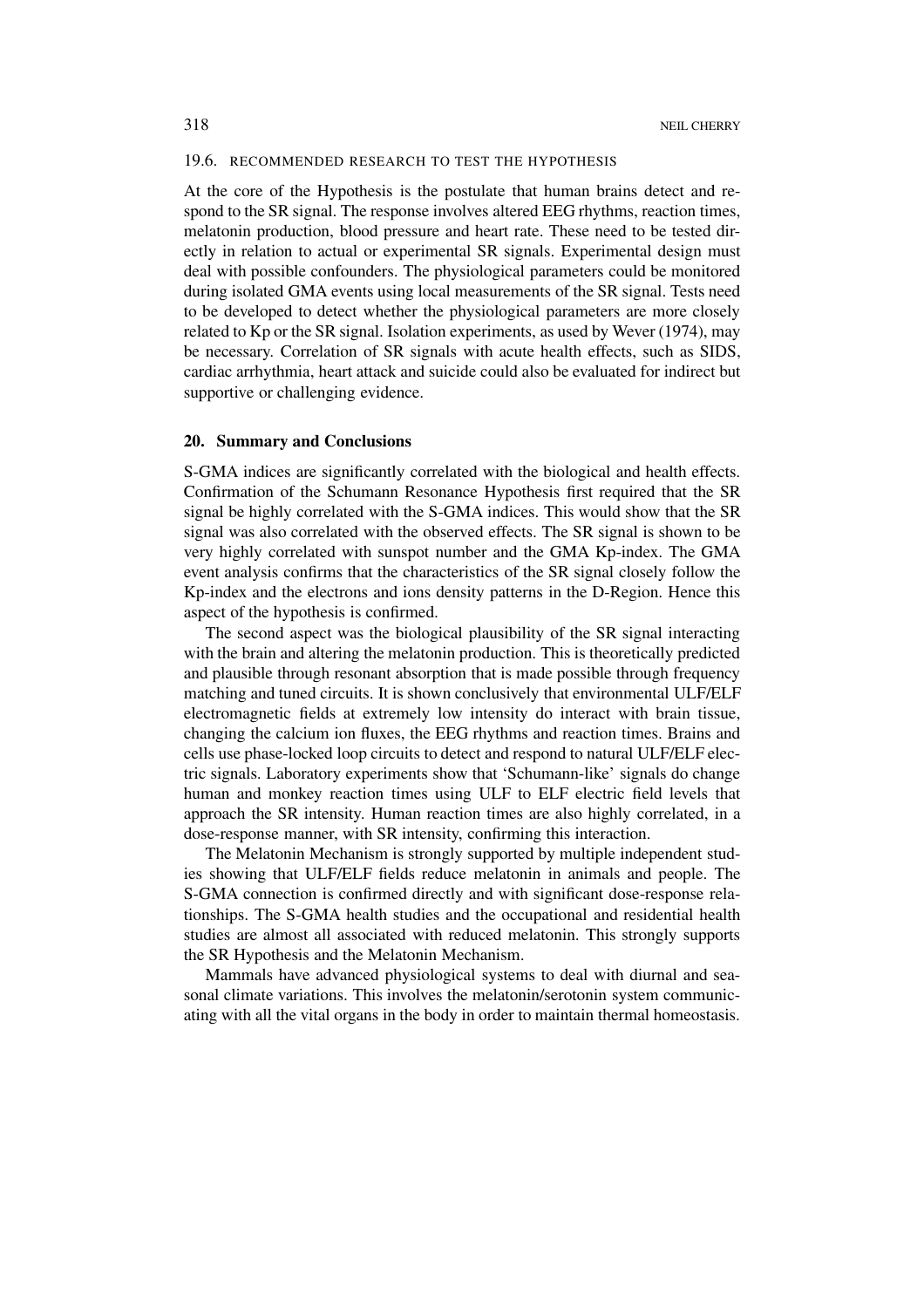### 19.6. RECOMMENDED RESEARCH TO TEST THE HYPOTHESIS

At the core of the Hypothesis is the postulate that human brains detect and respond to the SR signal. The response involves altered EEG rhythms, reaction times, melatonin production, blood pressure and heart rate. These need to be tested directly in relation to actual or experimental SR signals. Experimental design must deal with possible confounders. The physiological parameters could be monitored during isolated GMA events using local measurements of the SR signal. Tests need to be developed to detect whether the physiological parameters are more closely related to Kp or the SR signal. Isolation experiments, as used by Wever (1974), may be necessary. Correlation of SR signals with acute health effects, such as SIDS, cardiac arrhythmia, heart attack and suicide could also be evaluated for indirect but supportive or challenging evidence.

## 20. Summary and Conclusions

S-GMA indices are significantly correlated with the biological and health effects. Confirmation of the Schumann Resonance Hypothesis first required that the SR signal be highly correlated with the S-GMA indices. This would show that the SR signal was also correlated with the observed effects. The SR signal is shown to be very highly correlated with sunspot number and the GMA Kp-index. The GMA event analysis confirms that the characteristics of the SR signal closely follow the Kp-index and the electrons and ions density patterns in the D-Region. Hence this aspect of the hypothesis is confirmed.

The second aspect was the biological plausibility of the SR signal interacting with the brain and altering the melatonin production. This is theoretically predicted and plausible through resonant absorption that is made possible through frequency matching and tuned circuits. It is shown conclusively that environmental ULF/ELF electromagnetic fields at extremely low intensity do interact with brain tissue, changing the calcium ion fluxes, the EEG rhythms and reaction times. Brains and cells use phase-locked loop circuits to detect and respond to natural ULF/ELF electric signals. Laboratory experiments show that 'Schumann-like' signals do change human and monkey reaction times using ULF to ELF electric field levels that approach the SR intensity. Human reaction times are also highly correlated, in a dose-response manner, with SR intensity, confirming this interaction.

The Melatonin Mechanism is strongly supported by multiple independent studies showing that ULF/ELF fields reduce melatonin in animals and people. The S-GMA connection is confirmed directly and with significant dose-response relationships. The S-GMA health studies and the occupational and residential health studies are almost all associated with reduced melatonin. This strongly supports the SR Hypothesis and the Melatonin Mechanism.

Mammals have advanced physiological systems to deal with diurnal and seasonal climate variations. This involves the melatonin/serotonin system communicating with all the vital organs in the body in order to maintain thermal homeostasis.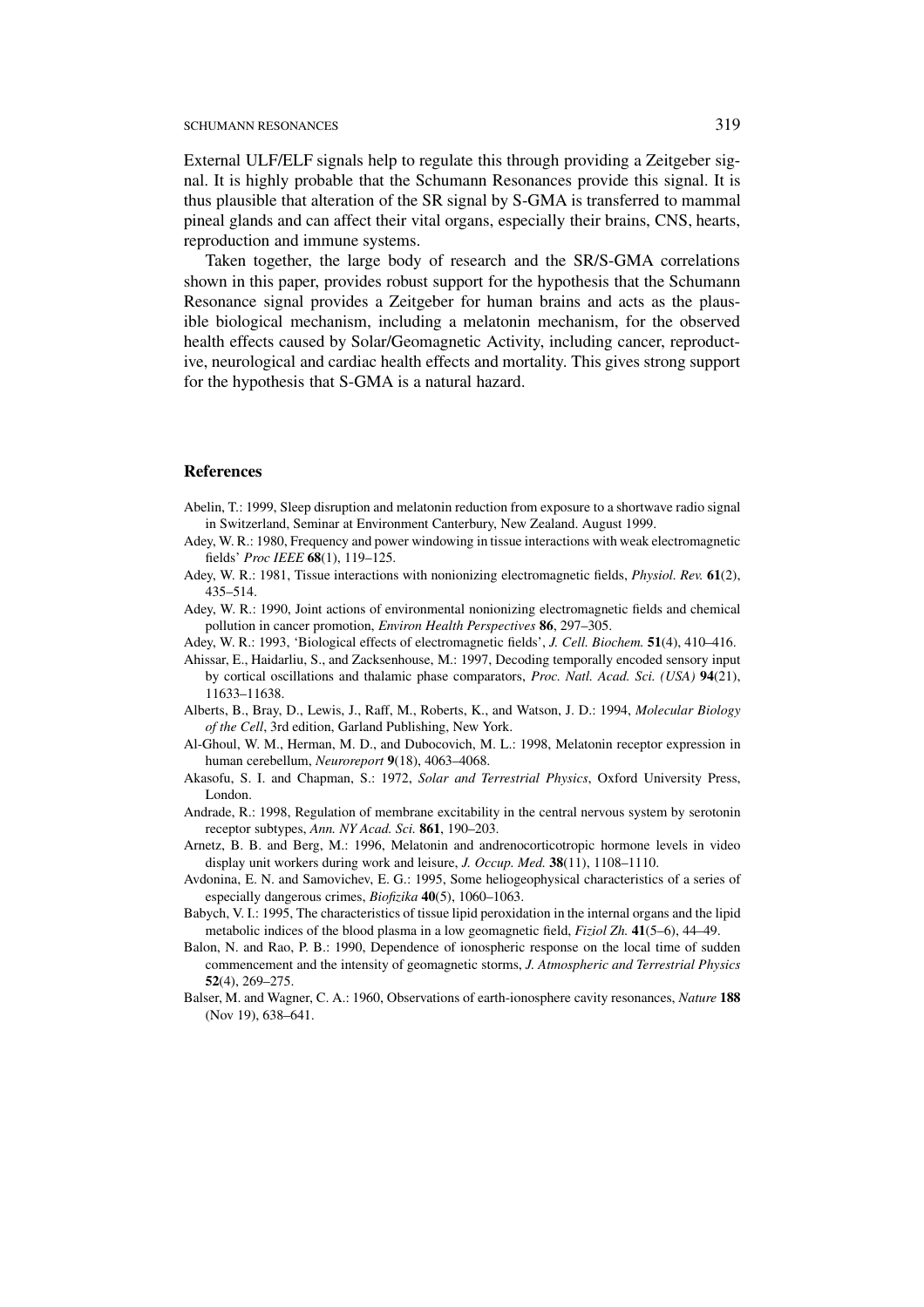External ULF/ELF signals help to regulate this through providing a Zeitgeber signal. It is highly probable that the Schumann Resonances provide this signal. It is thus plausible that alteration of the SR signal by S-GMA is transferred to mammal pineal glands and can affect their vital organs, especially their brains, CNS, hearts, reproduction and immune systems.

Taken together, the large body of research and the SR/S-GMA correlations shown in this paper, provides robust support for the hypothesis that the Schumann Resonance signal provides a Zeitgeber for human brains and acts as the plausible biological mechanism, including a melatonin mechanism, for the observed health effects caused by Solar/Geomagnetic Activity, including cancer, reproductive, neurological and cardiac health effects and mortality. This gives strong support for the hypothesis that S-GMA is a natural hazard.

## References

Abelin, T.: 1999, Sleep disruption and melatonin reduction from exposure to a shortwave radio signal in Switzerland, Seminar at Environment Canterbury, New Zealand. August 1999.

Adey, W. R.: 1980, Frequency and power windowing in tissue interactions with weak electromagnetic fields' *Proc IEEE* **68**(1), 119–125.

Adey, W. R.: 1981, Tissue interactions with nonionizing electromagnetic fields, *Physiol. Rev.* **61**(2), 435–514.

Adey, W. R.: 1990, Joint actions of environmental nonionizing electromagnetic fields and chemical pollution in cancer promotion, *Environ Health Perspectives* **86**, 297–305.

Adey, W. R.: 1993, 'Biological effects of electromagnetic fields', *J. Cell. Biochem.* **51**(4), 410–416.

Ahissar, E., Haidarliu, S., and Zacksenhouse, M.: 1997, Decoding temporally encoded sensory input by cortical oscillations and thalamic phase comparators, *Proc. Natl. Acad. Sci. (USA)* **94**(21), 11633–11638.

Alberts, B., Bray, D., Lewis, J., Raff, M., Roberts, K., and Watson, J. D.: 1994, *Molecular Biology of the Cell*, 3rd edition, Garland Publishing, New York.

Al-Ghoul, W. M., Herman, M. D., and Dubocovich, M. L.: 1998, Melatonin receptor expression in human cerebellum, *Neuroreport* **9**(18), 4063–4068.

Akasofu, S. I. and Chapman, S.: 1972, *Solar and Terrestrial Physics*, Oxford University Press, London.

Andrade, R.: 1998, Regulation of membrane excitability in the central nervous system by serotonin receptor subtypes, *Ann. NY Acad. Sci.* **861**, 190–203.

Arnetz, B. B. and Berg, M.: 1996, Melatonin and andrenocorticotropic hormone levels in video display unit workers during work and leisure, *J. Occup. Med.* **38**(11), 1108–1110.

Avdonina, E. N. and Samovichev, E. G.: 1995, Some heliogeophysical characteristics of a series of especially dangerous crimes, *Biofizika* **40**(5), 1060–1063.

Babych, V. I.: 1995, The characteristics of tissue lipid peroxidation in the internal organs and the lipid metabolic indices of the blood plasma in a low geomagnetic field, *Fiziol Zh.* **41**(5–6), 44–49.

Balon, N. and Rao, P. B.: 1990, Dependence of ionospheric response on the local time of sudden commencement and the intensity of geomagnetic storms, *J. Atmospheric and Terrestrial Physics* **52**(4), 269–275.

Balser, M. and Wagner, C. A.: 1960, Observations of earth-ionosphere cavity resonances, *Nature* **188** (Nov 19), 638–641.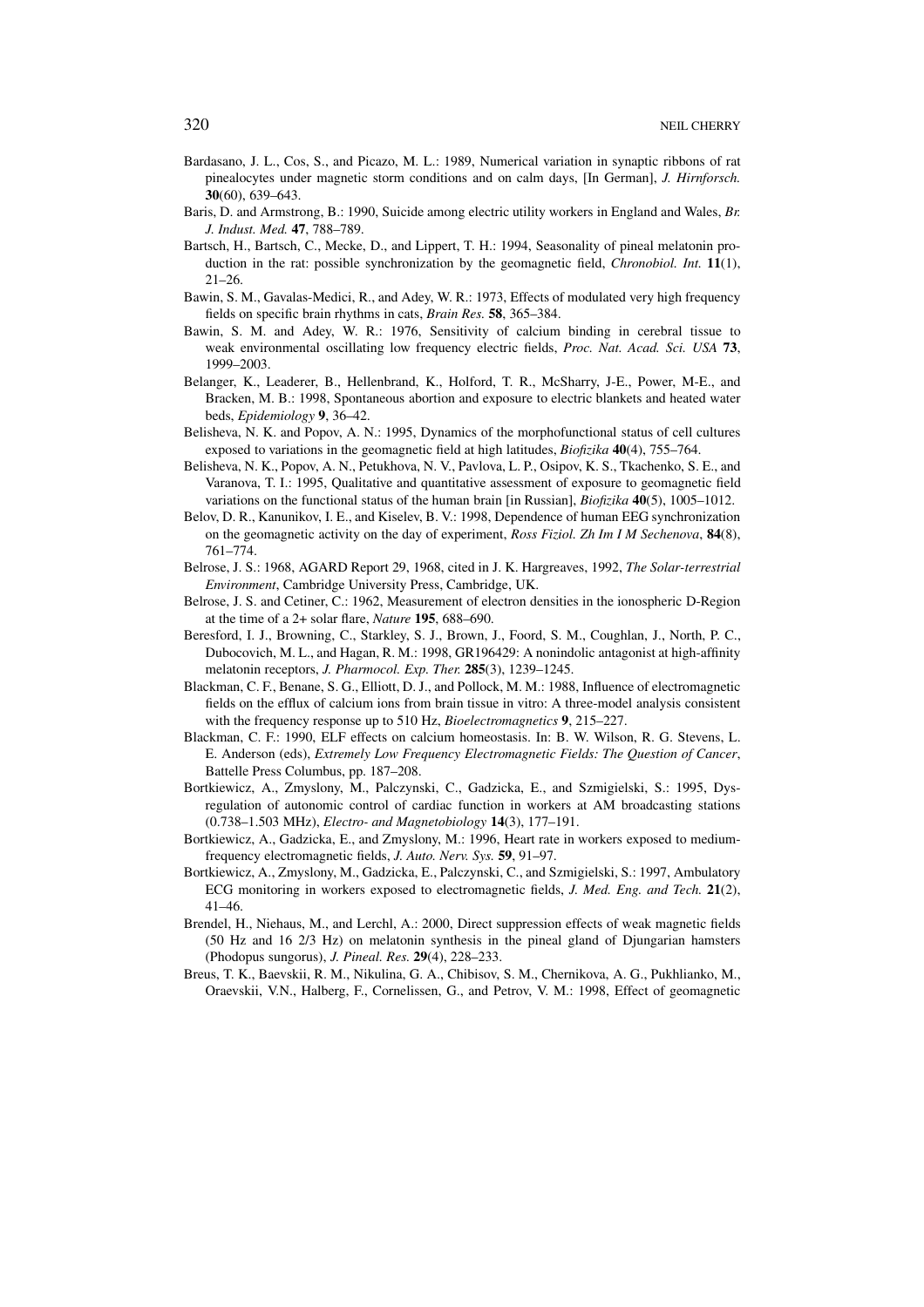Bardasano, J. L., Cos, S., and Picazo, M. L.: 1989, Numerical variation in synaptic ribbons of rat pinealocytes under magnetic storm conditions and on calm days, [In German], *J. Hirnforsch.* **30**(60), 639–643.

Baris, D. and Armstrong, B.: 1990, Suicide among electric utility workers in England and Wales, *Br. J. Indust. Med.* **47**, 788–789.

Bartsch, H., Bartsch, C., Mecke, D., and Lippert, T. H.: 1994, Seasonality of pineal melatonin production in the rat: possible synchronization by the geomagnetic field, *Chronobiol. Int.* **11**(1), 21–26.

Bawin, S. M., Gavalas-Medici, R., and Adey, W. R.: 1973, Effects of modulated very high frequency fields on specific brain rhythms in cats, *Brain Res.* **58**, 365–384.

Bawin, S. M. and Adey, W. R.: 1976, Sensitivity of calcium binding in cerebral tissue to weak environmental oscillating low frequency electric fields, *Proc. Nat. Acad. Sci. USA* **73**, 1999–2003.

Belanger, K., Leaderer, B., Hellenbrand, K., Holford, T. R., McSharry, J-E., Power, M-E., and Bracken, M. B.: 1998, Spontaneous abortion and exposure to electric blankets and heated water beds, *Epidemiology* **9**, 36–42.

Belisheva, N. K. and Popov, A. N.: 1995, Dynamics of the morphofunctional status of cell cultures exposed to variations in the geomagnetic field at high latitudes, *Biofizika* **40**(4), 755–764.

Belisheva, N. K., Popov, A. N., Petukhova, N. V., Pavlova, L. P., Osipov, K. S., Tkachenko, S. E., and Varanova, T. I.: 1995, Qualitative and quantitative assessment of exposure to geomagnetic field variations on the functional status of the human brain [in Russian], *Biofizika* **40**(5), 1005–1012.

Belov, D. R., Kanunikov, I. E., and Kiselev, B. V.: 1998, Dependence of human EEG synchronization on the geomagnetic activity on the day of experiment, *Ross Fiziol. Zh Im I M Sechenova*, **84**(8), 761–774.

Belrose, J. S.: 1968, AGARD Report 29, 1968, cited in J. K. Hargreaves, 1992, *The Solar-terrestrial Environment*, Cambridge University Press, Cambridge, UK.

Belrose, J. S. and Cetiner, C.: 1962, Measurement of electron densities in the ionospheric D-Region at the time of a 2+ solar flare, *Nature* **195**, 688–690.

Beresford, I. J., Browning, C., Starkley, S. J., Brown, J., Foord, S. M., Coughlan, J., North, P. C., Dubocovich, M. L., and Hagan, R. M.: 1998, GR196429: A nonindolic antagonist at high-affinity melatonin receptors, *J. Pharmocol. Exp. Ther.* **285**(3), 1239–1245.

Blackman, C. F., Benane, S. G., Elliott, D. J., and Pollock, M. M.: 1988, Influence of electromagnetic fields on the efflux of calcium ions from brain tissue in vitro: A three-model analysis consistent with the frequency response up to 510 Hz, *Bioelectromagnetics* **9**, 215–227.

Blackman, C. F.: 1990, ELF effects on calcium homeostasis. In: B. W. Wilson, R. G. Stevens, L. E. Anderson (eds), *Extremely Low Frequency Electromagnetic Fields: The Question of Cancer*, Battelle Press Columbus, pp. 187–208.

Bortkiewicz, A., Zmyslony, M., Palczynski, C., Gadzicka, E., and Szmigielski, S.: 1995, Dysregulation of autonomic control of cardiac function in workers at AM broadcasting stations (0.738–1.503 MHz), *Electro- and Magnetobiology* **14**(3), 177–191.

Bortkiewicz, A., Gadzicka, E., and Zmyslony, M.: 1996, Heart rate in workers exposed to medium-frequency electromagnetic fields, *J. Auto. Nerv. Sys.* **59**, 91–97.

Bortkiewicz, A., Zmyslony, M., Gadzicka, E., Palczynski, C., and Szmigielski, S.: 1997, Ambulatory ECG monitoring in workers exposed to electromagnetic fields, *J. Med. Eng. and Tech.* **21**(2), 41–46.

Brendel, H., Niehaus, M., and Lerchl, A.: 2000, Direct suppression effects of weak magnetic fields (50 Hz and 16 2/3 Hz) on melatonin synthesis in the pineal gland of Djungarian hamsters (Phodopus sungorus), *J. Pineal. Res.* **29**(4), 228–233.

Breus, T. K., Baevskii, R. M., Nikulina, G. A., Chibisov, S. M., Chernikova, A. G., Pukhlianko, M., Oraevskii, V.N., Halberg, F., Cornelissen, G., and Petrov, V. M.: 1998, Effect of geomagnetic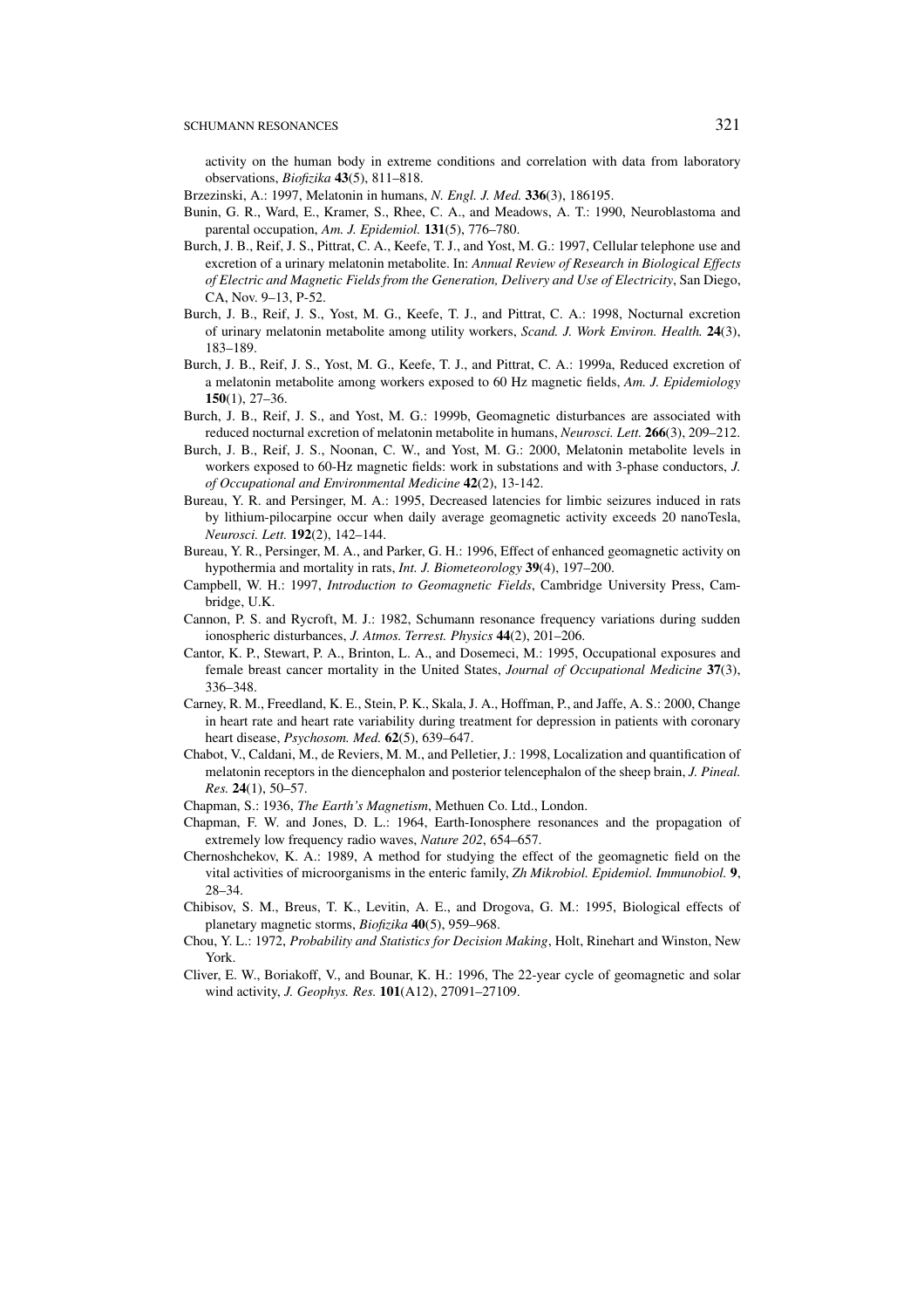activity on the human body in extreme conditions and correlation with data from laboratory observations, *Biofizika* **43**(5), 811–818.

Brzezinski, A.: 1997, Melatonin in humans, *N. Engl. J. Med.* **336**(3), 186195.

Bunin, G. R., Ward, E., Kramer, S., Rhee, C. A., and Meadows, A. T.: 1990, Neuroblastoma and parental occupation, *Am. J. Epidemiol.* **131**(5), 776–780.

Burch, J. B., Reif, J. S., Pittrat, C. A., Keefe, T. J., and Yost, M. G.: 1997, Cellular telephone use and excretion of a urinary melatonin metabolite. In: *Annual Review of Research in Biological Effects of Electric and Magnetic Fields from the Generation, Delivery and Use of Electricity*, San Diego, CA, Nov. 9–13, P-52.

Burch, J. B., Reif, J. S., Yost, M. G., Keefe, T. J., and Pittrat, C. A.: 1998, Nocturnal excretion of urinary melatonin metabolite among utility workers, *Scand. J. Work Environ. Health.* **24**(3), 183–189.

Burch, J. B., Reif, J. S., Yost, M. G., Keefe, T. J., and Pittrat, C. A.: 1999a, Reduced excretion of a melatonin metabolite among workers exposed to 60 Hz magnetic fields, *Am. J. Epidemiology* **150**(1), 27–36.

Burch, J. B., Reif, J. S., and Yost, M. G.: 1999b, Geomagnetic disturbances are associated with reduced nocturnal excretion of melatonin metabolite in humans, *Neurosci. Lett.* **266**(3), 209–212.

Burch, J. B., Reif, J. S., Noonan, C. W., and Yost, M. G.: 2000, Melatonin metabolite levels in workers exposed to 60-Hz magnetic fields: work in substations and with 3-phase conductors, *J. of Occupational and Environmental Medicine* **42**(2), 13-142.

Bureau, Y. R. and Persinger, M. A.: 1995, Decreased latencies for limbic seizures induced in rats by lithium-pilocarpine occur when daily average geomagnetic activity exceeds 20 nanoTesla, *Neurosci. Lett.* **192**(2), 142–144.

Bureau, Y. R., Persinger, M. A., and Parker, G. H.: 1996, Effect of enhanced geomagnetic activity on hypothermia and mortality in rats, *Int. J. Biometeorology* **39**(4), 197–200.

Campbell, W. H.: 1997, *Introduction to Geomagnetic Fields*, Cambridge University Press, Cambridge, U.K.

Cannon, P. S. and Rycroft, M. J.: 1982, Schumann resonance frequency variations during sudden ionospheric disturbances, *J. Atmos. Terrest. Physics* **44**(2), 201–206.

Cantor, K. P., Stewart, P. A., Brinton, L. A., and Dosemeci, M.: 1995, Occupational exposures and female breast cancer mortality in the United States, *Journal of Occupational Medicine* **37**(3), 336–348.

Carney, R. M., Freedland, K. E., Stein, P. K., Skala, J. A., Hoffman, P., and Jaffe, A. S.: 2000, Change in heart rate and heart rate variability during treatment for depression in patients with coronary heart disease, *Psychosom. Med.* **62**(5), 639–647.

Chabot, V., Caldani, M., de Reviers, M. M., and Pelletier, J.: 1998, Localization and quantification of melatonin receptors in the diencephalon and posterior telencephalon of the sheep brain, *J. Pineal. Res.* **24**(1), 50–57.

Chapman, S.: 1936, *The Earth's Magnetism*, Methuen Co. Ltd., London.

Chapman, F. W. and Jones, D. L.: 1964, Earth-Ionosphere resonances and the propagation of extremely low frequency radio waves, *Nature 202*, 654–657.

Chernoshchekov, K. A.: 1989, A method for studying the effect of the geomagnetic field on the vital activities of microorganisms in the enteric family, *Zh Mikrobiol. Epidemiol. Immunobiol.* **9**, 28–34.

Chibisov, S. M., Breus, T. K., Levitin, A. E., and Drogova, G. M.: 1995, Biological effects of planetary magnetic storms, *Biofizika* **40**(5), 959–968.

Chou, Y. L.: 1972, *Probability and Statistics for Decision Making*, Holt, Rinehart and Winston, New York.

Cliver, E. W., Boriakoff, V., and Bounar, K. H.: 1996, The 22-year cycle of geomagnetic and solar wind activity, *J. Geophys. Res.* **101**(A12), 27091–27109.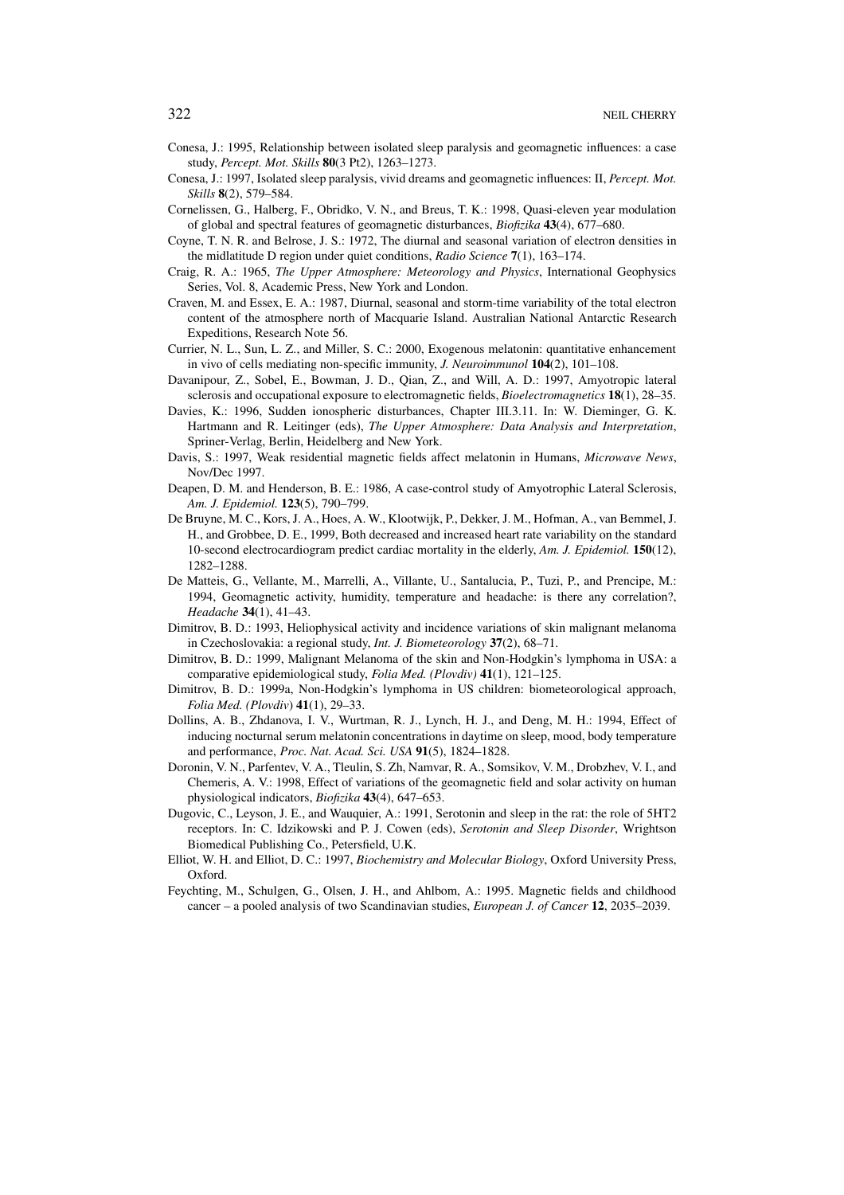Conesa, J.: 1995, Relationship between isolated sleep paralysis and geomagnetic influences: a case study, *Percept. Mot. Skills* **80**(3 Pt2), 1263–1273.

Conesa, J.: 1997, Isolated sleep paralysis, vivid dreams and geomagnetic influences: II, *Percept. Mot. Skills* **8**(2), 579–584.

Cornelissen, G., Halberg, F., Obridko, V. N., and Breus, T. K.: 1998, Quasi-eleven year modulation of global and spectral features of geomagnetic disturbances, *Biofizika* **43**(4), 677–680.

Coyne, T. N. R. and Belrose, J. S.: 1972, The diurnal and seasonal variation of electron densities in the midlatitude D region under quiet conditions, *Radio Science* **7**(1), 163–174.

Craig, R. A.: 1965, *The Upper Atmosphere: Meteorology and Physics*, International Geophysics Series, Vol. 8, Academic Press, New York and London.

Craven, M. and Essex, E. A.: 1987, Diurnal, seasonal and storm-time variability of the total electron content of the atmosphere north of Macquarie Island. Australian National Antarctic Research Expeditions, Research Note 56.

Currier, N. L., Sun, L. Z., and Miller, S. C.: 2000, Exogenous melatonin: quantitative enhancement in vivo of cells mediating non-specific immunity, *J. Neuroimmunol* **104**(2), 101–108.

Davanipour, Z., Sobel, E., Bowman, J. D., Qian, Z., and Will, A. D.: 1997, Amyotropic lateral sclerosis and occupational exposure to electromagnetic fields, *Bioelectromagnetics* **18**(1), 28–35.

Davies, K.: 1996, Sudden ionospheric disturbances, Chapter III.3.11. In: W. Dieminger, G. K. Hartmann and R. Leitinger (eds), *The Upper Atmosphere: Data Analysis and Interpretation*, Spriner-Verlag, Berlin, Heidelberg and New York.

Davis, S.: 1997, Weak residential magnetic fields affect melatonin in Humans, *Microwave News*, Nov/Dec 1997.

Deapen, D. M. and Henderson, B. E.: 1986, A case-control study of Amyotrophic Lateral Sclerosis, *Am. J. Epidemiol.* **123**(5), 790–799.

De Bruyne, M. C., Kors, J. A., Hoes, A. W., Klootwijk, P., Dekker, J. M., Hofman, A., van Bemmel, J. H., and Grobbee, D. E., 1999, Both decreased and increased heart rate variability on the standard 10-second electrocardiogram predict cardiac mortality in the elderly, *Am. J. Epidemiol.* **150**(12), 1282–1288.

De Matteis, G., Vellante, M., Marrelli, A., Villante, U., Santalucia, P., Tuzi, P., and Prencipe, M.: 1994, Geomagnetic activity, humidity, temperature and headache: is there any correlation?, *Headache* **34**(1), 41–43.

Dimitrov, B. D.: 1993, Heliophysical activity and incidence variations of skin malignant melanoma in Czechoslovakia: a regional study, *Int. J. Biometeorology* **37**(2), 68–71.

Dimitrov, B. D.: 1999, Malignant Melanoma of the skin and Non-Hodgkin's lymphoma in USA: a comparative epidemiological study, *Folia Med. (Plovdiv)* **41**(1), 121–125.

Dimitrov, B. D.: 1999a, Non-Hodgkin's lymphoma in US children: biometeorological approach, *Folia Med. (Plovdiv)* **41**(1), 29–33.

Dollins, A. B., Zhdanova, I. V., Wurtman, R. J., Lynch, H. J., and Deng, M. H.: 1994, Effect of inducing nocturnal serum melatonin concentrations in daytime on sleep, mood, body temperature and performance, *Proc. Nat. Acad. Sci. USA* **91**(5), 1824–1828.

Doronin, V. N., Parfentev, V. A., Tleulin, S. Zh, Namvar, R. A., Somsikov, V. M., Drobzhev, V. I., and Chemeris, A. V.: 1998, Effect of variations of the geomagnetic field and solar activity on human physiological indicators, *Biofizika* **43**(4), 647–653.

Dugovic, C., Leyson, J. E., and Wauquier, A.: 1991, Serotonin and sleep in the rat: the role of 5HT2 receptors. In: C. Idzikowski and P. J. Cowen (eds), *Serotonin and Sleep Disorder*, Wrightson Biomedical Publishing Co., Petersfield, U.K.

Elliot, W. H. and Elliot, D. C.: 1997, *Biochemistry and Molecular Biology*, Oxford University Press, Oxford.

Feychting, M., Schulgen, G., Olsen, J. H., and Ahlbom, A.: 1995. Magnetic fields and childhood cancer – a pooled analysis of two Scandinavian studies, *European J. of Cancer* **12**, 2035–2039.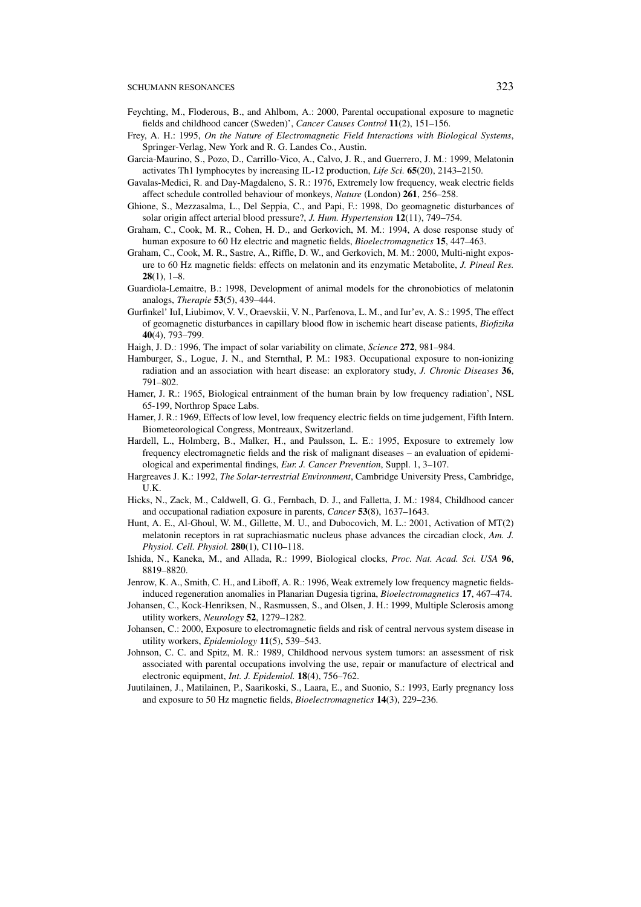Feychting, M., Floderous, B., and Ahlbom, A.: 2000, Parental occupational exposure to magnetic fields and childhood cancer (Sweden)', *Cancer Causes Control* **11**(2), 151–156.

Frey, A. H.: 1995, *On the Nature of Electromagnetic Field Interactions with Biological Systems*, Springer-Verlag, New York and R. G. Landes Co., Austin.

Garcia-Maurino, S., Pozo, D., Carrillo-Vico, A., Calvo, J. R., and Guerrero, J. M.: 1999, Melatonin activates Th1 lymphocytes by increasing IL-12 production, *Life Sci.* **65**(20), 2143–2150.

Gavalas-Medici, R. and Day-Magdaleno, S. R.: 1976, Extremely low frequency, weak electric fields affect schedule controlled behaviour of monkeys, *Nature* (London) **261**, 256–258.

Ghione, S., Mezzasalma, L., Del Seppia, C., and Papi, F.: 1998, Do geomagnetic disturbances of solar origin affect arterial blood pressure?, *J. Hum. Hypertension* **12**(11), 749–754.

Graham, C., Cook, M. R., Cohen, H. D., and Gerkovich, M. M.: 1994, A dose response study of human exposure to 60 Hz electric and magnetic fields, *Bioelectromagnetics* **15**, 447–463.

Graham, C., Cook, M. R., Sastre, A., Riffle, D. W., and Gerkovich, M. M.: 2000, Multi-night exposure to 60 Hz magnetic fields: effects on melatonin and its enzymatic Metabolite, *J. Pineal Res.* **28**(1), 1–8.

Guardiola-Lemaitre, B.: 1998, Development of animal models for the chronobiotics of melatonin analogs, *Therapie* **53**(5), 439–444.

Gurfinkel' IuI, Liubimov, V. V., Oraevskii, V. N., Parfenova, L. M., and Iur'ev, A. S.: 1995, The effect of geomagnetic disturbances in capillary blood flow in ischemic heart disease patients, *Biofizika* **40**(4), 793–799.

Haigh, J. D.: 1996, The impact of solar variability on climate, *Science* **272**, 981–984.

Hamburger, S., Logue, J. N., and Sternthal, P. M.: 1983. Occupational exposure to non-ionizing radiation and an association with heart disease: an exploratory study, *J. Chronic Diseases* **36**, 791–802.

Hamer, J. R.: 1965, Biological entrainment of the human brain by low frequency radiation', NSL 65-199, Northrop Space Labs.

Hamer, J. R.: 1969, Effects of low level, low frequency electric fields on time judgement, Fifth Intern. Biometeorological Congress, Montreaux, Switzerland.

Hardell, L., Holmberg, B., Malker, H., and Paulsson, L. E.: 1995, Exposure to extremely low frequency electromagnetic fields and the risk of malignant diseases – an evaluation of epidemiological and experimental findings, *Eur. J. Cancer Prevention*, Suppl. 1, 3–107.

Hargreaves J. K.: 1992, *The Solar-terrestrial Environment*, Cambridge University Press, Cambridge, U.K.

Hicks, N., Zack, M., Caldwell, G. G., Fernbach, D. J., and Falletta, J. M.: 1984, Childhood cancer and occupational radiation exposure in parents, *Cancer* **53**(8), 1637–1643.

Hunt, A. E., Al-Ghoul, W. M., Gillette, M. U., and Dubocovich, M. L.: 2001, Activation of MT(2) melatonin receptors in rat suprachiasmatic nucleus phase advances the circadian clock, *Am. J. Physiol. Cell. Physiol.* **280**(1), C110–118.

Ishida, N., Kaneka, M., and Allada, R.: 1999, Biological clocks, *Proc. Nat. Acad. Sci. USA* **96**, 8819–8820.

Jenrow, K. A., Smith, C. H., and Liboff, A. R.: 1996, Weak extremely low frequency magnetic fields-induced regeneration anomalies in Planarian Dugesia tigrina, *Bioelectromagnetics* **17**, 467–474.

Johansen, C., Kock-Henriksen, N., Rasmussen, S., and Olsen, J. H.: 1999, Multiple Sclerosis among utility workers, *Neurology* **52**, 1279–1282.

Johansen, C.: 2000, Exposure to electromagnetic fields and risk of central nervous system disease in utility workers, *Epidemiology* **11**(5), 539–543.

Johnson, C. C. and Spitz, M. R.: 1989, Childhood nervous system tumors: an assessment of risk associated with parental occupations involving the use, repair or manufacture of electrical and electronic equipment, *Int. J. Epidemiol.* **18**(4), 756–762.

Juutilainen, J., Matilainen, P., Saarikoski, S., Laara, E., and Suonio, S.: 1993, Early pregnancy loss and exposure to 50 Hz magnetic fields, *Bioelectromagnetics* **14**(3), 229–236.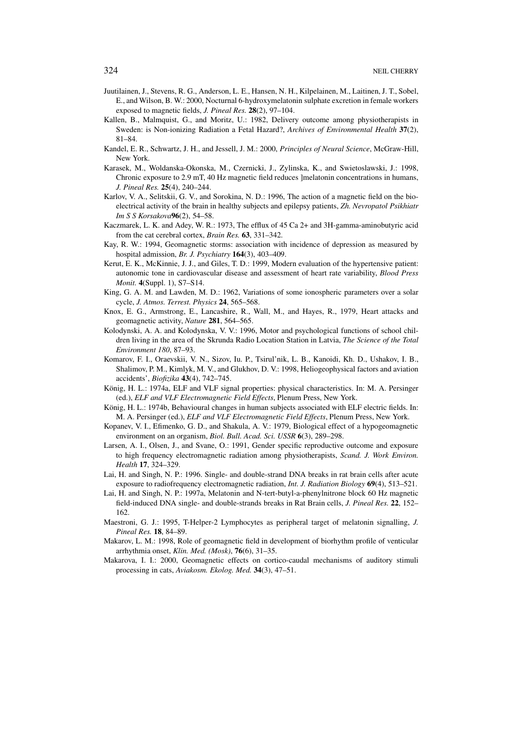Juutilainen, J., Stevens, R. G., Anderson, L. E., Hansen, N. H., Kilpelainen, M., Laitinen, J. T., Sobel, E., and Wilson, B. W.: 2000, Nocturnal 6-hydroxymelatonin sulphate excretion in female workers exposed to magnetic fields, *J. Pineal Res.* **28**(2), 97–104.

Kallen, B., Malmquist, G., and Moritz, U.: 1982, Delivery outcome among physiotherapists in Sweden: is Non-ionizing Radiation a Fetal Hazard?, *Archives of Environmental Health* **37**(2), 81–84.

Kandel, E. R., Schwartz, J. H., and Jessell, J. M.: 2000, *Principles of Neural Science*, McGraw-Hill, New York.

Karasek, M., Woldanska-Okonska, M., Czernicki, J., Zylinska, K., and Swietoslawski, J.: 1998, Chronic exposure to 2.9 mT, 40 Hz magnetic field reduces ]melatonin concentrations in humans, *J. Pineal Res.* **25**(4), 240–244.

Karlov, V. A., Selitskii, G. V., and Sorokina, N. D.: 1996, The action of a magnetic field on the bioelectrical activity of the brain in healthy subjects and epilepsy patients, *Zh. Nevropatol Psikhiatr Im S S Korsakova***96**(2), 54–58.

Kaczmarek, L. K. and Adey, W. R.: 1973, The efflux of 45 Ca 2+ and 3H-gamma-aminobutyric acid from the cat cerebral cortex, *Brain Res.* **63**, 331–342.

Kay, R. W.: 1994, Geomagnetic storms: association with incidence of depression as measured by hospital admission, *Br. J. Psychiatry* **164**(3), 403–409.

Kerut, E. K., McKinnie, J. J., and Giles, T. D.: 1999, Modern evaluation of the hypertensive patient: autonomic tone in cardiovascular disease and assessment of heart rate variability, *Blood Press Monit.* **4**(Suppl. 1), S7–S14.

King, G. A. M. and Lawden, M. D.: 1962, Variations of some ionospheric parameters over a solar cycle, *J. Atmos. Terrest. Physics* **24**, 565–568.

Knox, E. G., Armstrong, E., Lancashire, R., Wall, M., and Hayes, R., 1979, Heart attacks and geomagnetic activity, *Nature* **281**, 564–565.

Kolodynski, A. A. and Kolodynska, V. V.: 1996, Motor and psychological functions of school children living in the area of the Skrunda Radio Location Station in Latvia, *The Science of the Total Environment 180*, 87–93.

Komarov, F. I., Oraevskii, V. N., Sizov, Iu. P., Tsirul'nik, L. B., Kanoidi, Kh. D., Ushakov, I. B., Shalimov, P. M., Kimlyk, M. V., and Glukhov, D. V.: 1998, Heliogeophysical factors and aviation accidents', *Biofizika* **43**(4), 742–745.

König, H. L.: 1974a, ELF and VLF signal properties: physical characteristics. In: M. A. Persinger (ed.), *ELF and VLF Electromagnetic Field Effects*, Plenum Press, New York.

König, H. L.: 1974b, Behavioural changes in human subjects associated with ELF electric fields. In: M. A. Persinger (ed.), *ELF and VLF Electromagnetic Field Effects*, Plenum Press, New York.

Kopanev, V. I., Efimenko, G. D., and Shakula, A. V.: 1979, Biological effect of a hypogeomagnetic environment on an organism, *Biol. Bull. Acad. Sci. USSR* **6**(3), 289–298.

Larsen, A. I., Olsen, J., and Svane, O.: 1991, Gender specific reproductive outcome and exposure to high frequency electromagnetic radiation among physiotherapists, *Scand. J. Work Environ. Health* **17**, 324–329.

Lai, H. and Singh, N. P.: 1996. Single- and double-strand DNA breaks in rat brain cells after acute exposure to radiofrequency electromagnetic radiation, *Int. J. Radiation Biology* **69**(4), 513–521.

Lai, H. and Singh, N. P.: 1997a, Melatonin and N-tert-butyl-a-phenylnitrone block 60 Hz magnetic field-induced DNA single- and double-strands breaks in Rat Brain cells, *J. Pineal Res.* **22**, 152–162.

Maestroni, G. J.: 1995, T-Helper-2 Lymphocytes as peripheral target of melatonin signalling, *J. Pineal Res.* **18**, 84–89.

Makarov, L. M.: 1998, Role of geomagnetic field in development of biorhythm profile of venticular arrhythmia onset, *Klin. Med. (Mosk)*, **76**(6), 31–35.

Makarova, I. I.: 2000, Geomagnetic effects on cortico-caudal mechanisms of auditory stimuli processing in cats, *Aviakosm. Ekolog. Med.* **34**(3), 47–51.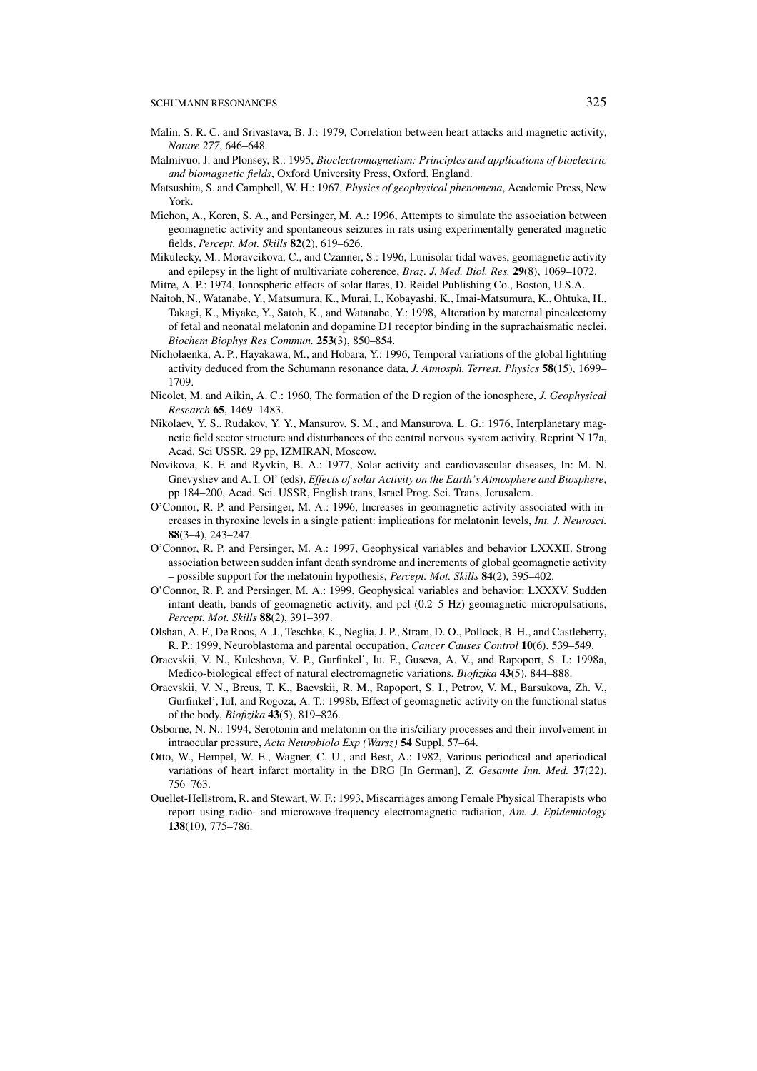Malin, S. R. C. and Srivastava, B. J.: 1979, Correlation between heart attacks and magnetic activity, *Nature 277*, 646–648.

Malmivuo, J. and Plonsey, R.: 1995, *Bioelectromagnetism: Principles and applications of bioelectric and biomagnetic fields*, Oxford University Press, Oxford, England.

Matsushita, S. and Campbell, W. H.: 1967, *Physics of geophysical phenomena*, Academic Press, New York.

Michon, A., Koren, S. A., and Persinger, M. A.: 1996, Attempts to simulate the association between geomagnetic activity and spontaneous seizures in rats using experimentally generated magnetic fields, *Percept. Mot. Skills* **82**(2), 619–626.

Mikulecky, M., Moravcikova, C., and Czanner, S.: 1996, Lunisolar tidal waves, geomagnetic activity and epilepsy in the light of multivariate coherence, *Braz. J. Med. Biol. Res.* **29**(8), 1069–1072.

Mitre, A. P.: 1974, Ionospheric effects of solar flares, D. Reidel Publishing Co., Boston, U.S.A.

Naitoh, N., Watanabe, Y., Matsumura, K., Murai, I., Kobayashi, K., Imai-Matsumura, K., Ohtuka, H., Takagi, K., Miyake, Y., Satoh, K., and Watanabe, Y.: 1998, Alteration by maternal pinealectomy of fetal and neonatal melatonin and dopamine D1 receptor binding in the suprachaismatic neclei, *Biochem Biophys Res Commun.* **253**(3), 850–854.

Nicholaenka, A. P., Hayakawa, M., and Hobara, Y.: 1996, Temporal variations of the global lightning activity deduced from the Schumann resonance data, *J. Atmosph. Terrest. Physics* **58**(15), 1699–1709.

Nicolet, M. and Aikin, A. C.: 1960, The formation of the D region of the ionosphere, *J. Geophysical Research* **65**, 1469–1483.

Nikolaev, Y. S., Rudakov, Y. Y., Mansurov, S. M., and Mansurova, L. G.: 1976, Interplanetary magnetic field sector structure and disturbances of the central nervous system activity, Reprint N 17a, Acad. Sci USSR, 29 pp, IZMIRAN, Moscow.

Novikova, K. F. and Ryvkin, B. A.: 1977, Solar activity and cardiovascular diseases, In: M. N. Gnevyshev and A. I. Ol' (eds), *Effects of solar Activity on the Earth's Atmosphere and Biosphere*, pp 184–200, Acad. Sci. USSR, English trans, Israel Prog. Sci. Trans, Jerusalem.

O'Connor, R. P. and Persinger, M. A.: 1996, Increases in geomagnetic activity associated with increases in thyroxine levels in a single patient: implications for melatonin levels, *Int. J. Neurosci.* **88**(3–4), 243–247.

O'Connor, R. P. and Persinger, M. A.: 1997, Geophysical variables and behavior LXXXII. Strong association between sudden infant death syndrome and increments of global geomagnetic activity – possible support for the melatonin hypothesis, *Percept. Mot. Skills* **84**(2), 395–402.

O'Connor, R. P. and Persinger, M. A.: 1999, Geophysical variables and behavior: LXXXV. Sudden infant death, bands of geomagnetic activity, and pcl (0.2–5 Hz) geomagnetic micropulsations, *Percept. Mot. Skills* **88**(2), 391–397.

Olshan, A. F., De Roos, A. J., Teschke, K., Neglia, J. P., Stram, D. O., Pollock, B. H., and Castleberry, R. P.: 1999, Neuroblastoma and parental occupation, *Cancer Causes Control* **10**(6), 539–549.

Oraevskii, V. N., Kuleshova, V. P., Gurfinkel', Iu. F., Guseva, A. V., and Rapoport, S. I.: 1998a, Medico-biological effect of natural electromagnetic variations, *Biofizika* **43**(5), 844–888.

Oraevskii, V. N., Breus, T. K., Baevskii, R. M., Rapoport, S. I., Petrov, V. M., Barsukova, Zh. V., Gurfinkel', IuI, and Rogoza, A. T.: 1998b, Effect of geomagnetic activity on the functional status of the body, *Biofizika* **43**(5), 819–826.

Osborne, N. N.: 1994, Serotonin and melatonin on the iris/ciliary processes and their involvement in intraocular pressure, *Acta Neurobiolo Exp (Warsz)* **54** Suppl, 57–64.

Otto, W., Hempel, W. E., Wagner, C. U., and Best, A.: 1982, Various periodical and aperiodical variations of heart infarct mortality in the DRG [In German], *Z. Gesamte Inn. Med.* **37**(22), 756–763.

Ouellet-Hellstrom, R. and Stewart, W. F.: 1993, Miscarriages among Female Physical Therapists who report using radio- and microwave-frequency electromagnetic radiation, *Am. J. Epidemiology* **138**(10), 775–786.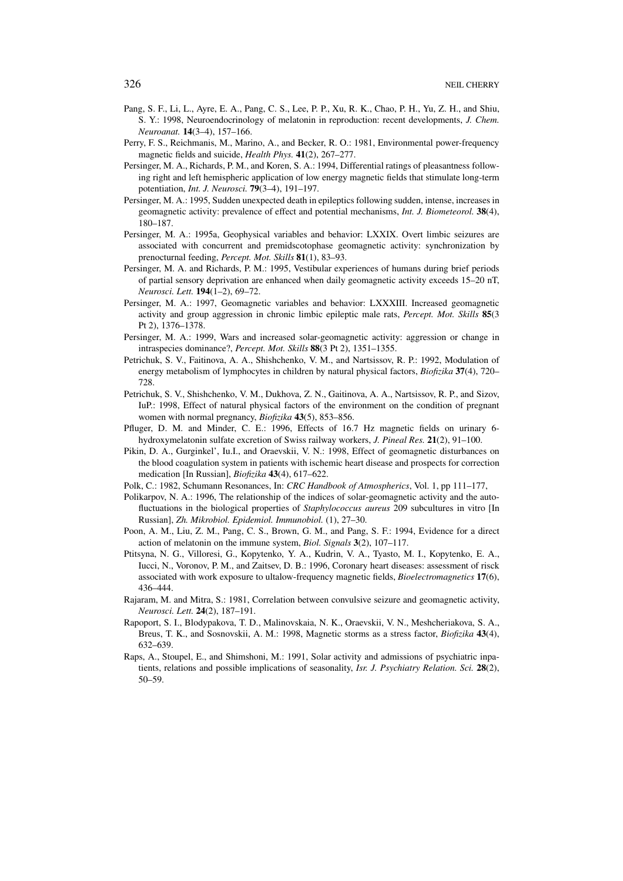Pang, S. F., Li, L., Ayre, E. A., Pang, C. S., Lee, P. P., Xu, R. K., Chao, P. H., Yu, Z. H., and Shiu, S. Y.: 1998, Neuroendocrinology of melatonin in reproduction: recent developments, *J. Chem. Neuroanat.* **14**(3–4), 157–166.

Perry, F. S., Reichmanis, M., Marino, A., and Becker, R. O.: 1981, Environmental power-frequency magnetic fields and suicide, *Health Phys.* **41**(2), 267–277.

Persinger, M. A., Richards, P. M., and Koren, S. A.: 1994, Differential ratings of pleasantness following right and left hemispheric application of low energy magnetic fields that stimulate long-term potentiation, *Int. J. Neurosci.* **79**(3–4), 191–197.

Persinger, M. A.: 1995, Sudden unexpected death in epileptics following sudden, intense, increases in geomagnetic activity: prevalence of effect and potential mechanisms, *Int. J. Biometeorol.* **38**(4), 180–187.

Persinger, M. A.: 1995a, Geophysical variables and behavior: LXXIX. Overt limbic seizures are associated with concurrent and premidscotophase geomagnetic activity: synchronization by prenocturnal feeding, *Percept. Mot. Skills* **81**(1), 83–93.

Persinger, M. A. and Richards, P. M.: 1995, Vestibular experiences of humans during brief periods of partial sensory deprivation are enhanced when daily geomagnetic activity exceeds 15–20 nT, *Neurosci. Lett.* **194**(1–2), 69–72.

Persinger, M. A.: 1997, Geomagnetic variables and behavior: LXXXIII. Increased geomagnetic activity and group aggression in chronic limbic epileptic male rats, *Percept. Mot. Skills* **85**(3 Pt 2), 1376–1378.

Persinger, M. A.: 1999, Wars and increased solar-geomagnetic activity: aggression or change in intraspecies dominance?, *Percept. Mot. Skills* **88**(3 Pt 2), 1351–1355.

Petrichuk, S. V., Faitinova, A. A., Shishchenko, V. M., and Nartsissov, R. P.: 1992, Modulation of energy metabolism of lymphocytes in children by natural physical factors, *Biofizika* **37**(4), 720–728.

Petrichuk, S. V., Shishchenko, V. M., Dukhova, Z. N., Gaitinova, A. A., Nartsissov, R. P., and Sizov, IuP.: 1998, Effect of natural physical factors of the environment on the condition of pregnant women with normal pregnancy, *Biofizika* **43**(5), 853–856.

Pfluger, D. M. and Minder, C. E.: 1996, Effects of 16.7 Hz magnetic fields on urinary 6-hydroxymelatonin sulfate excretion of Swiss railway workers, *J. Pineal Res.* **21**(2), 91–100.

Pikin, D. A., Gurginkel', Iu.I., and Oraevskii, V. N.: 1998, Effect of geomagnetic disturbances on the blood coagulation system in patients with ischemic heart disease and prospects for correction medication [In Russian], *Biofizika* **43**(4), 617–622.

Polk, C.: 1982, Schumann Resonances, In: *CRC Handbook of Atmospherics*, Vol. 1, pp 111–177,

Polikarpov, N. A.: 1996, The relationship of the indices of solar-geomagnetic activity and the autofluctuations in the biological properties of *Staphylococcus aureus* 209 subcultures in vitro [In Russian], *Zh. Mikrobiol. Epidemiol. Immunobiol.* (1), 27–30.

Poon, A. M., Liu, Z. M., Pang, C. S., Brown, G. M., and Pang, S. F.: 1994, Evidence for a direct action of melatonin on the immune system, *Biol. Signals* **3**(2), 107–117.

Ptitsyna, N. G., Villoresi, G., Kopytenko, Y. A., Kudrin, V. A., Tyasto, M. I., Kopytenko, E. A., Iucci, N., Voronov, P. M., and Zaitsev, D. B.: 1996, Coronary heart diseases: assessment of risck associated with work exposure to ultalow-frequency magnetic fields, *Bioelectromagnetics* **17**(6), 436–444.

Rajaram, M. and Mitra, S.: 1981, Correlation between convulsive seizure and geomagnetic activity, *Neurosci. Lett.* **24**(2), 187–191.

Rapoport, S. I., Blodypakova, T. D., Malinovskaia, N. K., Oraevskii, V. N., Meshcheriakova, S. A., Breus, T. K., and Sosnovskii, A. M.: 1998, Magnetic storms as a stress factor, *Biofizika* **43**(4), 632–639.

Raps, A., Stoupel, E., and Shimshoni, M.: 1991, Solar activity and admissions of psychiatric inpatients, relations and possible implications of seasonality, *Isr. J. Psychiatry Relation. Sci.* **28**(2), 50–59.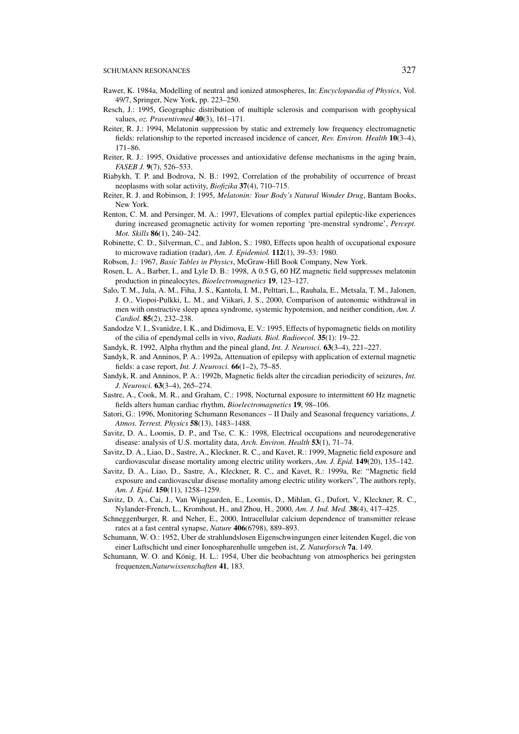Rawer, K. 1984a, Modelling of neutral and ionized atmospheres, In: *Encyclopaedia of Physics*, Vol. 49/7, Springer, New York, pp. 223–250.

Resch, J.: 1995, Geographic distribution of multiple sclerosis and comparison with geophysical values, *oz. Praventivmed* **40**(3), 161–171.

Reiter, R. J.: 1994, Melatonin suppression by static and extremely low frequency electromagnetic fields: relationship to the reported increased incidence of cancer, *Rev. Environ. Health* **10**(3–4), 171–86.

Reiter, R. J.: 1995, Oxidative processes and antioxidative defense mechanisms in the aging brain, *FASEB J.* **9**(7), 526–533.

Riabykh, T. P. and Bodrova, N. B.: 1992, Correlation of the probability of occurrence of breast neoplasms with solar activity, *Biofizika* **37**(4), 710–715.

Reiter, R. J. and Robinson, J: 1995, *Melatonin: Your Body's Natural Wonder Drug*, Bantam Books, New York.

Renton, C. M. and Persinger, M. A.: 1997, Elevations of complex partial epileptic-like experiences during increased geomagnetic activity for women reporting 'pre-menstral syndrome', *Percept. Mot. Skills* **86**(1), 240–242.

Robinette, C. D., Silverman, C., and Jablon, S.: 1980, Effects upon health of occupational exposure to microwave radiation (radar), *Am. J. Epidemiol.* **112**(1), 39–53: 1980.

Robson, J.: 1967, *Basic Tables in Physics*, McGraw-Hill Book Company, New York.

Rosen, L. A., Barber, I., and Lyle D. B.: 1998, A 0.5 G, 60 HZ magnetic field suppresses melatonin production in pinealocytes, *Bioelectromagnetics* **19**, 123–127.

Salo, T. M., Jula, A. M., Fiha, J. S., Kantola, I. M., Pelttari, L., Rauhala, E., Metsala, T. M., Jalonen, J. O., Viopoi-Pulkki, L. M., and Viikari, J. S., 2000, Comparison of autonomic withdrawal in men with onstructive sleep apnea syndrome, systemic hypotension, and neither condition, *Am. J. Cardiol.* **85**(2), 232–238.

Sandodze V. I., Svanidze, I. K., and Didimova, E. V.: 1995, Effects of hypomagnetic fields on motility of the cilia of ependymal cells in vivo, *Radiats. Biol. Radioecol.* **35**(1): 19–22.

Sandyk, R. 1992, Alpha rhythm and the pineal gland, *Int. J. Neurosci.* **63**(3–4), 221–227.

Sandyk, R. and Anninos, P. A.: 1992a, Attenuation of epilepsy with application of external magnetic fields: a case report, *Int. J. Neurosci.* **66**(1–2), 75–85.

Sandyk, R. and Anninos, P. A.: 1992b, Magnetic fields alter the circadian periodicity of seizures, *Int. J. Neurosci.* **63**(3–4), 265–274.

Sastre, A., Cook, M. R., and Graham, C.: 1998, Nocturnal exposure to intermittent 60 Hz magnetic fields alters human cardiac rhythm, *Bioelectromagnetics* **19**, 98–106.

Satori, G.: 1996, Monitoring Schumann Resonances – II Daily and Seasonal frequency variations, *J. Atmos. Terrest. Physics* **58**(13), 1483–1488.

Savitz, D. A., Loomis, D. P., and Tse, C. K.: 1998, Electrical occupations and neurodegenerative disease: analysis of U.S. mortality data, *Arch. Environ. Health* **53**(1), 71–74.

Savitz, D. A., Liao, D., Sastre, A., Kleckner, R. C., and Kavet, R.: 1999, Magnetic field exposure and cardiovascular disease mortality among electric utility workers, *Am. J. Epid.* **149**(20), 135–142.

Savitz, D. A., Liao, D., Sastre, A., Kleckner, R. C., and Kavet, R.: 1999a, Re: "Magnetic field exposure and cardiovascular disease mortality among electric utility workers", The authors reply, *Am. J. Epid.* **150**(11), 1258–1259.

Savitz, D. A., Cai, J., Van Wijngaarden, E., Loomis, D., Mihlan, G., Dufort, V., Kleckner, R. C., Nylander-French, L., Kromhout, H., and Zhou, H., 2000, *Am. J. Ind. Med.* **38**(4), 417–425.

Schneggenburger, R. and Neher, E., 2000, Intracellular calcium dependence of transmitter release rates at a fast central synapse, *Nature* **406**(6798), 889–893.

Schumann, W. O.: 1952, Uber de strahlundslosen Eigenschwingungen einer leitenden Kugel, die von einer Luftschicht und einer Ionospharenhulle umgeben ist, *Z. Naturforsch* **7a**, 149.

Schumann, W. O. and König, H. L.: 1954, Uber die beobachtung von atmospherics bei geringsten frequenzen,*Naturwissenschaften* **41**, 183.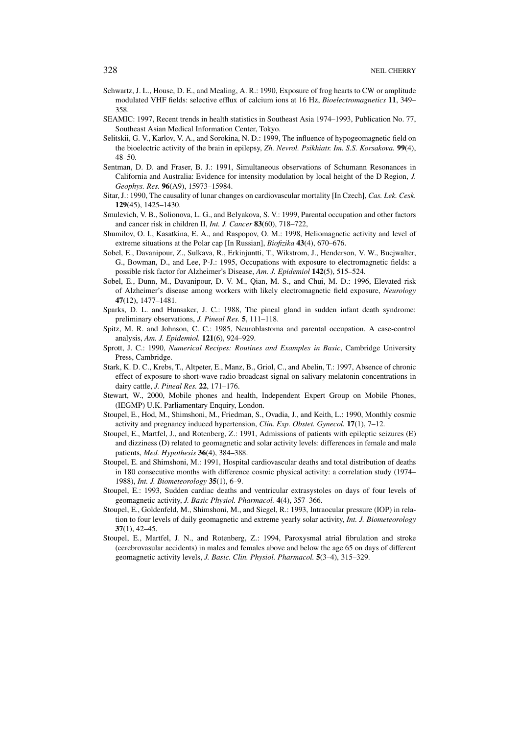Schwartz, J. L., House, D. E., and Mealing, A. R.: 1990, Exposure of frog hearts to CW or amplitude modulated VHF fields: selective efflux of calcium ions at 16 Hz, *Bioelectromagnetics* **11**, 349–358.

SEAMIC: 1997, Recent trends in health statistics in Southeast Asia 1974–1993, Publication No. 77, Southeast Asian Medical Information Center, Tokyo.

Selitskii, G. V., Karlov, V. A., and Sorokina, N. D.: 1999, The influence of hypogeomagnetic field on the bioelectric activity of the brain in epilepsy, *Zh. Nevrol. Psikhiatr. Im. S.S. Korsakova.* **99**(4), 48–50.

Sentman, D. D. and Fraser, B. J.: 1991, Simultaneous observations of Schumann Resonances in California and Australia: Evidence for intensity modulation by local height of the D Region, *J. Geophys. Res.* **96**(A9), 15973–15984.

Sitar, J.: 1990, The causality of lunar changes on cardiovascular mortality [In Czech], *Cas. Lek. Cesk.* **129**(45), 1425–1430.

Smulevich, V. B., Solionova, L. G., and Belyakova, S. V.: 1999, Parental occupation and other factors and cancer risk in children II, *Int. J. Cancer* **83**(60), 718–722,

Shumilov, O. I., Kasatkina, E. A., and Raspopov, O. M.: 1998, Heliomagnetic activity and level of extreme situations at the Polar cap [In Russian], *Biofizika* **43**(4), 670–676.

Sobel, E., Davanipour, Z., Sulkava, R., Erkinjuntti, T., Wikstrom, J., Henderson, V. W., Bucjwalter, G., Bowman, D., and Lee, P-J.: 1995, Occupations with exposure to electromagnetic fields: a possible risk factor for Alzheimer's Disease, *Am. J. Epidemiol* **142**(5), 515–524.

Sobel, E., Dunn, M., Davanipour, D. V. M., Qian, M. S., and Chui, M. D.: 1996, Elevated risk of Alzheimer's disease among workers with likely electromagnetic field exposure, *Neurology* **47**(12), 1477–1481.

Sparks, D. L. and Hunsaker, J. C.: 1988, The pineal gland in sudden infant death syndrome: preliminary observations, *J. Pineal Res.* **5**, 111–118.

Spitz, M. R. and Johnson, C. C.: 1985, Neuroblastoma and parental occupation. A case-control analysis, *Am. J. Epidemiol.* **121**(6), 924–929.

Sprott, J. C.: 1990, *Numerical Recipes: Routines and Examples in Basic*, Cambridge University Press, Cambridge.

Stark, K. D. C., Krebs, T., Altpeter, E., Manz, B., Griol, C., and Abelin, T.: 1997, Absence of chronic effect of exposure to short-wave radio broadcast signal on salivary melatonin concentrations in dairy cattle, *J. Pineal Res.* **22**, 171–176.

Stewart, W., 2000, Mobile phones and health, Independent Expert Group on Mobile Phones, (IEGMP) U.K. Parliamentary Enquiry, London.

Stoupel, E., Hod, M., Shimshoni, M., Friedman, S., Ovadia, J., and Keith, L.: 1990, Monthly cosmic activity and pregnancy induced hypertension, *Clin. Exp. Obstet. Gynecol.* **17**(1), 7–12.

Stoupel, E., Martfel, J., and Rotenberg, Z.: 1991, Admissions of patients with epileptic seizures (E) and dizziness (D) related to geomagnetic and solar activity levels: differences in female and male patients, *Med. Hypothesis* **36**(4), 384–388.

Stoupel, E. and Shimshoni, M.: 1991, Hospital cardiovascular deaths and total distribution of deaths in 180 consecutive months with difference cosmic physical activity: a correlation study (1974–1988), *Int. J. Biometeorology* **35**(1), 6–9.

Stoupel, E.: 1993, Sudden cardiac deaths and ventricular extrasystoles on days of four levels of geomagnetic activity, *J. Basic Physiol. Pharmacol.* **4**(4), 357–366.

Stoupel, E., Goldenfeld, M., Shimshoni, M., and Siegel, R.: 1993, Intraocular pressure (IOP) in relation to four levels of daily geomagnetic and extreme yearly solar activity, *Int. J. Biometeorology* **37**(1), 42–45.

Stoupel, E., Martfel, J. N., and Rotenberg, Z.: 1994, Paroxysmal atrial fibrulation and stroke (cerebrovasular accidents) in males and females above and below the age 65 on days of different geomagnetic activity levels, *J. Basic. Clin. Physiol. Pharmacol.* **5**(3–4), 315–329.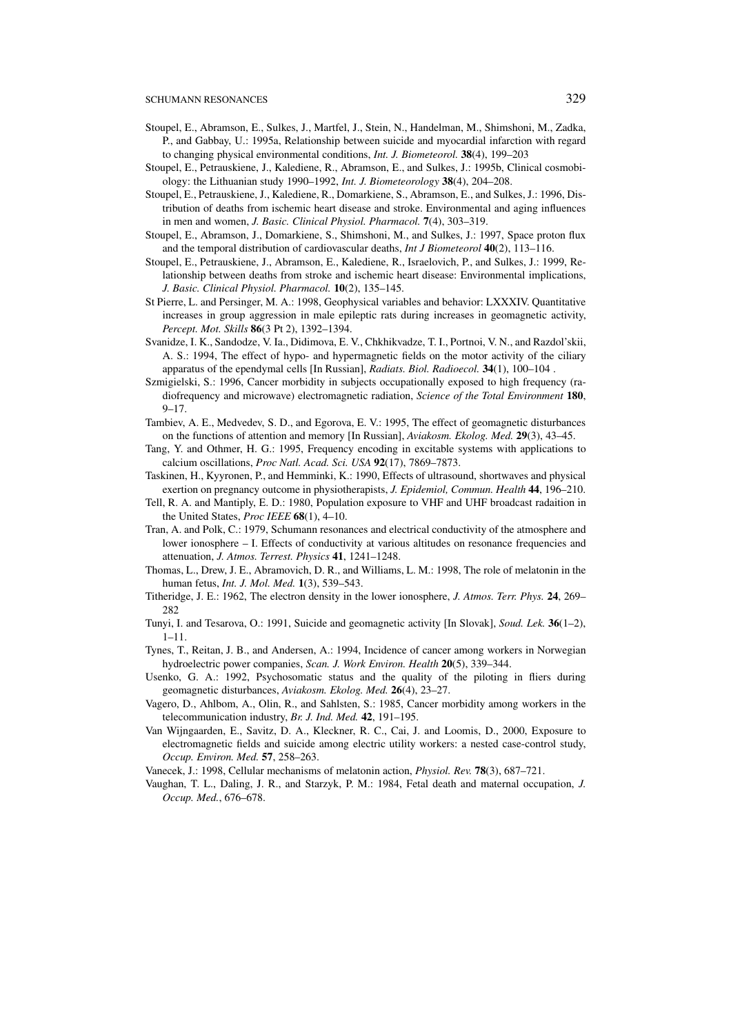Stoupel, E., Abramson, E., Sulkes, J., Martfel, J., Stein, N., Handelman, M., Shimshoni, M., Zadka, P., and Gabbay, U.: 1995a, Relationship between suicide and myocardial infarction with regard to changing physical environmental conditions, *Int. J. Biometeorol.* **38**(4), 199–203

Stoupel, E., Petrauskiene, J., Kalediene, R., Abramson, E., and Sulkes, J.: 1995b, Clinical cosmobiology: the Lithuanian study 1990–1992, *Int. J. Biometeorology* **38**(4), 204–208.

Stoupel, E., Petrauskiene, J., Kalediene, R., Domarkiene, S., Abramson, E., and Sulkes, J.: 1996, Distribution of deaths from ischemic heart disease and stroke. Environmental and aging influences in men and women, *J. Basic. Clinical Physiol. Pharmacol.* **7**(4), 303–319.

Stoupel, E., Abramson, J., Domarkiene, S., Shimshoni, M., and Sulkes, J.: 1997, Space proton flux and the temporal distribution of cardiovascular deaths, *Int J Biometeorol* **40**(2), 113–116.

Stoupel, E., Petrauskiene, J., Abramson, E., Kalediene, R., Israelovich, P., and Sulkes, J.: 1999, Relationship between deaths from stroke and ischemic heart disease: Environmental implications, *J. Basic. Clinical Physiol. Pharmacol.* **10**(2), 135–145.

St Pierre, L. and Persinger, M. A.: 1998, Geophysical variables and behavior: LXXXIV. Quantitative increases in group aggression in male epileptic rats during increases in geomagnetic activity, *Percept. Mot. Skills* **86**(3 Pt 2), 1392–1394.

Svanidze, I. K., Sandodze, V. Ia., Didimova, E. V., Chkhikvadze, T. I., Portnoi, V. N., and Razdol'skii, A. S.: 1994, The effect of hypo- and hypermagnetic fields on the motor activity of the ciliary apparatus of the ependymal cells [In Russian], *Radiats. Biol. Radioecol.* **34**(1), 100–104 .

Szmigielski, S.: 1996, Cancer morbidity in subjects occupationally exposed to high frequency (radiofrequency and microwave) electromagnetic radiation, *Science of the Total Environment* **180**, 9–17.

Tambiev, A. E., Medvedev, S. D., and Egorova, E. V.: 1995, The effect of geomagnetic disturbances on the functions of attention and memory [In Russian], *Aviakosm. Ekolog. Med.* **29**(3), 43–45.

Tang, Y. and Othmer, H. G.: 1995, Frequency encoding in excitable systems with applications to calcium oscillations, *Proc Natl. Acad. Sci. USA* **92**(17), 7869–7873.

Taskinen, H., Kyyronen, P., and Hemminki, K.: 1990, Effects of ultrasound, shortwaves and physical exertion on pregnancy outcome in physiotherapists, *J. Epidemiol, Commun. Health* **44**, 196–210.

Tell, R. A. and Mantiply, E. D.: 1980, Population exposure to VHF and UHF broadcast radaition in the United States, *Proc IEEE* **68**(1), 4–10.

Tran, A. and Polk, C.: 1979, Schumann resonances and electrical conductivity of the atmosphere and lower ionosphere – I. Effects of conductivity at various altitudes on resonance frequencies and attenuation, *J. Atmos. Terrest. Physics* **41**, 1241–1248.

Thomas, L., Drew, J. E., Abramovich, D. R., and Williams, L. M.: 1998, The role of melatonin in the human fetus, *Int. J. Mol. Med.* **1**(3), 539–543.

Titheridge, J. E.: 1962, The electron density in the lower ionosphere, *J. Atmos. Terr. Phys.* **24**, 269–282

Tunyi, I. and Tesarova, O.: 1991, Suicide and geomagnetic activity [In Slovak], *Soud. Lek.* **36**(1–2), 1–11.

Tynes, T., Reitan, J. B., and Andersen, A.: 1994, Incidence of cancer among workers in Norwegian hydroelectric power companies, *Scan. J. Work Environ. Health* **20**(5), 339–344.

Usenko, G. A.: 1992, Psychosomatic status and the quality of the piloting in fliers during geomagnetic disturbances, *Aviakosm. Ekolog. Med.* **26**(4), 23–27.

Vagero, D., Ahlbom, A., Olin, R., and Sahlsten, S.: 1985, Cancer morbidity among workers in the telecommunication industry, *Br. J. Ind. Med.* **42**, 191–195.

Van Wijngaarden, E., Savitz, D. A., Kleckner, R. C., Cai, J. and Loomis, D., 2000, Exposure to electromagnetic fields and suicide among electric utility workers: a nested case-control study, *Occup. Environ. Med.* **57**, 258–263.

Vanecek, J.: 1998, Cellular mechanisms of melatonin action, *Physiol. Rev.* **78**(3), 687–721.

Vaughan, T. L., Daling, J. R., and Starzyk, P. M.: 1984, Fetal death and maternal occupation, *J. Occup. Med.*, 676–678.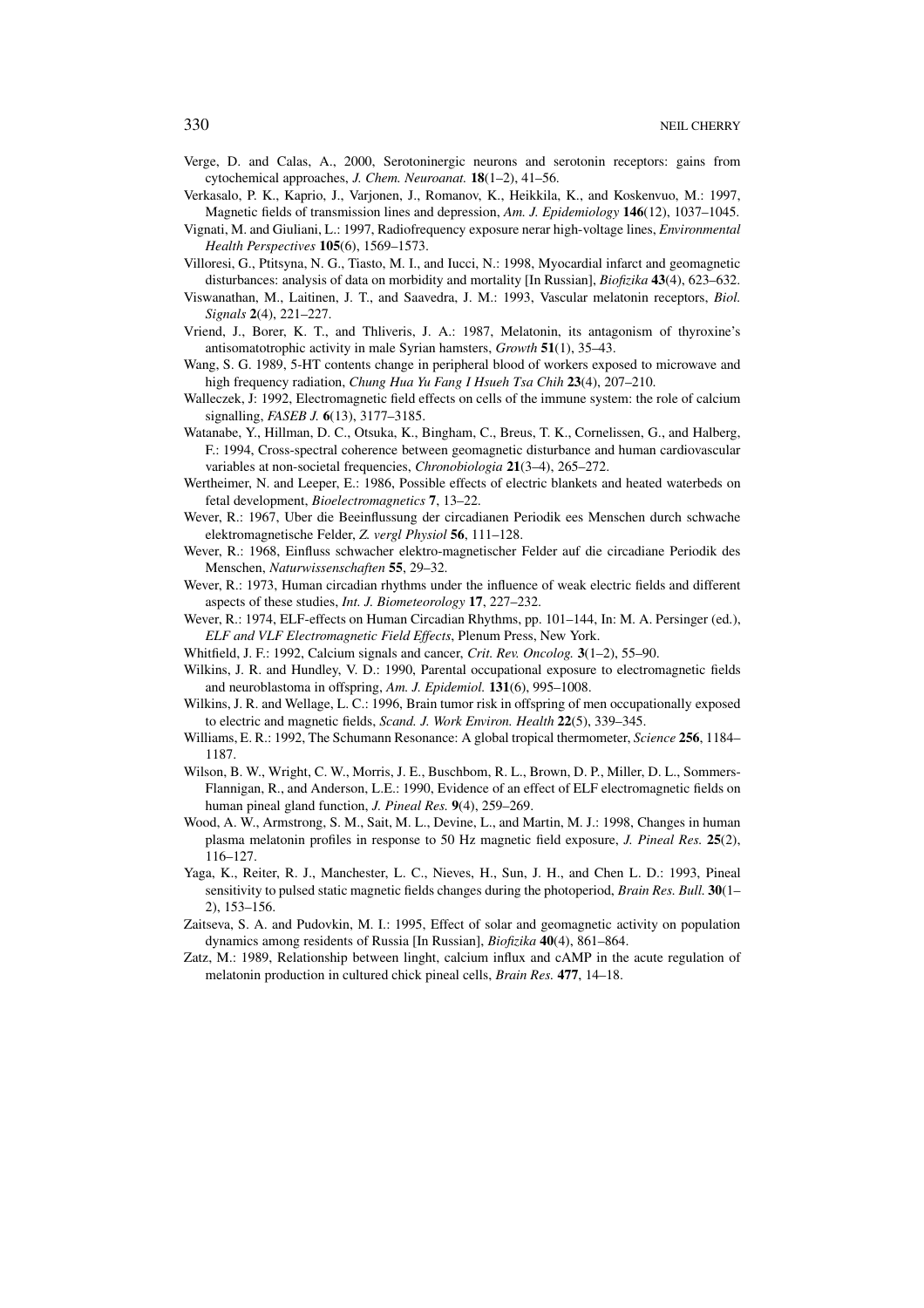Verge, D. and Calas, A., 2000, Serotoninergic neurons and serotonin receptors: gains from cytochemical approaches, *J. Chem. Neuroanat.* **18**(1–2), 41–56.

Verkasalo, P. K., Kaprio, J., Varjonen, J., Romanov, K., Heikkila, K., and Koskenvuo, M.: 1997, Magnetic fields of transmission lines and depression, *Am. J. Epidemiology* **146**(12), 1037–1045.

Vignati, M. and Giuliani, L.: 1997, Radiofrequency exposure nerar high-voltage lines, *Environmental Health Perspectives* **105**(6), 1569–1573.

Villoresi, G., Ptitsyna, N. G., Tiasto, M. I., and Iucci, N.: 1998, Myocardial infarct and geomagnetic disturbances: analysis of data on morbidity and mortality [In Russian], *Biofizika* **43**(4), 623–632.

Viswanathan, M., Laitinen, J. T., and Saavedra, J. M.: 1993, Vascular melatonin receptors, *Biol. Signals* **2**(4), 221–227.

Vriend, J., Borer, K. T., and Thliveris, J. A.: 1987, Melatonin, its antagonism of thyroxine's antisomatotrophic activity in male Syrian hamsters, *Growth* **51**(1), 35–43.

Wang, S. G. 1989, 5-HT contents change in peripheral blood of workers exposed to microwave and high frequency radiation, *Chung Hua Yu Fang I Hsueh Tsa Chih* **23**(4), 207–210.

Walleczek, J: 1992, Electromagnetic field effects on cells of the immune system: the role of calcium signalling, *FASEB J.* **6**(13), 3177–3185.

Watanabe, Y., Hillman, D. C., Otsuka, K., Bingham, C., Breus, T. K., Cornelissen, G., and Halberg, F.: 1994, Cross-spectral coherence between geomagnetic disturbance and human cardiovascular variables at non-societal frequencies, *Chronobiologia* **21**(3–4), 265–272.

Wertheimer, N. and Leeper, E.: 1986, Possible effects of electric blankets and heated waterbeds on fetal development, *Bioelectromagnetics* **7**, 13–22.

Wever, R.: 1967, Uber die Beeinflussung der circadianen Periodik ees Menschen durch schwache elektromagnetische Felder, *Z. vergl Physiol* **56**, 111–128.

Wever, R.: 1968, Einfluss schwacher elektro-magnetischer Felder auf die circadiane Periodik des Menschen, *Naturwissenschaften* **55**, 29–32.

Wever, R.: 1973, Human circadian rhythms under the influence of weak electric fields and different aspects of these studies, *Int. J. Biometeorology* **17**, 227–232.

Wever, R.: 1974, ELF-effects on Human Circadian Rhythms, pp. 101–144, In: M. A. Persinger (ed.), *ELF and VLF Electromagnetic Field Effects*, Plenum Press, New York.

Whitfield, J. F.: 1992, Calcium signals and cancer, *Crit. Rev. Oncolog.* **3**(1–2), 55–90.

Wilkins, J. R. and Hundley, V. D.: 1990, Parental occupational exposure to electromagnetic fields and neuroblastoma in offspring, *Am. J. Epidemiol.* **131**(6), 995–1008.

Wilkins, J. R. and Wellage, L. C.: 1996, Brain tumor risk in offspring of men occupationally exposed to electric and magnetic fields, *Scand. J. Work Environ. Health* **22**(5), 339–345.

Williams, E. R.: 1992, The Schumann Resonance: A global tropical thermometer, *Science* **256**, 1184–1187.

Wilson, B. W., Wright, C. W., Morris, J. E., Buschbom, R. L., Brown, D. P., Miller, D. L., Sommers-Flannigan, R., and Anderson, L.E.: 1990, Evidence of an effect of ELF electromagnetic fields on human pineal gland function, *J. Pineal Res.* **9**(4), 259–269.

Wood, A. W., Armstrong, S. M., Sait, M. L., Devine, L., and Martin, M. J.: 1998, Changes in human plasma melatonin profiles in response to 50 Hz magnetic field exposure, *J. Pineal Res.* **25**(2), 116–127.

Yaga, K., Reiter, R. J., Manchester, L. C., Nieves, H., Sun, J. H., and Chen L. D.: 1993, Pineal sensitivity to pulsed static magnetic fields changes during the photoperiod, *Brain Res. Bull.* **30**(1–2), 153–156.

Zaitseva, S. A. and Pudovkin, M. I.: 1995, Effect of solar and geomagnetic activity on population dynamics among residents of Russia [In Russian], *Biofizika* **40**(4), 861–864.

Zatz, M.: 1989, Relationship between linght, calcium influx and cAMP in the acute regulation of melatonin production in cultured chick pineal cells, *Brain Res.* **477**, 14–18.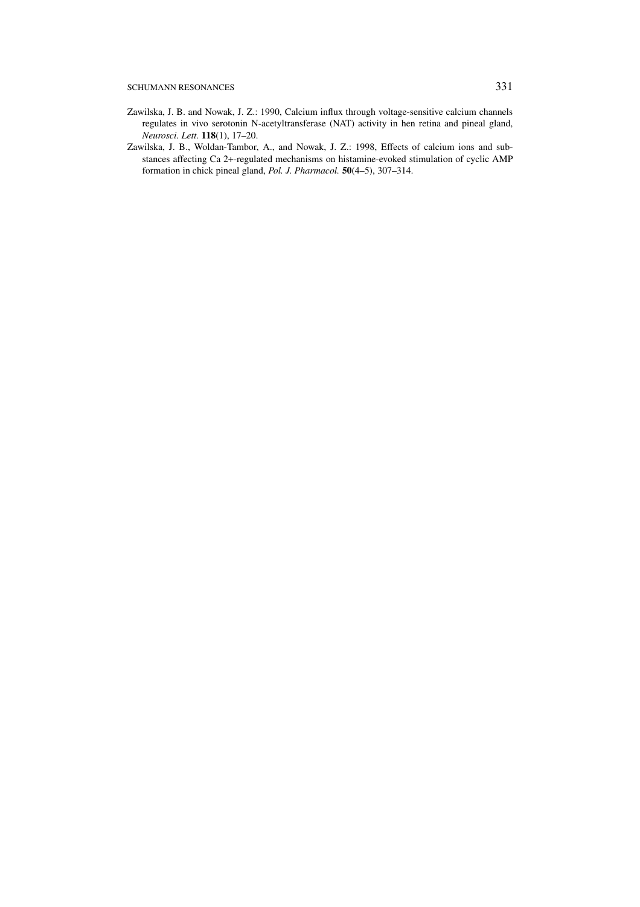Zawilska, J. B. and Nowak, J. Z.: 1990, Calcium influx through voltage-sensitive calcium channels regulates in vivo serotonin N-acetyltransferase (NAT) activity in hen retina and pineal gland, *Neurosci. Lett.* **118**(1), 17–20.

Zawilska, J. B., Woldan-Tambor, A., and Nowak, J. Z.: 1998, Effects of calcium ions and substances affecting Ca 2+-regulated mechanisms on histamine-evoked stimulation of cyclic AMP formation in chick pineal gland, *Pol. J. Pharmacol.* **50**(4–5), 307–314.